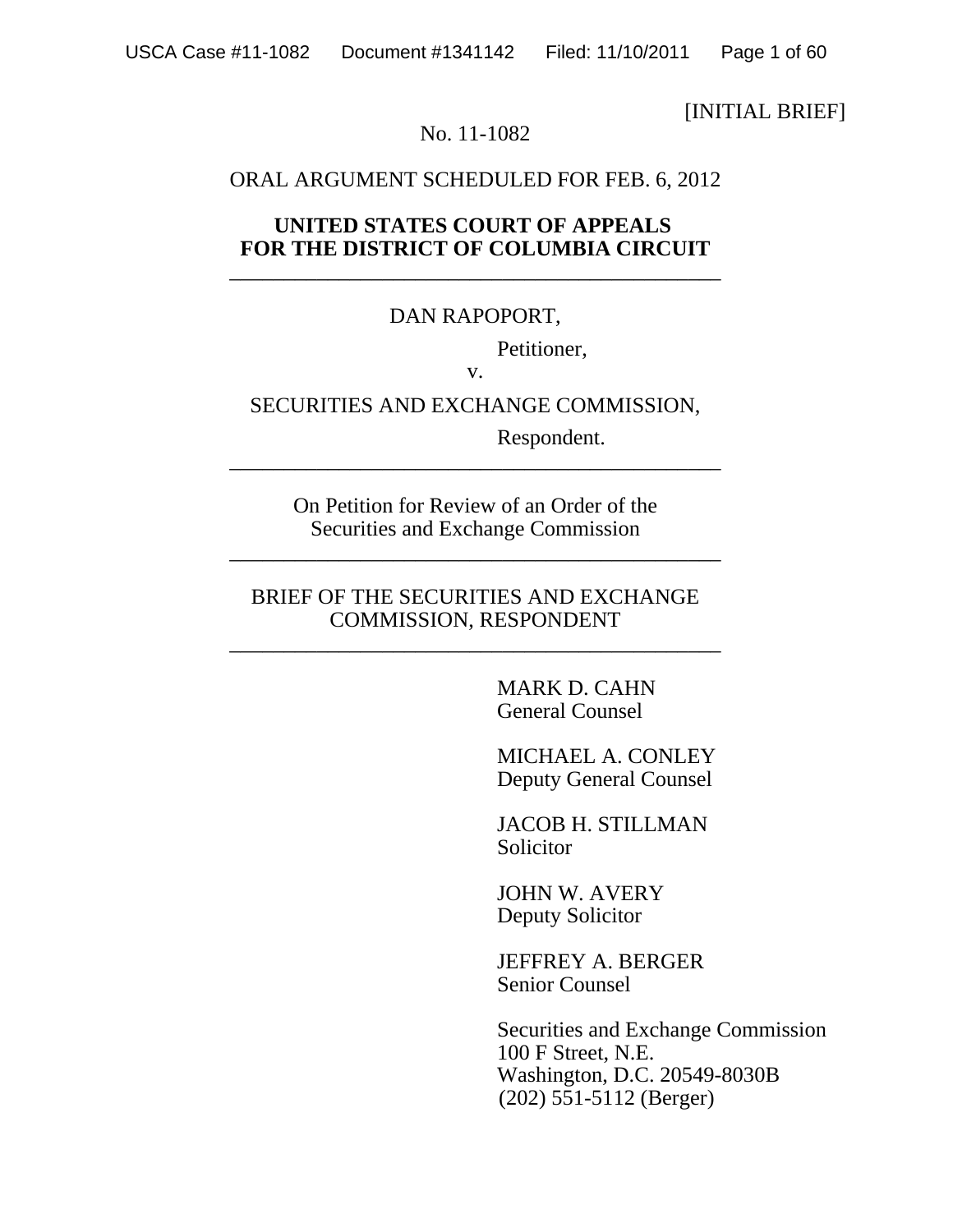[INITIAL BRIEF]

No. 11-1082

ORAL ARGUMENT SCHEDULED FOR FEB. 6, 2012

**UNITED STATES COURT OF APPEALS**
**FOR THE DISTRICT OF COLUMBIA CIRCUIT**

---

DAN RAPOPORT,

Petitioner,

v.

SECURITIES AND EXCHANGE COMMISSION,

Respondent.

---

On Petition for Review of an Order of the
Securities and Exchange Commission

---

BRIEF OF THE SECURITIES AND EXCHANGE
COMMISSION, RESPONDENT

---

MARK D. CAHN
General Counsel

MICHAEL A. CONLEY
Deputy General Counsel

JACOB H. STILLMAN
Solicitor

JOHN W. AVERY
Deputy Solicitor

JEFFREY A. BERGER
Senior Counsel

Securities and Exchange Commission
100 F Street, N.E.
Washington, D.C. 20549-8030B
(202) 551-5112 (Berger)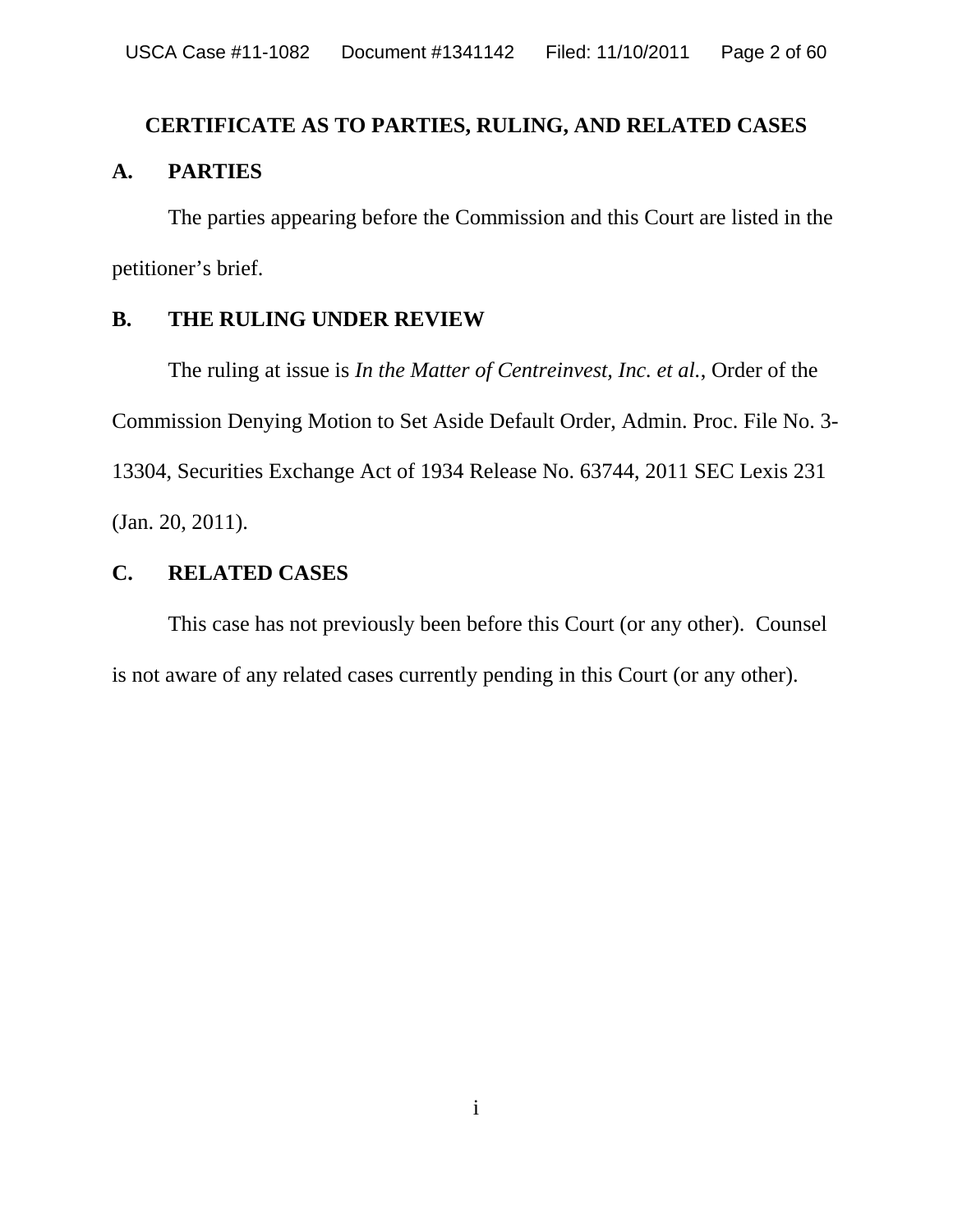# CERTIFICATE AS TO PARTIES, RULING, AND RELATED CASES

## A. PARTIES

The parties appearing before the Commission and this Court are listed in the petitioner's brief.

## B. THE RULING UNDER REVIEW

The ruling at issue is *In the Matter of Centreinvest, Inc. et al.*, Order of the Commission Denying Motion to Set Aside Default Order, Admin. Proc. File No. 3-13304, Securities Exchange Act of 1934 Release No. 63744, 2011 SEC Lexis 231 (Jan. 20, 2011).

## C. RELATED CASES

This case has not previously been before this Court (or any other). Counsel is not aware of any related cases currently pending in this Court (or any other).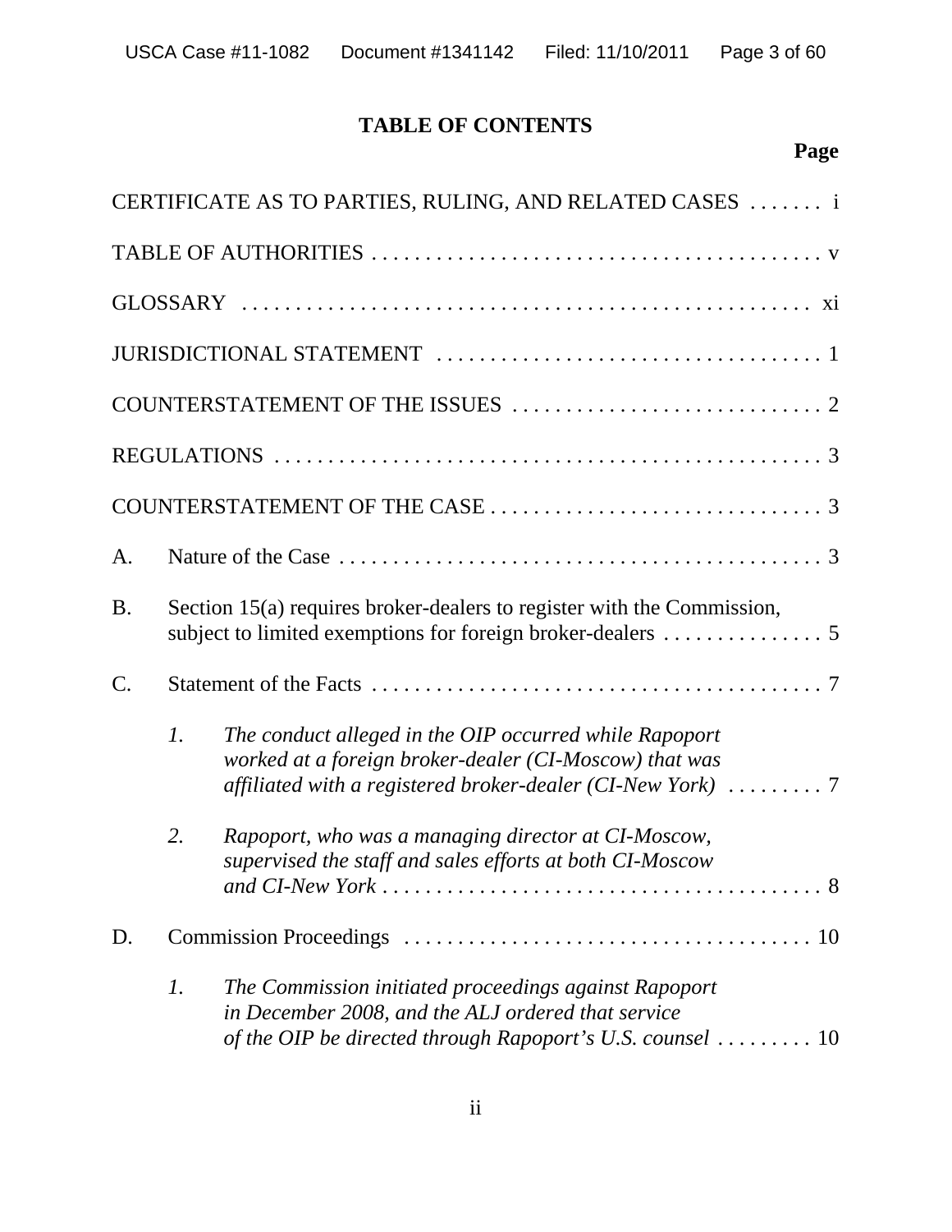# TABLE OF CONTENTS

**Page**

CERTIFICATE AS TO PARTIES, RULING, AND RELATED CASES . . . . . . . i

TABLE OF AUTHORITIES . . . . . . . . . . . . . . . . . . . . . . . . . . . . . . . . . . . . . . . . . . v

GLOSSARY . . . . . . . . . . . . . . . . . . . . . . . . . . . . . . . . . . . . . . . . . . . . . . . . . . . . xi

JURISDICTIONAL STATEMENT . . . . . . . . . . . . . . . . . . . . . . . . . . . . . . . . . . . . 1

COUNTERSTATEMENT OF THE ISSUES . . . . . . . . . . . . . . . . . . . . . . . . . . . . . 2

REGULATIONS . . . . . . . . . . . . . . . . . . . . . . . . . . . . . . . . . . . . . . . . . . . . . . . . . . 3

COUNTERSTATEMENT OF THE CASE . . . . . . . . . . . . . . . . . . . . . . . . . . . . . . . 3

A. Nature of the Case . . . . . . . . . . . . . . . . . . . . . . . . . . . . . . . . . . . . . . . . . . . . 3

B. Section 15(a) requires broker-dealers to register with the Commission, subject to limited exemptions for foreign broker-dealers . . . . . . . . . . . . . . . 5

C. Statement of the Facts . . . . . . . . . . . . . . . . . . . . . . . . . . . . . . . . . . . . . . . . . . 7

   1. *The conduct alleged in the OIP occurred while Rapoport worked at a foreign broker-dealer (CI-Moscow) that was affiliated with a registered broker-dealer (CI-New York)* . . . . . . . . . 7

   2. *Rapoport, who was a managing director at CI-Moscow, supervised the staff and sales efforts at both CI-Moscow and CI-New York* . . . . . . . . . . . . . . . . . . . . . . . . . . . . . . . . . . . . . . . . . 8

D. Commission Proceedings . . . . . . . . . . . . . . . . . . . . . . . . . . . . . . . . . . . . . . 10

   1. *The Commission initiated proceedings against Rapoport in December 2008, and the ALJ ordered that service of the OIP be directed through Rapoport's U.S. counsel* . . . . . . . . . 10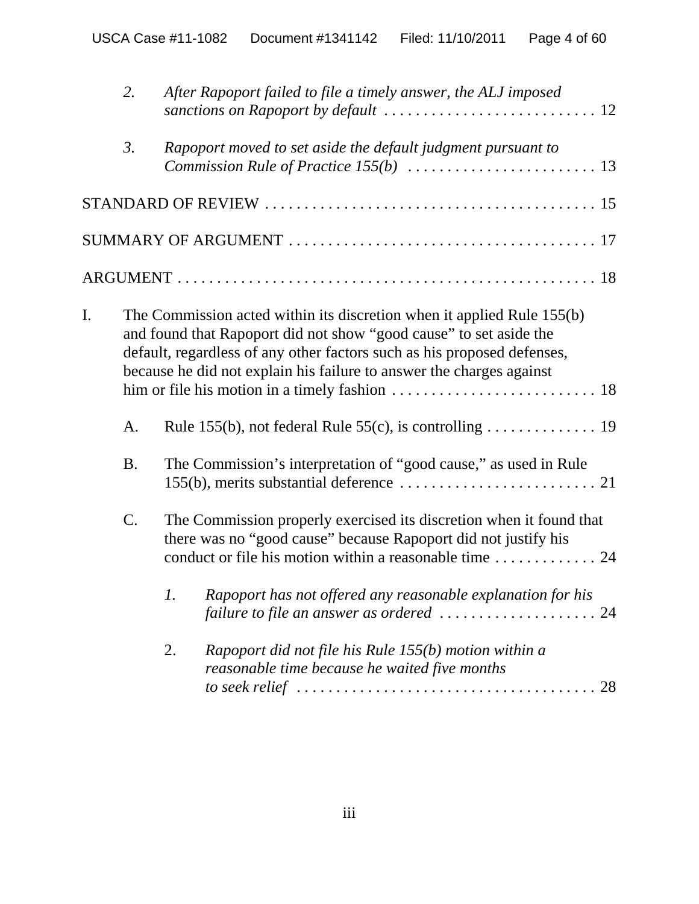2. *After Rapoport failed to file a timely answer, the ALJ imposed sanctions on Rapoport by default* . . . . . . . . . . . . . . . . . . . . . . . . . . . . 12

3. *Rapoport moved to set aside the default judgment pursuant to Commission Rule of Practice 155(b)* . . . . . . . . . . . . . . . . . . . . . . . . . 13

STANDARD OF REVIEW . . . . . . . . . . . . . . . . . . . . . . . . . . . . . . . . . . . . . . . . . . 15

SUMMARY OF ARGUMENT . . . . . . . . . . . . . . . . . . . . . . . . . . . . . . . . . . . . . . . 17

ARGUMENT . . . . . . . . . . . . . . . . . . . . . . . . . . . . . . . . . . . . . . . . . . . . . . . . . . . . 18

I. The Commission acted within its discretion when it applied Rule 155(b) and found that Rapoport did not show "good cause" to set aside the default, regardless of any other factors such as his proposed defenses, because he did not explain his failure to answer the charges against him or file his motion in a timely fashion . . . . . . . . . . . . . . . . . . . . . . . . . . 18

   A. Rule 155(b), not federal Rule 55(c), is controlling . . . . . . . . . . . . . . 19

   B. The Commission's interpretation of "good cause," as used in Rule 155(b), merits substantial deference . . . . . . . . . . . . . . . . . . . . . . . . . . 21

   C. The Commission properly exercised its discretion when it found that there was no "good cause" because Rapoport did not justify his conduct or file his motion within a reasonable time . . . . . . . . . . . . . 24

      1. *Rapoport has not offered any reasonable explanation for his failure to file an answer as ordered* . . . . . . . . . . . . . . . . . . . . . 24

      2. *Rapoport did not file his Rule 155(b) motion within a reasonable time because he waited five months to seek relief* . . . . . . . . . . . . . . . . . . . . . . . . . . . . . . . . . . . . . . 28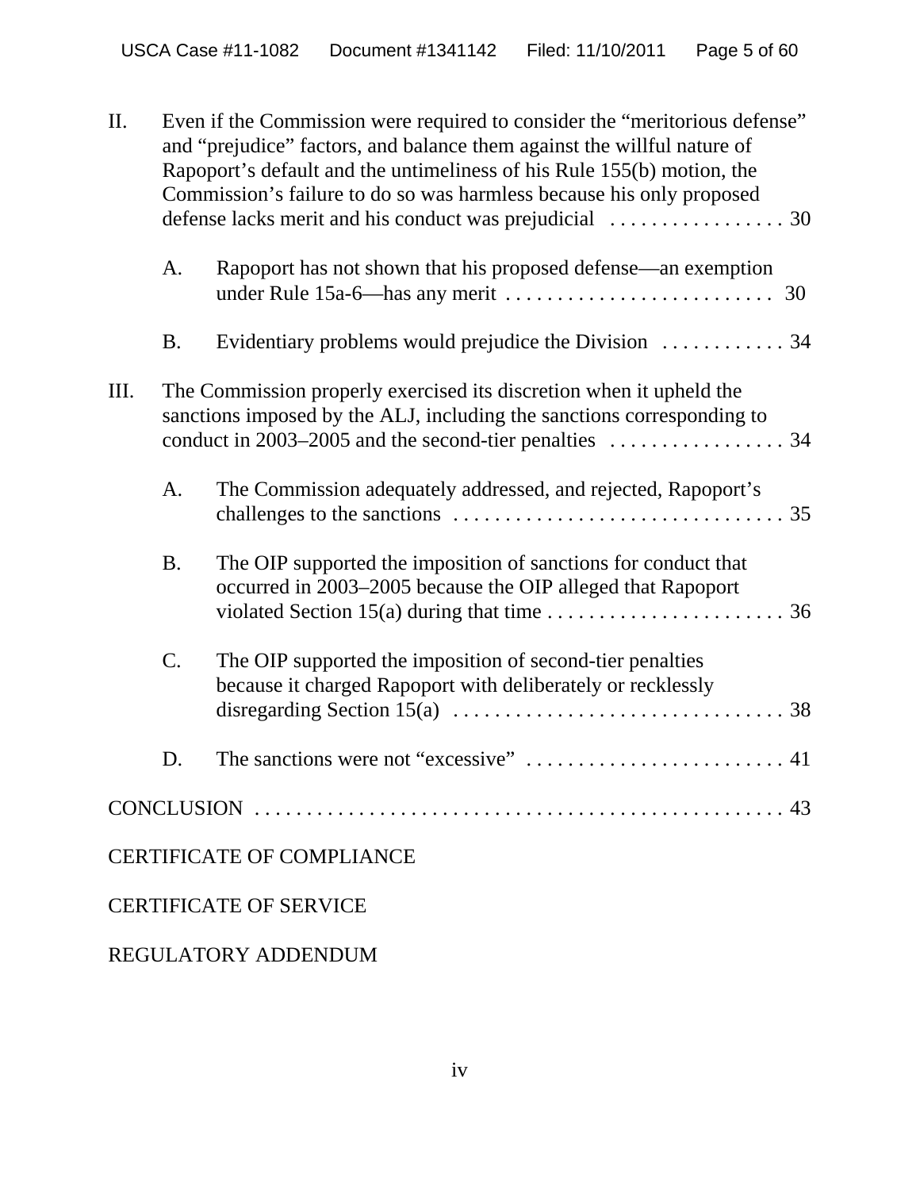II. Even if the Commission were required to consider the "meritorious defense" and "prejudice" factors, and balance them against the willful nature of Rapoport's default and the untimeliness of his Rule 155(b) motion, the Commission's failure to do so was harmless because his only proposed defense lacks merit and his conduct was prejudicial . . . . . . . . . . . . . . . . . 30

   A. Rapoport has not shown that his proposed defense—an exemption under Rule 15a-6—has any merit . . . . . . . . . . . . . . . . . . . . . . . . . . 30

   B. Evidentiary problems would prejudice the Division . . . . . . . . . . . . 34

III. The Commission properly exercised its discretion when it upheld the sanctions imposed by the ALJ, including the sanctions corresponding to conduct in 2003–2005 and the second-tier penalties . . . . . . . . . . . . . . . . . 34

   A. The Commission adequately addressed, and rejected, Rapoport's challenges to the sanctions . . . . . . . . . . . . . . . . . . . . . . . . . . . . . . . . 35

   B. The OIP supported the imposition of sanctions for conduct that occurred in 2003–2005 because the OIP alleged that Rapoport violated Section 15(a) during that time . . . . . . . . . . . . . . . . . . . . . . . 36

   C. The OIP supported the imposition of second-tier penalties because it charged Rapoport with deliberately or recklessly disregarding Section 15(a) . . . . . . . . . . . . . . . . . . . . . . . . . . . . . . . . 38

   D. The sanctions were not "excessive" . . . . . . . . . . . . . . . . . . . . . . . . . 41

CONCLUSION . . . . . . . . . . . . . . . . . . . . . . . . . . . . . . . . . . . . . . . . . . . . . . . . . . . 43

CERTIFICATE OF COMPLIANCE

CERTIFICATE OF SERVICE

REGULATORY ADDENDUM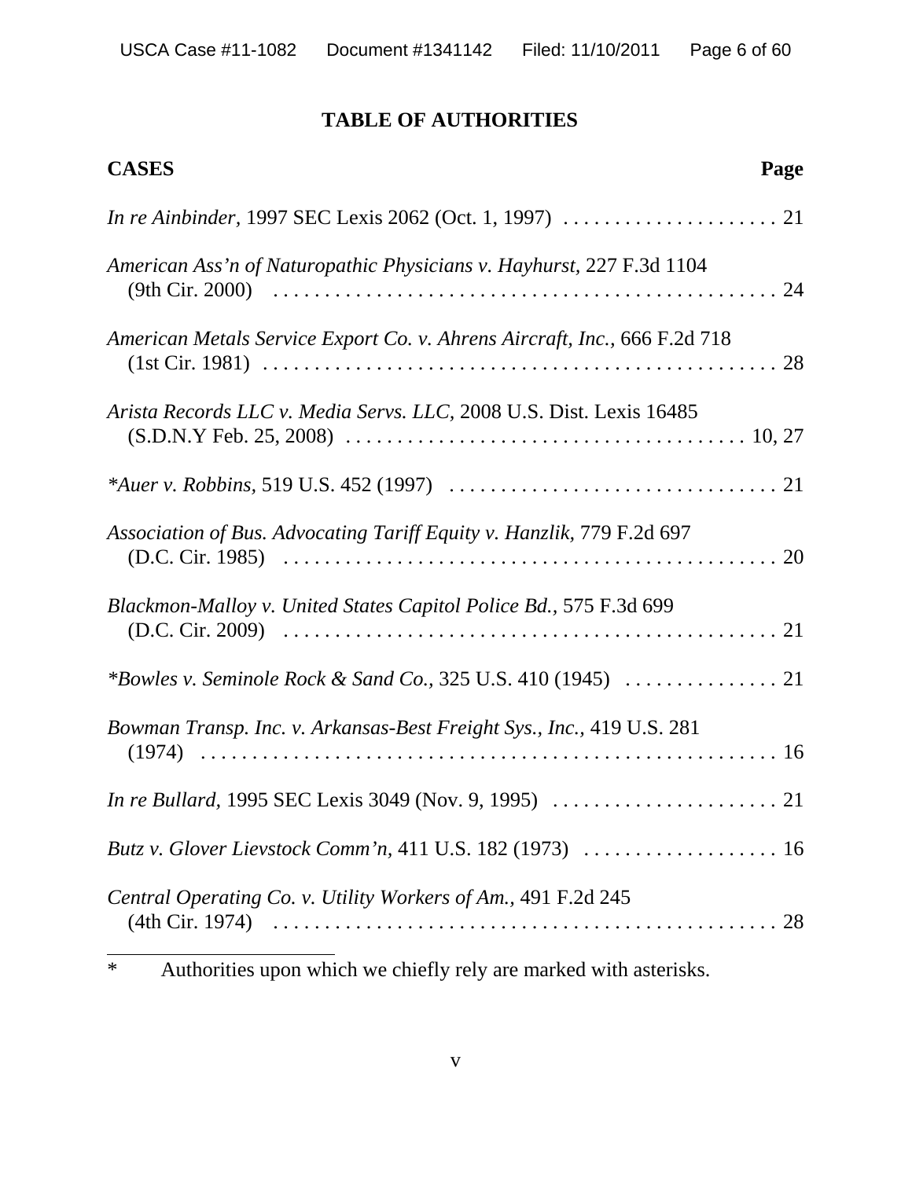# TABLE OF AUTHORITIES

**CASES** **Page**

*In re Ainbinder*, 1997 SEC Lexis 2062 (Oct. 1, 1997) . . . . . . . . . . . . . . . . . . . . . 21

*American Ass'n of Naturopathic Physicians v. Hayhurst*, 227 F.3d 1104 (9th Cir. 2000) . . . . . . . . . . . . . . . . . . . . . . . . . . . . . . . . . . . . . . . . . . . . . . 24

*American Metals Service Export Co. v. Ahrens Aircraft, Inc.*, 666 F.2d 718 (1st Cir. 1981) . . . . . . . . . . . . . . . . . . . . . . . . . . . . . . . . . . . . . . . . . . . . . . . . . 28

*Arista Records LLC v. Media Servs. LLC*, 2008 U.S. Dist. Lexis 16485 (S.D.N.Y Feb. 25, 2008) . . . . . . . . . . . . . . . . . . . . . . . . . . . . . . . . . . . . . . 10, 27

**Auer v. Robbins*, 519 U.S. 452 (1997) . . . . . . . . . . . . . . . . . . . . . . . . . . . . . . . 21

*Association of Bus. Advocating Tariff Equity v. Hanzlik*, 779 F.2d 697 (D.C. Cir. 1985) . . . . . . . . . . . . . . . . . . . . . . . . . . . . . . . . . . . . . . . . . . . . . . . 20

*Blackmon-Malloy v. United States Capitol Police Bd.*, 575 F.3d 699 (D.C. Cir. 2009) . . . . . . . . . . . . . . . . . . . . . . . . . . . . . . . . . . . . . . . . . . . . . . . 21

**Bowles v. Seminole Rock & Sand Co.*, 325 U.S. 410 (1945) . . . . . . . . . . . . . . . 21

*Bowman Transp. Inc. v. Arkansas-Best Freight Sys., Inc.*, 419 U.S. 281 (1974) . . . . . . . . . . . . . . . . . . . . . . . . . . . . . . . . . . . . . . . . . . . . . . . . . . . . . . . 16

*In re Bullard*, 1995 SEC Lexis 3049 (Nov. 9, 1995) . . . . . . . . . . . . . . . . . . . . . . 21

*Butz v. Glover Lievstock Comm'n*, 411 U.S. 182 (1973) . . . . . . . . . . . . . . . . . . . 16

*Central Operating Co. v. Utility Workers of Am.*, 491 F.2d 245 (4th Cir. 1974) . . . . . . . . . . . . . . . . . . . . . . . . . . . . . . . . . . . . . . . . . . . . . . . . . 28

---

\* Authorities upon which we chiefly rely are marked with asterisks.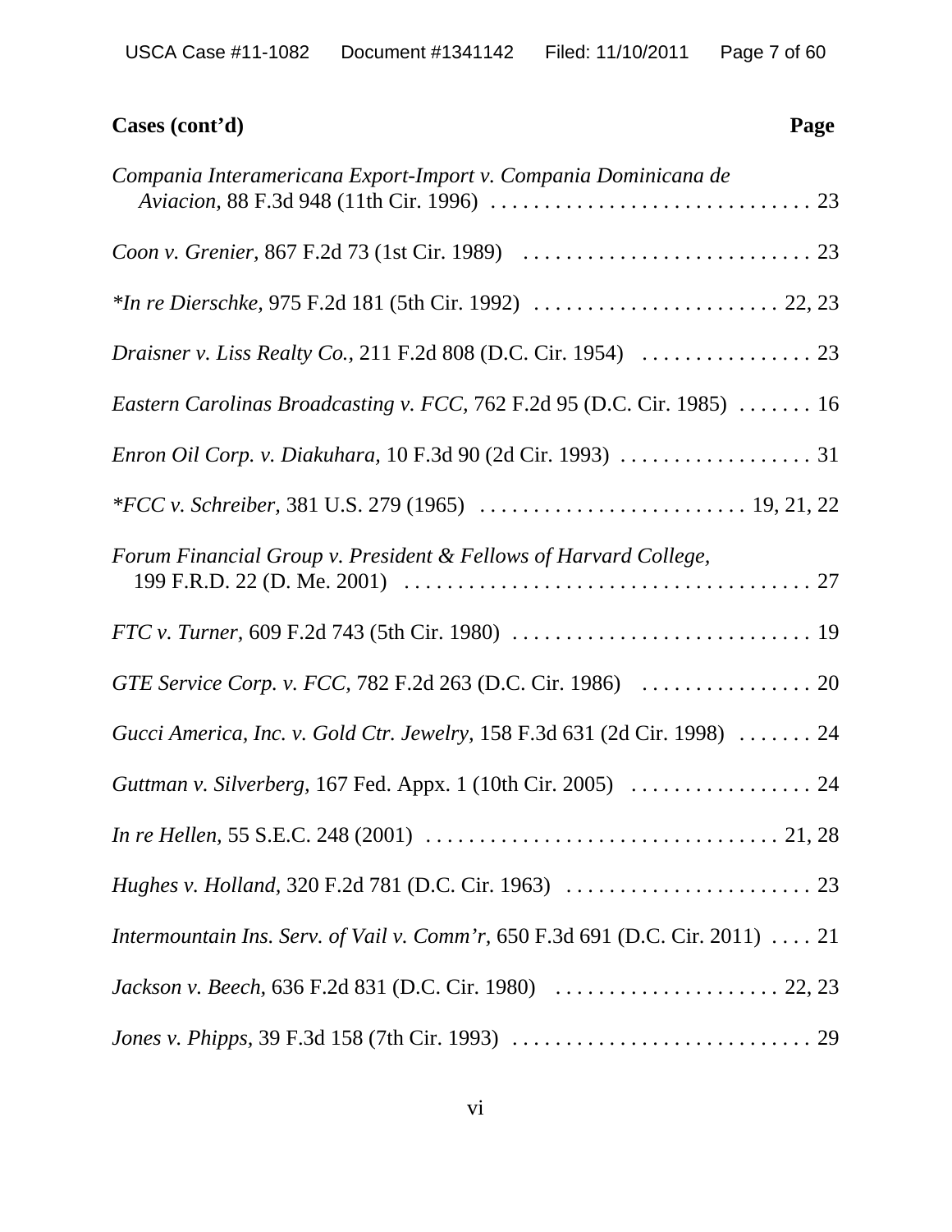**Cases (cont'd)** **Page**

*Compania Interamericana Export-Import v. Compania Dominicana de Aviacion,* 88 F.3d 948 (11th Cir. 1996) . . . . . . . . . . . . . . . . . . . . . . . . . . . . . . 23

*Coon v. Grenier,* 867 F.2d 73 (1st Cir. 1989) . . . . . . . . . . . . . . . . . . . . . . . . . . . 23

**In re Dierschke,* 975 F.2d 181 (5th Cir. 1992) . . . . . . . . . . . . . . . . . . . . . . . 22, 23

*Draisner v. Liss Realty Co.,* 211 F.2d 808 (D.C. Cir. 1954) . . . . . . . . . . . . . . . . 23

*Eastern Carolinas Broadcasting v. FCC,* 762 F.2d 95 (D.C. Cir. 1985) . . . . . . . 16

*Enron Oil Corp. v. Diakuhara,* 10 F.3d 90 (2d Cir. 1993) . . . . . . . . . . . . . . . . . . 31

**FCC v. Schreiber,* 381 U.S. 279 (1965) . . . . . . . . . . . . . . . . . . . . . . . . . 19, 21, 22

*Forum Financial Group v. President & Fellows of Harvard College,* 199 F.R.D. 22 (D. Me. 2001) . . . . . . . . . . . . . . . . . . . . . . . . . . . . . . . . . . . . . . 27

*FTC v. Turner,* 609 F.2d 743 (5th Cir. 1980) . . . . . . . . . . . . . . . . . . . . . . . . . . . . 19

*GTE Service Corp. v. FCC,* 782 F.2d 263 (D.C. Cir. 1986) . . . . . . . . . . . . . . . . 20

*Gucci America, Inc. v. Gold Ctr. Jewelry,* 158 F.3d 631 (2d Cir. 1998) . . . . . . . 24

*Guttman v. Silverberg,* 167 Fed. Appx. 1 (10th Cir. 2005) . . . . . . . . . . . . . . . . . 24

*In re Hellen,* 55 S.E.C. 248 (2001) . . . . . . . . . . . . . . . . . . . . . . . . . . . . . . . . . 21, 28

*Hughes v. Holland,* 320 F.2d 781 (D.C. Cir. 1963) . . . . . . . . . . . . . . . . . . . . . . . 23

*Intermountain Ins. Serv. of Vail v. Comm'r,* 650 F.3d 691 (D.C. Cir. 2011) . . . . 21

*Jackson v. Beech,* 636 F.2d 831 (D.C. Cir. 1980) . . . . . . . . . . . . . . . . . . . . . 22, 23

*Jones v. Phipps,* 39 F.3d 158 (7th Cir. 1993) . . . . . . . . . . . . . . . . . . . . . . . . . . . . 29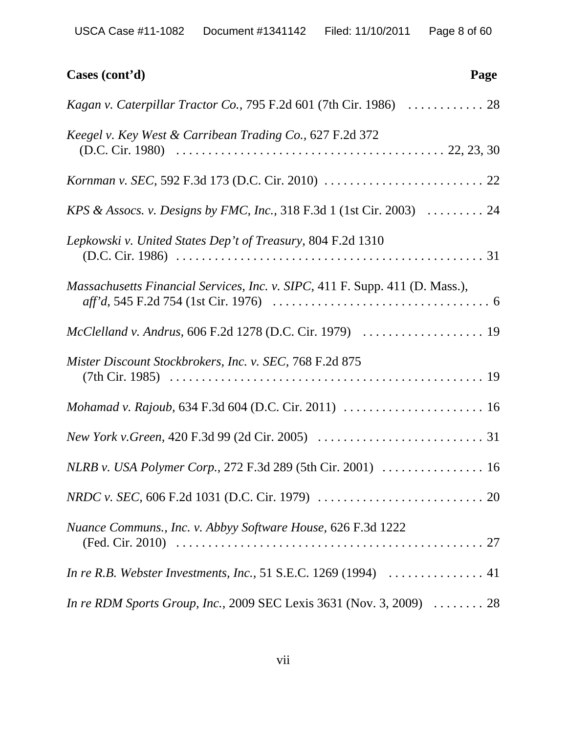**Cases (cont'd)** **Page**

*Kagan v. Caterpillar Tractor Co.*, 795 F.2d 601 (7th Cir. 1986) . . . . . . . . . . . . 28

*Keegel v. Key West & Carribean Trading Co.*, 627 F.2d 372 (D.C. Cir. 1980) . . . . . . . . . . . . . . . . . . . . . . . . . . . . . . . . . . . . . . . . . 22, 23, 30

*Kornman v. SEC*, 592 F.3d 173 (D.C. Cir. 2010) . . . . . . . . . . . . . . . . . . . . . . . . . 22

*KPS & Assocs. v. Designs by FMC, Inc.*, 318 F.3d 1 (1st Cir. 2003) . . . . . . . . . 24

*Lepkowski v. United States Dep't of Treasury*, 804 F.2d 1310 (D.C. Cir. 1986) . . . . . . . . . . . . . . . . . . . . . . . . . . . . . . . . . . . . . . . . . . . . . . . . 31

*Massachusetts Financial Services, Inc. v. SIPC*, 411 F. Supp. 411 (D. Mass.), *aff'd*, 545 F.2d 754 (1st Cir. 1976) . . . . . . . . . . . . . . . . . . . . . . . . . . . . . . . . . . 6

*McClelland v. Andrus*, 606 F.2d 1278 (D.C. Cir. 1979) . . . . . . . . . . . . . . . . . . . 19

*Mister Discount Stockbrokers, Inc. v. SEC*, 768 F.2d 875 (7th Cir. 1985) . . . . . . . . . . . . . . . . . . . . . . . . . . . . . . . . . . . . . . . . . . . . . . . . . 19

*Mohamad v. Rajoub*, 634 F.3d 604 (D.C. Cir. 2011) . . . . . . . . . . . . . . . . . . . . . . 16

*New York v.Green*, 420 F.3d 99 (2d Cir. 2005) . . . . . . . . . . . . . . . . . . . . . . . . . . 31

*NLRB v. USA Polymer Corp.*, 272 F.3d 289 (5th Cir. 2001) . . . . . . . . . . . . . . . . 16

*NRDC v. SEC*, 606 F.2d 1031 (D.C. Cir. 1979) . . . . . . . . . . . . . . . . . . . . . . . . . . 20

*Nuance Communs., Inc. v. Abbyy Software House*, 626 F.3d 1222 (Fed. Cir. 2010) . . . . . . . . . . . . . . . . . . . . . . . . . . . . . . . . . . . . . . . . . . . . . . . . 27

*In re R.B. Webster Investments, Inc.*, 51 S.E.C. 1269 (1994) . . . . . . . . . . . . . . . 41

*In re RDM Sports Group, Inc.*, 2009 SEC Lexis 3631 (Nov. 3, 2009) . . . . . . . . 28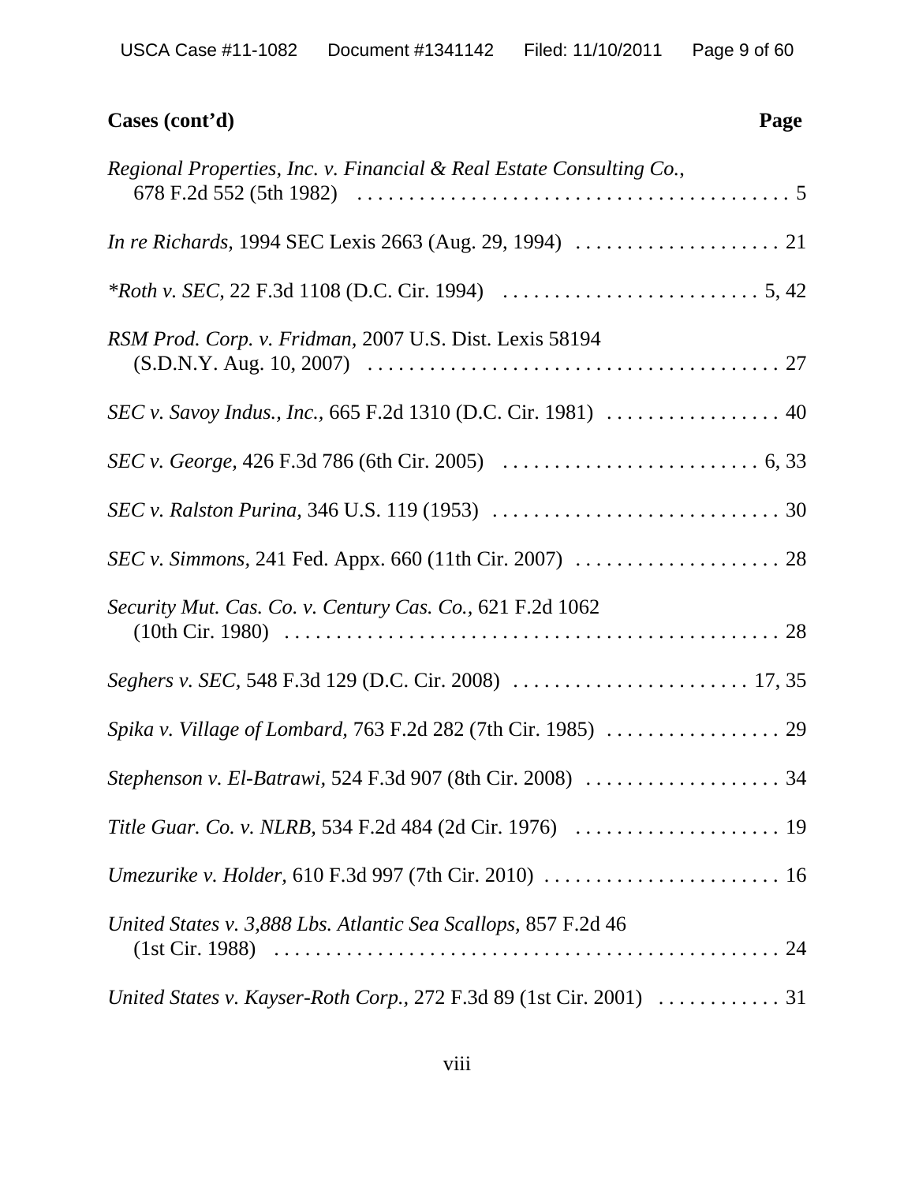**Cases (cont'd)** **Page**

*Regional Properties, Inc. v. Financial & Real Estate Consulting Co.*, 678 F.2d 552 (5th 1982) . . . . . . . . . . . . . . . . . . . . . . . . . . . . . . . . . . . . . . . . . 5

*In re Richards*, 1994 SEC Lexis 2663 (Aug. 29, 1994) . . . . . . . . . . . . . . . . . . . . 21

**Roth v. SEC*, 22 F.3d 1108 (D.C. Cir. 1994) . . . . . . . . . . . . . . . . . . . . . . . . . 5, 42

*RSM Prod. Corp. v. Fridman*, 2007 U.S. Dist. Lexis 58194 (S.D.N.Y. Aug. 10, 2007) . . . . . . . . . . . . . . . . . . . . . . . . . . . . . . . . . . . . . . . . 27

*SEC v. Savoy Indus., Inc.*, 665 F.2d 1310 (D.C. Cir. 1981) . . . . . . . . . . . . . . . . . 40

*SEC v. George*, 426 F.3d 786 (6th Cir. 2005) . . . . . . . . . . . . . . . . . . . . . . . . . 6, 33

*SEC v. Ralston Purina*, 346 U.S. 119 (1953) . . . . . . . . . . . . . . . . . . . . . . . . . . . . 30

*SEC v. Simmons*, 241 Fed. Appx. 660 (11th Cir. 2007) . . . . . . . . . . . . . . . . . . . . 28

*Security Mut. Cas. Co. v. Century Cas. Co.*, 621 F.2d 1062 (10th Cir. 1980) . . . . . . . . . . . . . . . . . . . . . . . . . . . . . . . . . . . . . . . . . . . . . . . . 28

*Seghers v. SEC*, 548 F.3d 129 (D.C. Cir. 2008) . . . . . . . . . . . . . . . . . . . . . . . 17, 35

*Spika v. Village of Lombard*, 763 F.2d 282 (7th Cir. 1985) . . . . . . . . . . . . . . . . . 29

*Stephenson v. El-Batrawi*, 524 F.3d 907 (8th Cir. 2008) . . . . . . . . . . . . . . . . . . . 34

*Title Guar. Co. v. NLRB*, 534 F.2d 484 (2d Cir. 1976) . . . . . . . . . . . . . . . . . . . . 19

*Umezurike v. Holder*, 610 F.3d 997 (7th Cir. 2010) . . . . . . . . . . . . . . . . . . . . . . . 16

*United States v. 3,888 Lbs. Atlantic Sea Scallops*, 857 F.2d 46 (1st Cir. 1988) . . . . . . . . . . . . . . . . . . . . . . . . . . . . . . . . . . . . . . . . . . . . . . . . . 24

*United States v. Kayser-Roth Corp.*, 272 F.3d 89 (1st Cir. 2001) . . . . . . . . . . . . 31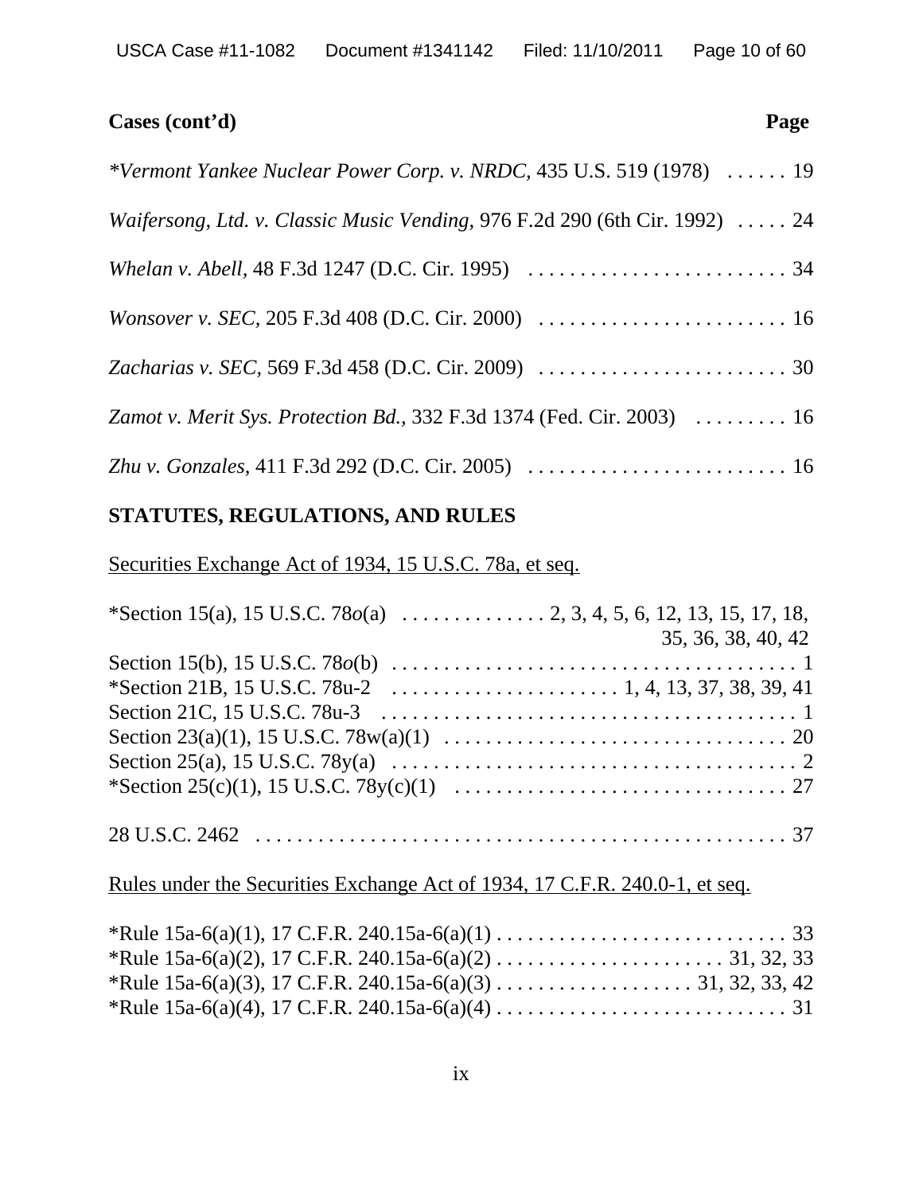**Cases (cont'd)** **Page**

**Vermont Yankee Nuclear Power Corp. v. NRDC*, 435 U.S. 519 (1978) . . . . . . 19

*Waifersong, Ltd. v. Classic Music Vending*, 976 F.2d 290 (6th Cir. 1992) . . . . . 24

*Whelan v. Abell*, 48 F.3d 1247 (D.C. Cir. 1995) . . . . . . . . . . . . . . . . . . . . . . . . . 34

*Wonsover v. SEC*, 205 F.3d 408 (D.C. Cir. 2000) . . . . . . . . . . . . . . . . . . . . . . . . . 16

*Zacharias v. SEC*, 569 F.3d 458 (D.C. Cir. 2009) . . . . . . . . . . . . . . . . . . . . . . . . . 30

*Zamot v. Merit Sys. Protection Bd.*, 332 F.3d 1374 (Fed. Cir. 2003) . . . . . . . . . 16

*Zhu v. Gonzales*, 411 F.3d 292 (D.C. Cir. 2005) . . . . . . . . . . . . . . . . . . . . . . . . . 16

**STATUTES, REGULATIONS, AND RULES**

Securities Exchange Act of 1934, 15 U.S.C. 78a, et seq.

*Section 15(a), 15 U.S.C. 78*o*(a) . . . . . . . . . . . . . . 2, 3, 4, 5, 6, 12, 13, 15, 17, 18, 35, 36, 38, 40, 42
Section 15(b), 15 U.S.C. 78*o*(b) . . . . . . . . . . . . . . . . . . . . . . . . . . . . . . . . . . . . . . 1
*Section 21B, 15 U.S.C. 78u-2 . . . . . . . . . . . . . . . . . . . . . . 1, 4, 13, 37, 38, 39, 41
Section 21C, 15 U.S.C. 78u-3 . . . . . . . . . . . . . . . . . . . . . . . . . . . . . . . . . . . . . . . . 1
Section 23(a)(1), 15 U.S.C. 78w(a)(1) . . . . . . . . . . . . . . . . . . . . . . . . . . . . . . . . . 20
Section 25(a), 15 U.S.C. 78y(a) . . . . . . . . . . . . . . . . . . . . . . . . . . . . . . . . . . . . . . . 2
*Section 25(c)(1), 15 U.S.C. 78y(c)(1) . . . . . . . . . . . . . . . . . . . . . . . . . . . . . . . . 27

28 U.S.C. 2462 . . . . . . . . . . . . . . . . . . . . . . . . . . . . . . . . . . . . . . . . . . . . . . . . . . . . 37

Rules under the Securities Exchange Act of 1934, 17 C.F.R. 240.0-1, et seq.

*Rule 15a-6(a)(1), 17 C.F.R. 240.15a-6(a)(1) . . . . . . . . . . . . . . . . . . . . . . . . . . . . 33
*Rule 15a-6(a)(2), 17 C.F.R. 240.15a-6(a)(2) . . . . . . . . . . . . . . . . . . . . . . 31, 32, 33
*Rule 15a-6(a)(3), 17 C.F.R. 240.15a-6(a)(3) . . . . . . . . . . . . . . . . . . . 31, 32, 33, 42
*Rule 15a-6(a)(4), 17 C.F.R. 240.15a-6(a)(4) . . . . . . . . . . . . . . . . . . . . . . . . . . . . 31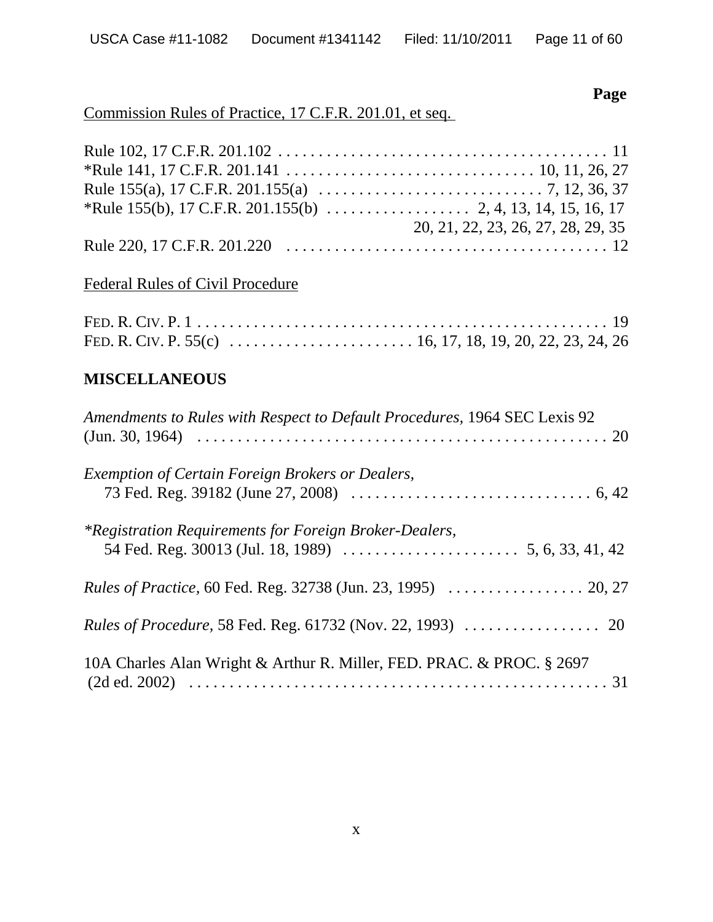**Page**

Commission Rules of Practice, 17 C.F.R. 201.01, et seq.

Rule 102, 17 C.F.R. 201.102 . . . . . . . . . . . . . . . . . . . . . . . . . . . . . . . . . . . . . . . . . 11
*Rule 141, 17 C.F.R. 201.141 . . . . . . . . . . . . . . . . . . . . . . . . . . . . . . . 10, 11, 26, 27
Rule 155(a), 17 C.F.R. 201.155(a) . . . . . . . . . . . . . . . . . . . . . . . . . . . . 7, 12, 36, 37
*Rule 155(b), 17 C.F.R. 201.155(b) . . . . . . . . . . . . . . . . . . 2, 4, 13, 14, 15, 16, 17
20, 21, 22, 23, 26, 27, 28, 29, 35
Rule 220, 17 C.F.R. 201.220 . . . . . . . . . . . . . . . . . . . . . . . . . . . . . . . . . . . . . . . . 12

Federal Rules of Civil Procedure

FED. R. CIV. P. 1 . . . . . . . . . . . . . . . . . . . . . . . . . . . . . . . . . . . . . . . . . . . . . . . . . . . 19
FED. R. CIV. P. 55(c) . . . . . . . . . . . . . . . . . . . . . . . 16, 17, 18, 19, 20, 22, 23, 24, 26

**MISCELLANEOUS**

*Amendments to Rules with Respect to Default Procedures,* 1964 SEC Lexis 92 (Jun. 30, 1964) . . . . . . . . . . . . . . . . . . . . . . . . . . . . . . . . . . . . . . . . . . . . . . . . . . . . 20

*Exemption of Certain Foreign Brokers or Dealers,* 73 Fed. Reg. 39182 (June 27, 2008) . . . . . . . . . . . . . . . . . . . . . . . . . . . . . . . 6, 42

*\*Registration Requirements for Foreign Broker-Dealers,* 54 Fed. Reg. 30013 (Jul. 18, 1989) . . . . . . . . . . . . . . . . . . . . . . 5, 6, 33, 41, 42

*Rules of Practice,* 60 Fed. Reg. 32738 (Jun. 23, 1995) . . . . . . . . . . . . . . . . . 20, 27

*Rules of Procedure,* 58 Fed. Reg. 61732 (Nov. 22, 1993) . . . . . . . . . . . . . . . . . 20

10A Charles Alan Wright & Arthur R. Miller, FED. PRAC. & PROC. § 2697 (2d ed. 2002) . . . . . . . . . . . . . . . . . . . . . . . . . . . . . . . . . . . . . . . . . . . . . . . . . . . . 31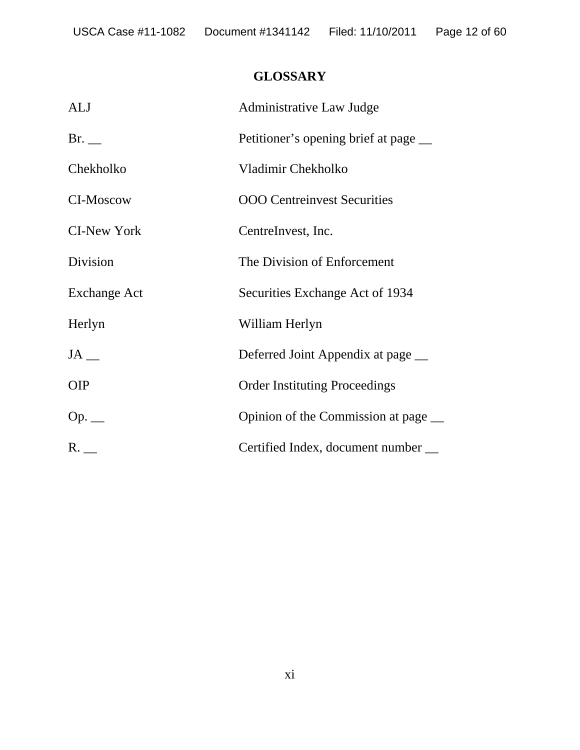# GLOSSARY

| | |
|---|---|
| ALJ | Administrative Law Judge |
| Br. __ | Petitioner's opening brief at page __ |
| Chekholko | Vladimir Chekholko |
| CI-Moscow | OOO Centreinvest Securities |
| CI-New York | CentreInvest, Inc. |
| Division | The Division of Enforcement |
| Exchange Act | Securities Exchange Act of 1934 |
| Herlyn | William Herlyn |
| JA __ | Deferred Joint Appendix at page __ |
| OIP | Order Instituting Proceedings |
| Op. __ | Opinion of the Commission at page __ |
| R. __ | Certified Index, document number __ |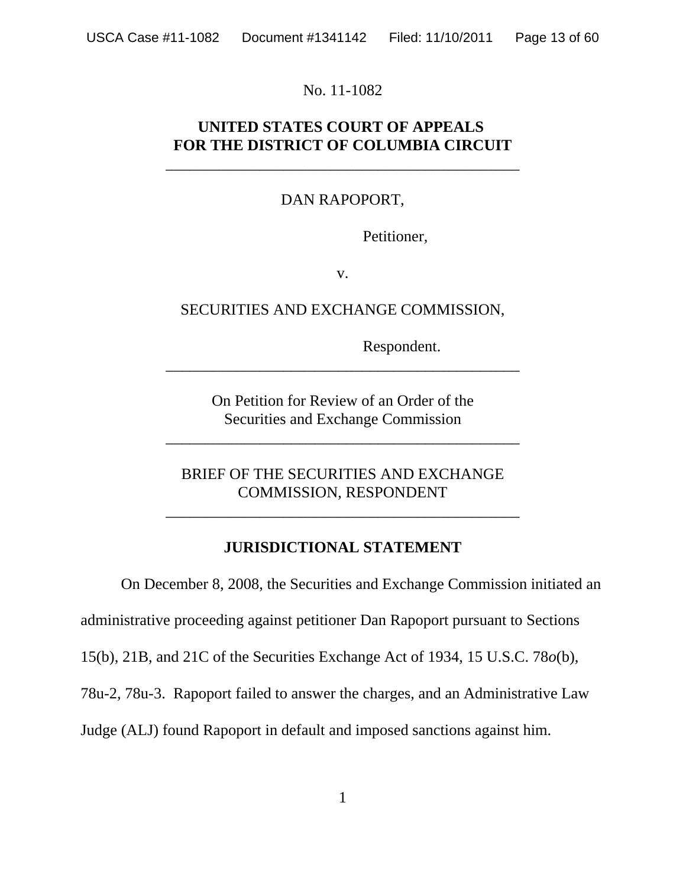No. 11-1082

**UNITED STATES COURT OF APPEALS**
**FOR THE DISTRICT OF COLUMBIA CIRCUIT**

---

DAN RAPOPORT,

Petitioner,

v.

SECURITIES AND EXCHANGE COMMISSION,

Respondent.

---

On Petition for Review of an Order of the
Securities and Exchange Commission

---

BRIEF OF THE SECURITIES AND EXCHANGE
COMMISSION, RESPONDENT

---

## JURISDICTIONAL STATEMENT

On December 8, 2008, the Securities and Exchange Commission initiated an administrative proceeding against petitioner Dan Rapoport pursuant to Sections 15(b), 21B, and 21C of the Securities Exchange Act of 1934, 15 U.S.C. 78*o*(b), 78u-2, 78u-3. Rapoport failed to answer the charges, and an Administrative Law Judge (ALJ) found Rapoport in default and imposed sanctions against him.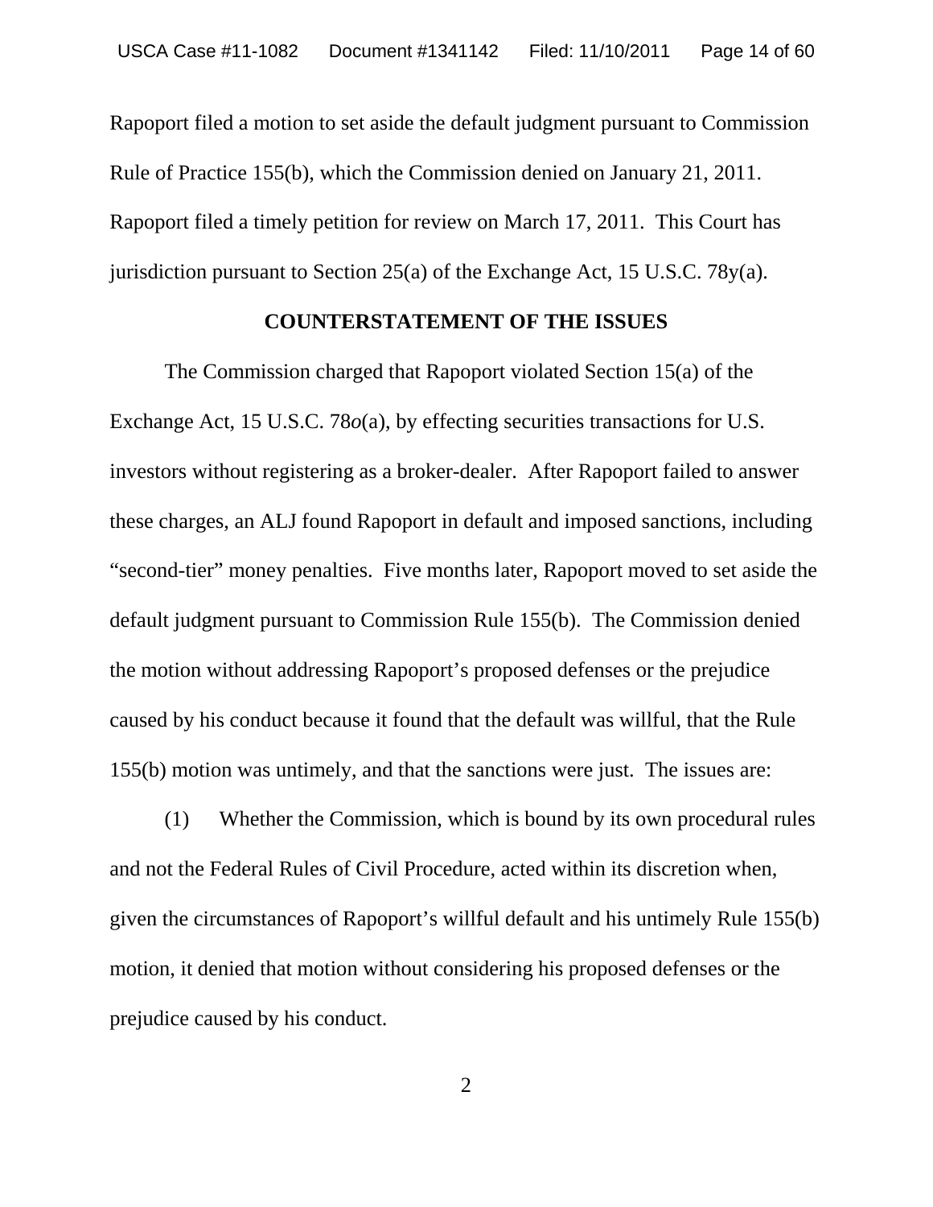Rapoport filed a motion to set aside the default judgment pursuant to Commission Rule of Practice 155(b), which the Commission denied on January 21, 2011. Rapoport filed a timely petition for review on March 17, 2011. This Court has jurisdiction pursuant to Section 25(a) of the Exchange Act, 15 U.S.C. 78y(a).

## COUNTERSTATEMENT OF THE ISSUES

The Commission charged that Rapoport violated Section 15(a) of the Exchange Act, 15 U.S.C. 78*o*(a), by effecting securities transactions for U.S. investors without registering as a broker-dealer. After Rapoport failed to answer these charges, an ALJ found Rapoport in default and imposed sanctions, including "second-tier" money penalties. Five months later, Rapoport moved to set aside the default judgment pursuant to Commission Rule 155(b). The Commission denied the motion without addressing Rapoport's proposed defenses or the prejudice caused by his conduct because it found that the default was willful, that the Rule 155(b) motion was untimely, and that the sanctions were just. The issues are:

(1) Whether the Commission, which is bound by its own procedural rules and not the Federal Rules of Civil Procedure, acted within its discretion when, given the circumstances of Rapoport's willful default and his untimely Rule 155(b) motion, it denied that motion without considering his proposed defenses or the prejudice caused by his conduct.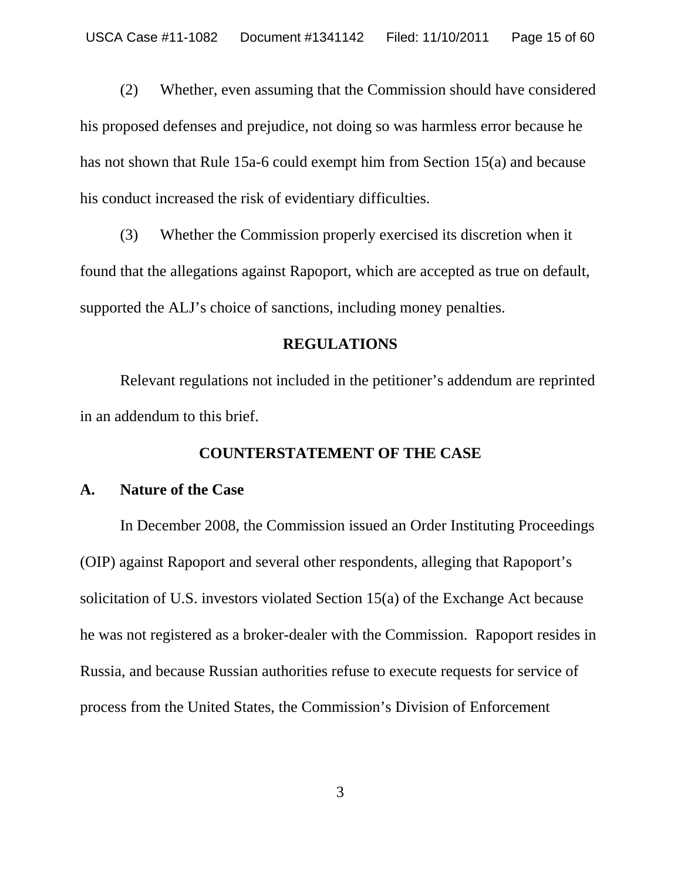(2) Whether, even assuming that the Commission should have considered his proposed defenses and prejudice, not doing so was harmless error because he has not shown that Rule 15a-6 could exempt him from Section 15(a) and because his conduct increased the risk of evidentiary difficulties.

(3) Whether the Commission properly exercised its discretion when it found that the allegations against Rapoport, which are accepted as true on default, supported the ALJ's choice of sanctions, including money penalties.

## REGULATIONS

Relevant regulations not included in the petitioner's addendum are reprinted in an addendum to this brief.

## COUNTERSTATEMENT OF THE CASE

### A. Nature of the Case

In December 2008, the Commission issued an Order Instituting Proceedings (OIP) against Rapoport and several other respondents, alleging that Rapoport's solicitation of U.S. investors violated Section 15(a) of the Exchange Act because he was not registered as a broker-dealer with the Commission. Rapoport resides in Russia, and because Russian authorities refuse to execute requests for service of process from the United States, the Commission's Division of Enforcement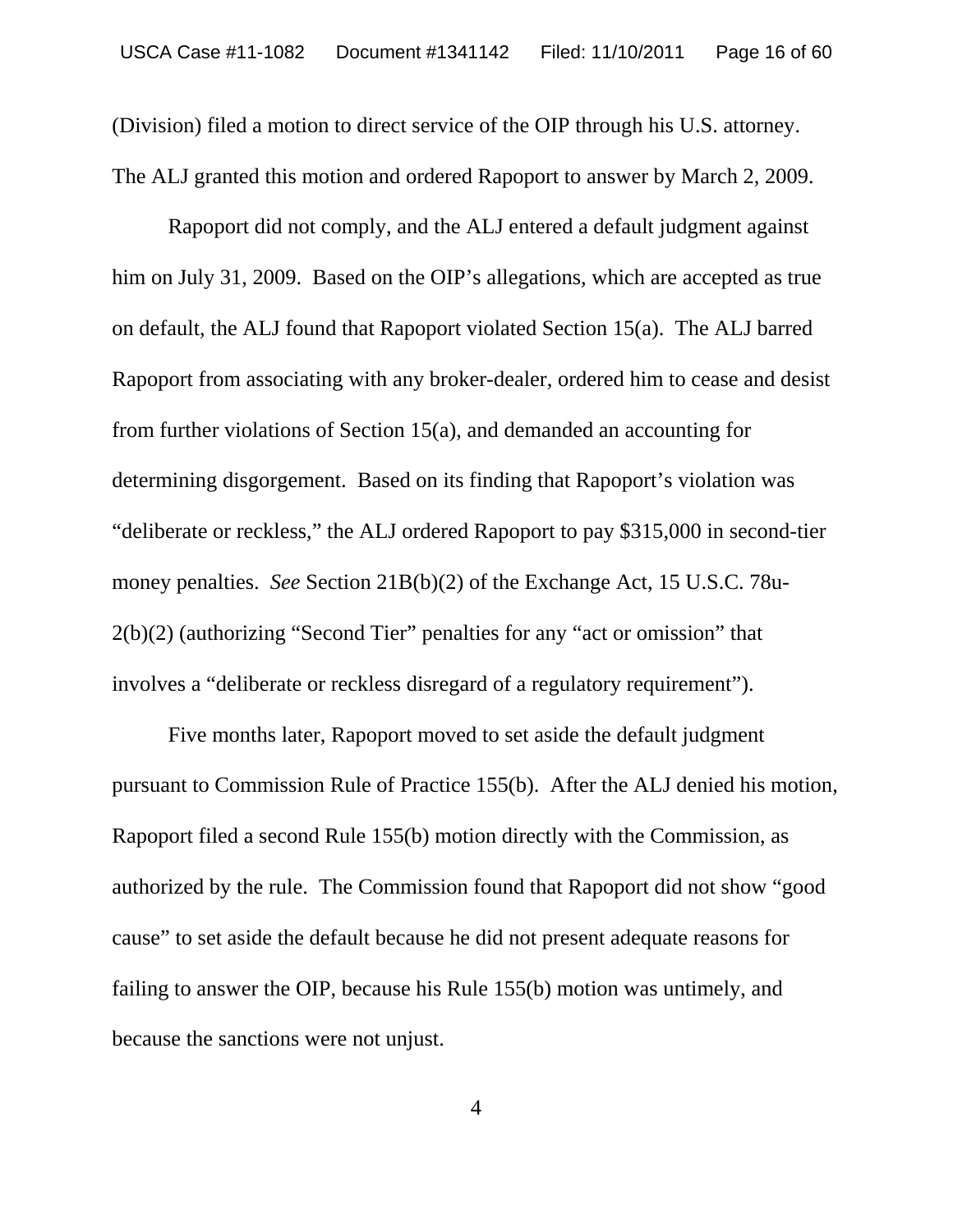(Division) filed a motion to direct service of the OIP through his U.S. attorney. The ALJ granted this motion and ordered Rapoport to answer by March 2, 2009.

Rapoport did not comply, and the ALJ entered a default judgment against him on July 31, 2009. Based on the OIP's allegations, which are accepted as true on default, the ALJ found that Rapoport violated Section 15(a). The ALJ barred Rapoport from associating with any broker-dealer, ordered him to cease and desist from further violations of Section 15(a), and demanded an accounting for determining disgorgement. Based on its finding that Rapoport's violation was "deliberate or reckless," the ALJ ordered Rapoport to pay $315,000 in second-tier money penalties. *See* Section 21B(b)(2) of the Exchange Act, 15 U.S.C. 78u-2(b)(2) (authorizing "Second Tier" penalties for any "act or omission" that involves a "deliberate or reckless disregard of a regulatory requirement").

Five months later, Rapoport moved to set aside the default judgment pursuant to Commission Rule of Practice 155(b). After the ALJ denied his motion, Rapoport filed a second Rule 155(b) motion directly with the Commission, as authorized by the rule. The Commission found that Rapoport did not show "good cause" to set aside the default because he did not present adequate reasons for failing to answer the OIP, because his Rule 155(b) motion was untimely, and because the sanctions were not unjust.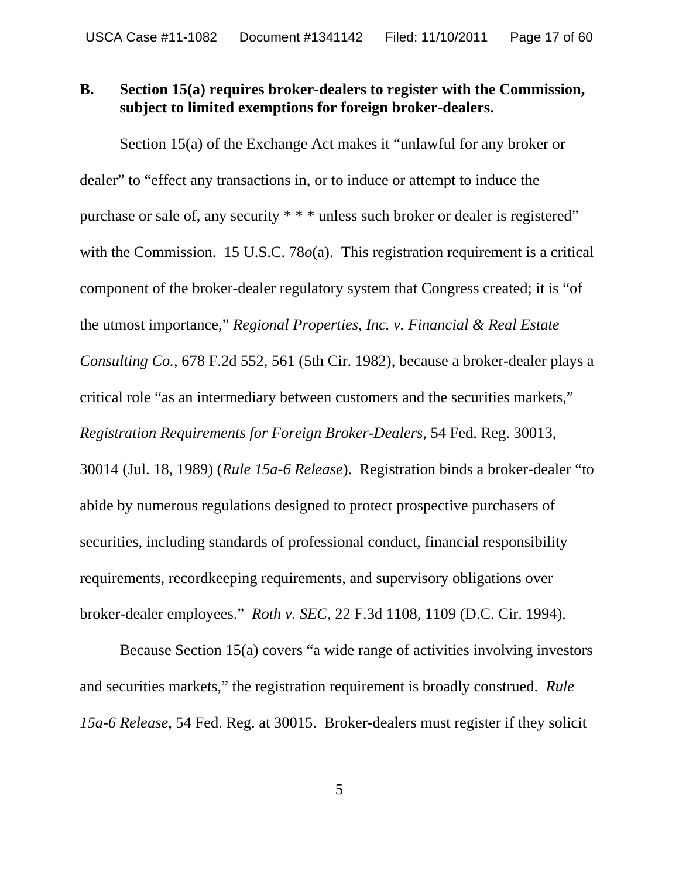### B. Section 15(a) requires broker-dealers to register with the Commission, subject to limited exemptions for foreign broker-dealers.

Section 15(a) of the Exchange Act makes it "unlawful for any broker or dealer" to "effect any transactions in, or to induce or attempt to induce the purchase or sale of, any security * * * unless such broker or dealer is registered" with the Commission. 15 U.S.C. 78*o*(a). This registration requirement is a critical component of the broker-dealer regulatory system that Congress created; it is "of the utmost importance," *Regional Properties, Inc. v. Financial & Real Estate Consulting Co.*, 678 F.2d 552, 561 (5th Cir. 1982), because a broker-dealer plays a critical role "as an intermediary between customers and the securities markets," *Registration Requirements for Foreign Broker-Dealers*, 54 Fed. Reg. 30013, 30014 (Jul. 18, 1989) (*Rule 15a-6 Release*). Registration binds a broker-dealer "to abide by numerous regulations designed to protect prospective purchasers of securities, including standards of professional conduct, financial responsibility requirements, recordkeeping requirements, and supervisory obligations over broker-dealer employees." *Roth v. SEC*, 22 F.3d 1108, 1109 (D.C. Cir. 1994).

Because Section 15(a) covers "a wide range of activities involving investors and securities markets," the registration requirement is broadly construed. *Rule 15a-6 Release*, 54 Fed. Reg. at 30015. Broker-dealers must register if they solicit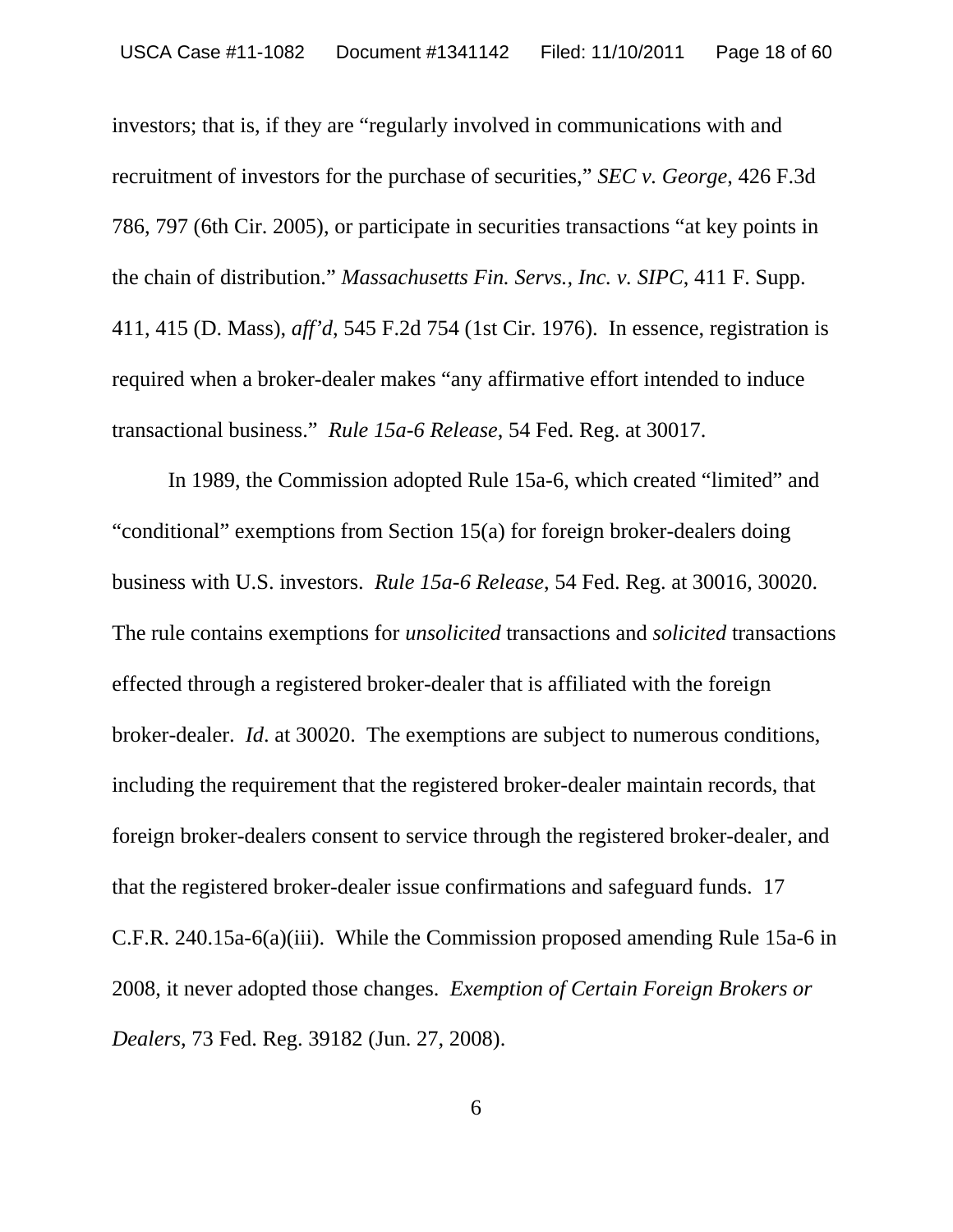investors; that is, if they are "regularly involved in communications with and recruitment of investors for the purchase of securities," *SEC v. George*, 426 F.3d 786, 797 (6th Cir. 2005), or participate in securities transactions "at key points in the chain of distribution." *Massachusetts Fin. Servs., Inc. v. SIPC*, 411 F. Supp. 411, 415 (D. Mass), *aff'd*, 545 F.2d 754 (1st Cir. 1976). In essence, registration is required when a broker-dealer makes "any affirmative effort intended to induce transactional business." *Rule 15a-6 Release*, 54 Fed. Reg. at 30017.

In 1989, the Commission adopted Rule 15a-6, which created "limited" and "conditional" exemptions from Section 15(a) for foreign broker-dealers doing business with U.S. investors. *Rule 15a-6 Release*, 54 Fed. Reg. at 30016, 30020. The rule contains exemptions for *unsolicited* transactions and *solicited* transactions effected through a registered broker-dealer that is affiliated with the foreign broker-dealer. *Id*. at 30020. The exemptions are subject to numerous conditions, including the requirement that the registered broker-dealer maintain records, that foreign broker-dealers consent to service through the registered broker-dealer, and that the registered broker-dealer issue confirmations and safeguard funds. 17 C.F.R. 240.15a-6(a)(iii). While the Commission proposed amending Rule 15a-6 in 2008, it never adopted those changes. *Exemption of Certain Foreign Brokers or Dealers*, 73 Fed. Reg. 39182 (Jun. 27, 2008).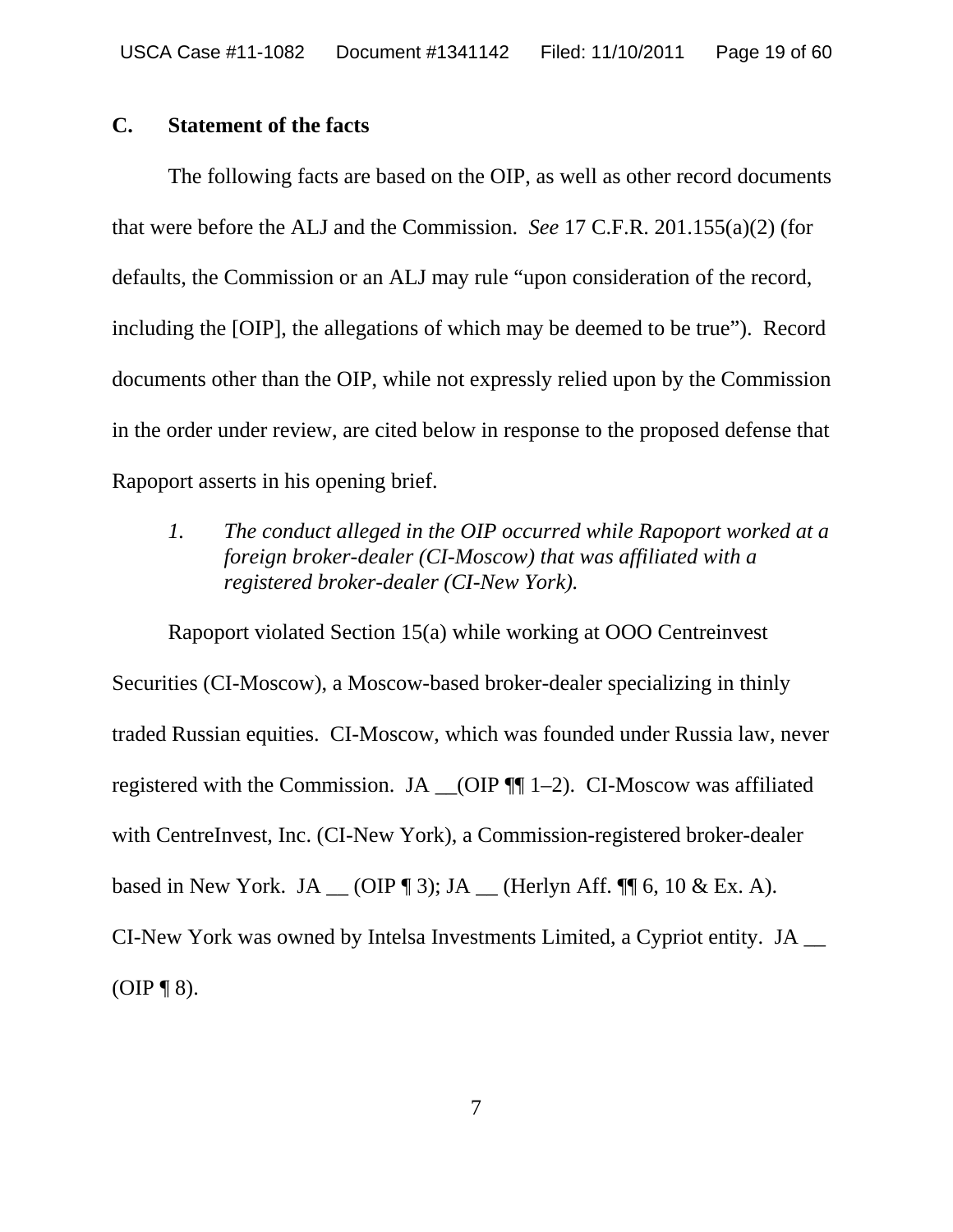### C. Statement of the facts

The following facts are based on the OIP, as well as other record documents that were before the ALJ and the Commission. *See* 17 C.F.R. 201.155(a)(2) (for defaults, the Commission or an ALJ may rule "upon consideration of the record, including the [OIP], the allegations of which may be deemed to be true"). Record documents other than the OIP, while not expressly relied upon by the Commission in the order under review, are cited below in response to the proposed defense that Rapoport asserts in his opening brief.

*1. The conduct alleged in the OIP occurred while Rapoport worked at a foreign broker-dealer (CI-Moscow) that was affiliated with a registered broker-dealer (CI-New York).*

Rapoport violated Section 15(a) while working at OOO Centreinvest Securities (CI-Moscow), a Moscow-based broker-dealer specializing in thinly traded Russian equities. CI-Moscow, which was founded under Russia law, never registered with the Commission. JA __(OIP ¶¶ 1–2). CI-Moscow was affiliated with CentreInvest, Inc. (CI-New York), a Commission-registered broker-dealer based in New York. JA __ (OIP ¶ 3); JA __ (Herlyn Aff. ¶¶ 6, 10 & Ex. A). CI-New York was owned by Intelsa Investments Limited, a Cypriot entity. JA __ (OIP ¶ 8).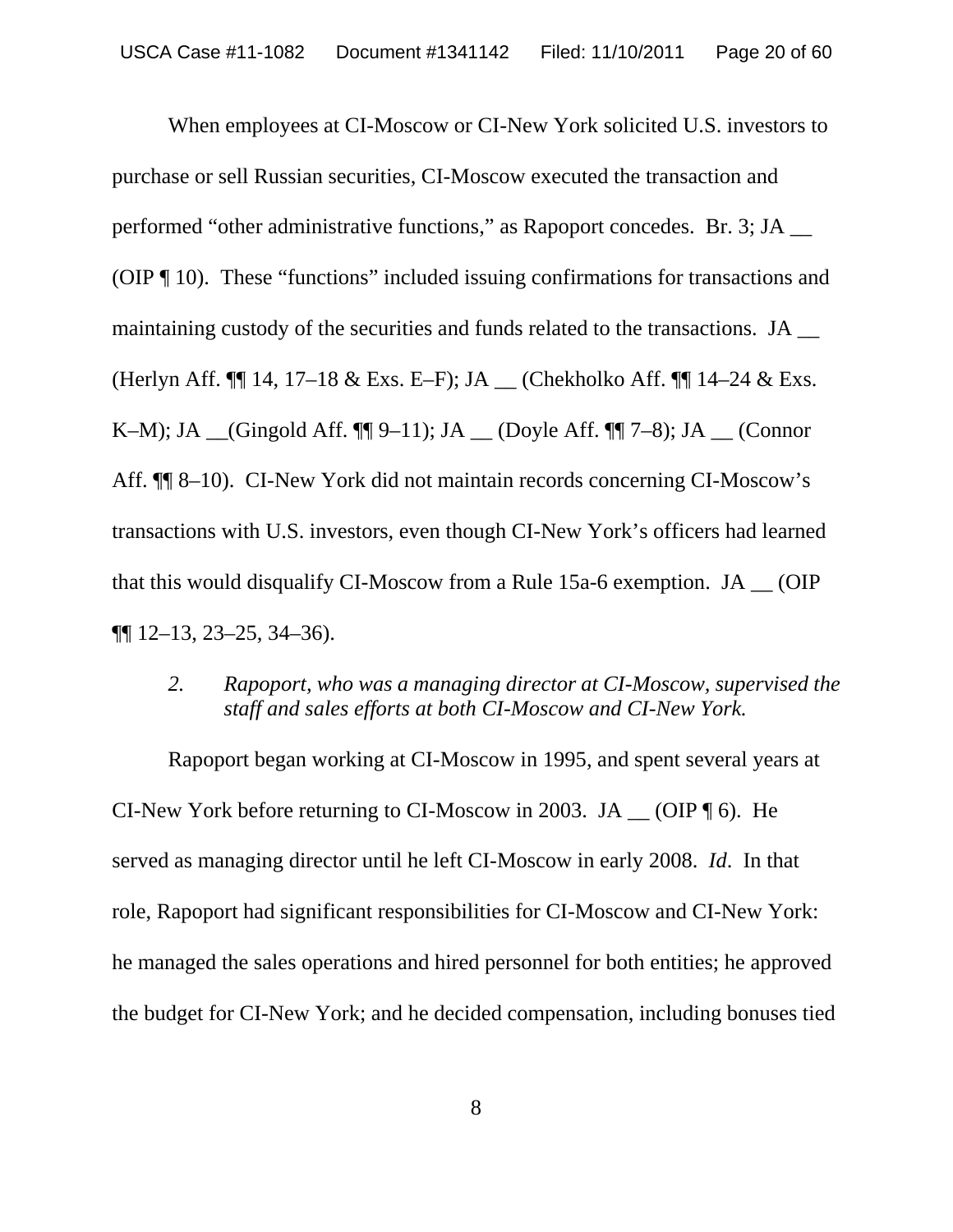When employees at CI-Moscow or CI-New York solicited U.S. investors to purchase or sell Russian securities, CI-Moscow executed the transaction and performed "other administrative functions," as Rapoport concedes. Br. 3; JA __ (OIP ¶ 10). These "functions" included issuing confirmations for transactions and maintaining custody of the securities and funds related to the transactions. JA __ (Herlyn Aff. ¶¶ 14, 17–18 & Exs. E–F); JA __ (Chekholko Aff. ¶¶ 14–24 & Exs. K–M); JA __(Gingold Aff. ¶¶ 9–11); JA __ (Doyle Aff. ¶¶ 7–8); JA __ (Connor Aff. ¶¶ 8–10). CI-New York did not maintain records concerning CI-Moscow's transactions with U.S. investors, even though CI-New York's officers had learned that this would disqualify CI-Moscow from a Rule 15a-6 exemption. JA __ (OIP ¶¶ 12–13, 23–25, 34–36).

*2. Rapoport, who was a managing director at CI-Moscow, supervised the staff and sales efforts at both CI-Moscow and CI-New York.*

Rapoport began working at CI-Moscow in 1995, and spent several years at CI-New York before returning to CI-Moscow in 2003. JA __ (OIP ¶ 6). He served as managing director until he left CI-Moscow in early 2008. *Id*. In that role, Rapoport had significant responsibilities for CI-Moscow and CI-New York: he managed the sales operations and hired personnel for both entities; he approved the budget for CI-New York; and he decided compensation, including bonuses tied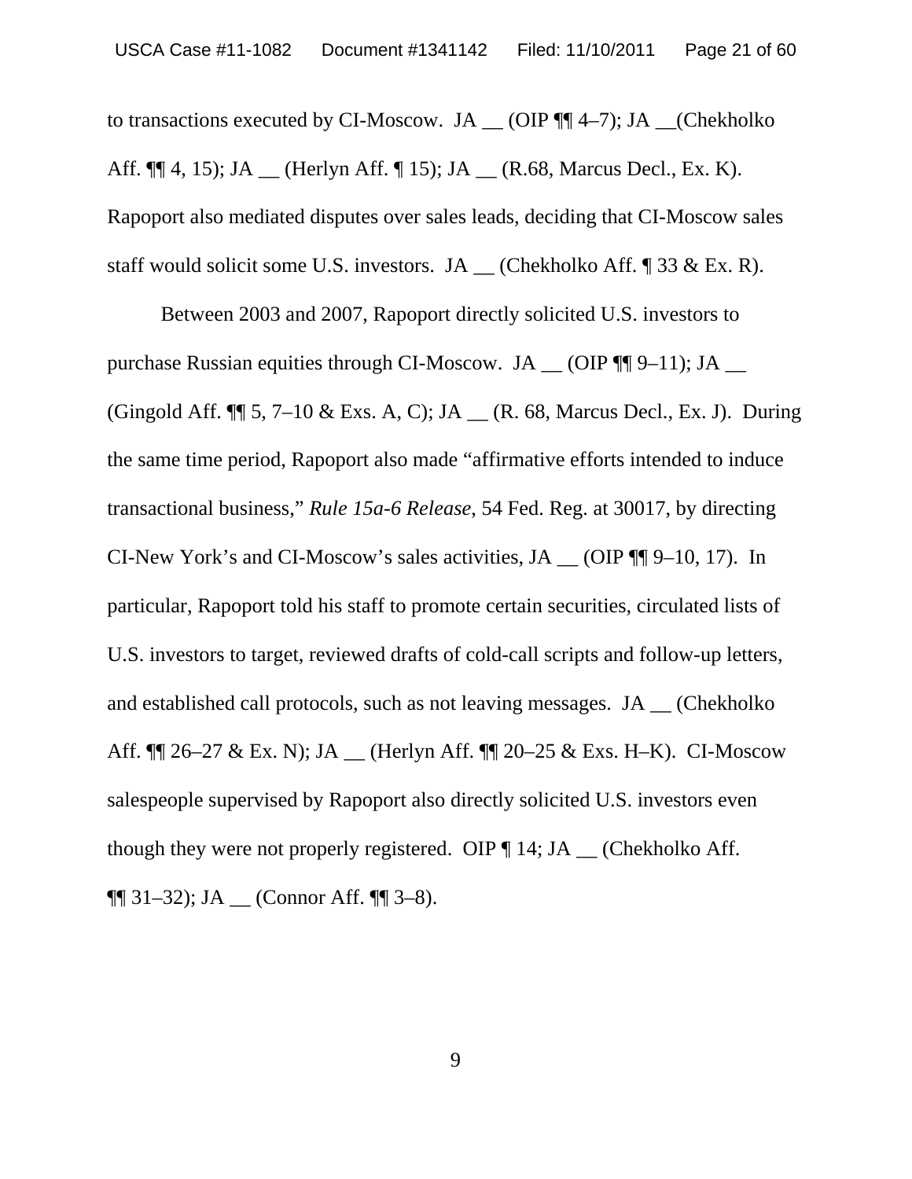to transactions executed by CI-Moscow. JA __ (OIP ¶¶ 4–7); JA __(Chekholko Aff. ¶¶ 4, 15); JA __ (Herlyn Aff. ¶ 15); JA __ (R.68, Marcus Decl., Ex. K). Rapoport also mediated disputes over sales leads, deciding that CI-Moscow sales staff would solicit some U.S. investors. JA __ (Chekholko Aff. ¶ 33 & Ex. R).

Between 2003 and 2007, Rapoport directly solicited U.S. investors to purchase Russian equities through CI-Moscow. JA __ (OIP ¶¶ 9–11); JA __ (Gingold Aff. ¶¶ 5, 7–10 & Exs. A, C); JA __ (R. 68, Marcus Decl., Ex. J). During the same time period, Rapoport also made "affirmative efforts intended to induce transactional business," *Rule 15a-6 Release*, 54 Fed. Reg. at 30017, by directing CI-New York's and CI-Moscow's sales activities, JA __ (OIP ¶¶ 9–10, 17). In particular, Rapoport told his staff to promote certain securities, circulated lists of U.S. investors to target, reviewed drafts of cold-call scripts and follow-up letters, and established call protocols, such as not leaving messages. JA __ (Chekholko Aff. ¶¶ 26–27 & Ex. N); JA __ (Herlyn Aff. ¶¶ 20–25 & Exs. H–K). CI-Moscow salespeople supervised by Rapoport also directly solicited U.S. investors even though they were not properly registered. OIP ¶ 14; JA __ (Chekholko Aff. ¶¶ 31–32); JA __ (Connor Aff. ¶¶ 3–8).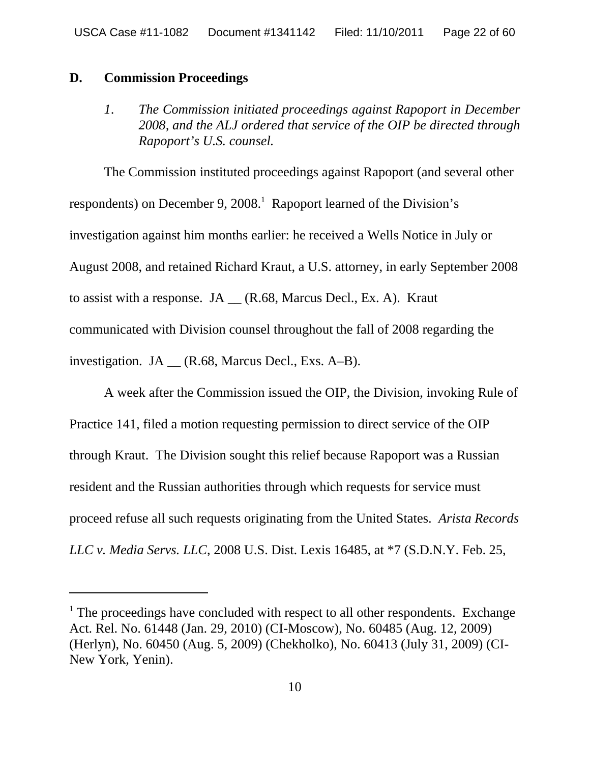### D. Commission Proceedings

*1. The Commission initiated proceedings against Rapoport in December 2008, and the ALJ ordered that service of the OIP be directed through Rapoport's U.S. counsel.*

The Commission instituted proceedings against Rapoport (and several other respondents) on December 9, 2008.[1] Rapoport learned of the Division's investigation against him months earlier: he received a Wells Notice in July or August 2008, and retained Richard Kraut, a U.S. attorney, in early September 2008 to assist with a response. JA __ (R.68, Marcus Decl., Ex. A). Kraut communicated with Division counsel throughout the fall of 2008 regarding the investigation. JA __ (R.68, Marcus Decl., Exs. A–B).

A week after the Commission issued the OIP, the Division, invoking Rule of Practice 141, filed a motion requesting permission to direct service of the OIP through Kraut. The Division sought this relief because Rapoport was a Russian resident and the Russian authorities through which requests for service must proceed refuse all such requests originating from the United States. *Arista Records LLC v. Media Servs. LLC*, 2008 U.S. Dist. Lexis 16485, at *7 (S.D.N.Y. Feb. 25,

---

[1] The proceedings have concluded with respect to all other respondents. Exchange Act. Rel. No. 61448 (Jan. 29, 2010) (CI-Moscow), No. 60485 (Aug. 12, 2009) (Herlyn), No. 60450 (Aug. 5, 2009) (Chekholko), No. 60413 (July 31, 2009) (CI-New York, Yenin).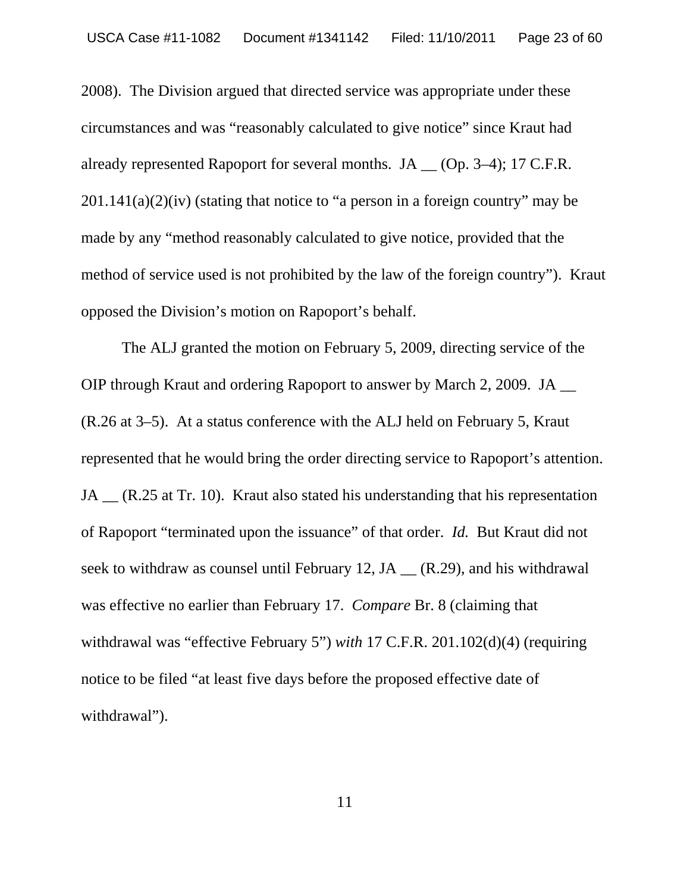2008). The Division argued that directed service was appropriate under these circumstances and was "reasonably calculated to give notice" since Kraut had already represented Rapoport for several months. JA __ (Op. 3–4); 17 C.F.R. 201.141(a)(2)(iv) (stating that notice to "a person in a foreign country" may be made by any "method reasonably calculated to give notice, provided that the method of service used is not prohibited by the law of the foreign country"). Kraut opposed the Division's motion on Rapoport's behalf.

The ALJ granted the motion on February 5, 2009, directing service of the OIP through Kraut and ordering Rapoport to answer by March 2, 2009. JA __ (R.26 at 3–5). At a status conference with the ALJ held on February 5, Kraut represented that he would bring the order directing service to Rapoport's attention. JA __ (R.25 at Tr. 10). Kraut also stated his understanding that his representation of Rapoport "terminated upon the issuance" of that order. *Id.* But Kraut did not seek to withdraw as counsel until February 12, JA __ (R.29), and his withdrawal was effective no earlier than February 17. *Compare* Br. 8 (claiming that withdrawal was "effective February 5") *with* 17 C.F.R. 201.102(d)(4) (requiring notice to be filed "at least five days before the proposed effective date of withdrawal").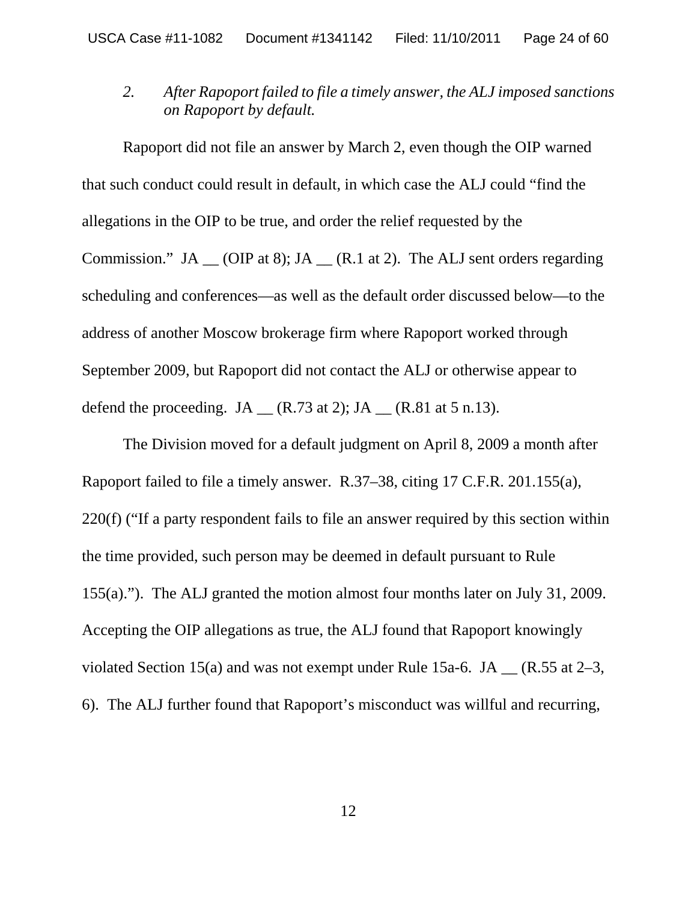*2. After Rapoport failed to file a timely answer, the ALJ imposed sanctions on Rapoport by default.*

Rapoport did not file an answer by March 2, even though the OIP warned that such conduct could result in default, in which case the ALJ could "find the allegations in the OIP to be true, and order the relief requested by the Commission." JA __ (OIP at 8); JA __ (R.1 at 2). The ALJ sent orders regarding scheduling and conferences—as well as the default order discussed below—to the address of another Moscow brokerage firm where Rapoport worked through September 2009, but Rapoport did not contact the ALJ or otherwise appear to defend the proceeding. JA __ (R.73 at 2); JA __ (R.81 at 5 n.13).

The Division moved for a default judgment on April 8, 2009 a month after Rapoport failed to file a timely answer. R.37–38, citing 17 C.F.R. 201.155(a), 220(f) ("If a party respondent fails to file an answer required by this section within the time provided, such person may be deemed in default pursuant to Rule 155(a)."). The ALJ granted the motion almost four months later on July 31, 2009. Accepting the OIP allegations as true, the ALJ found that Rapoport knowingly violated Section 15(a) and was not exempt under Rule 15a-6. JA __ (R.55 at 2–3, 6). The ALJ further found that Rapoport's misconduct was willful and recurring,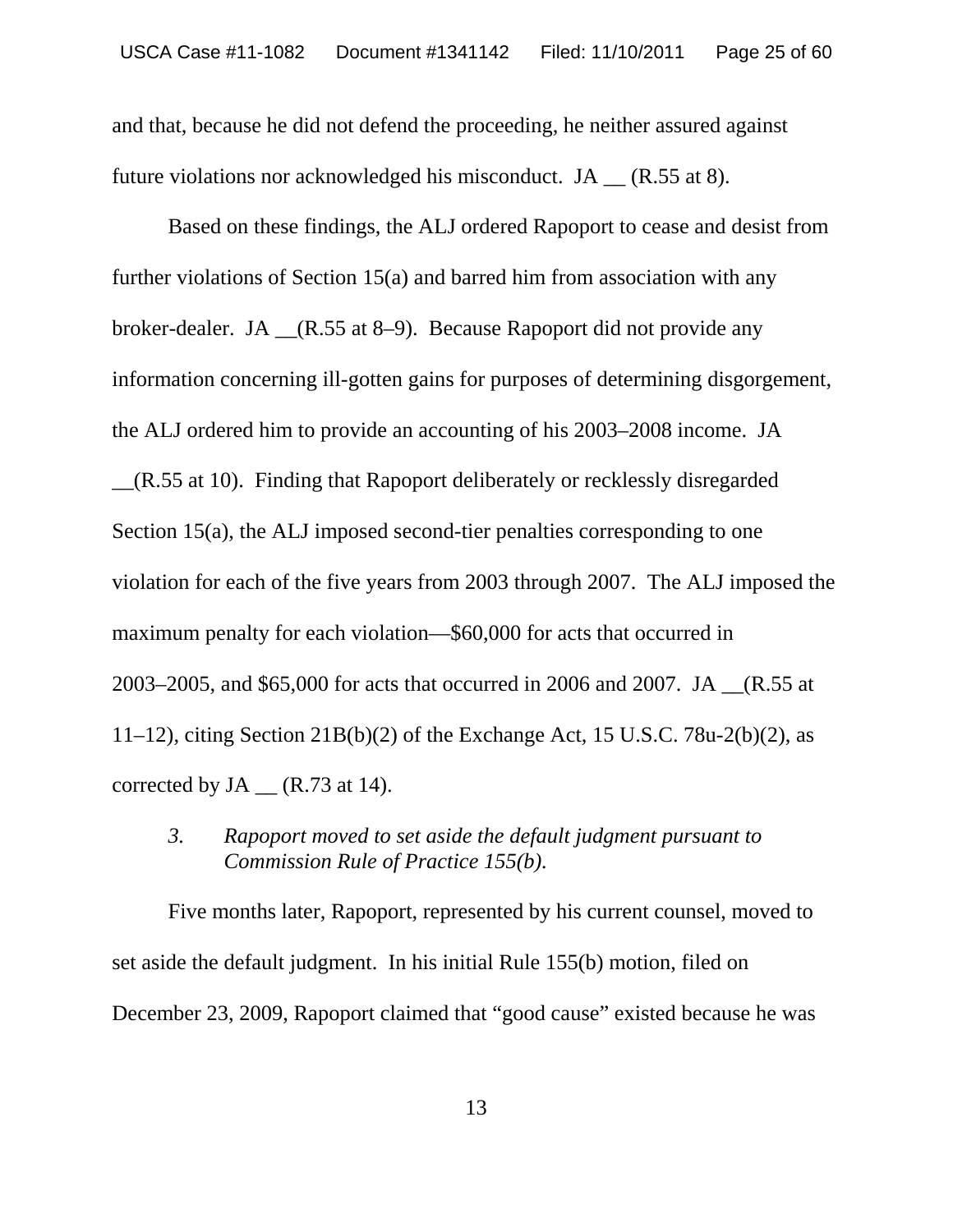and that, because he did not defend the proceeding, he neither assured against future violations nor acknowledged his misconduct. JA __ (R.55 at 8).

Based on these findings, the ALJ ordered Rapoport to cease and desist from further violations of Section 15(a) and barred him from association with any broker-dealer. JA __(R.55 at 8–9). Because Rapoport did not provide any information concerning ill-gotten gains for purposes of determining disgorgement, the ALJ ordered him to provide an accounting of his 2003–2008 income. JA __(R.55 at 10). Finding that Rapoport deliberately or recklessly disregarded Section 15(a), the ALJ imposed second-tier penalties corresponding to one violation for each of the five years from 2003 through 2007. The ALJ imposed the maximum penalty for each violation—$60,000 for acts that occurred in 2003–2005, and $65,000 for acts that occurred in 2006 and 2007. JA __(R.55 at 11–12), citing Section 21B(b)(2) of the Exchange Act, 15 U.S.C. 78u-2(b)(2), as corrected by JA __ (R.73 at 14).

### *3. Rapoport moved to set aside the default judgment pursuant to Commission Rule of Practice 155(b).*

Five months later, Rapoport, represented by his current counsel, moved to set aside the default judgment. In his initial Rule 155(b) motion, filed on December 23, 2009, Rapoport claimed that "good cause" existed because he was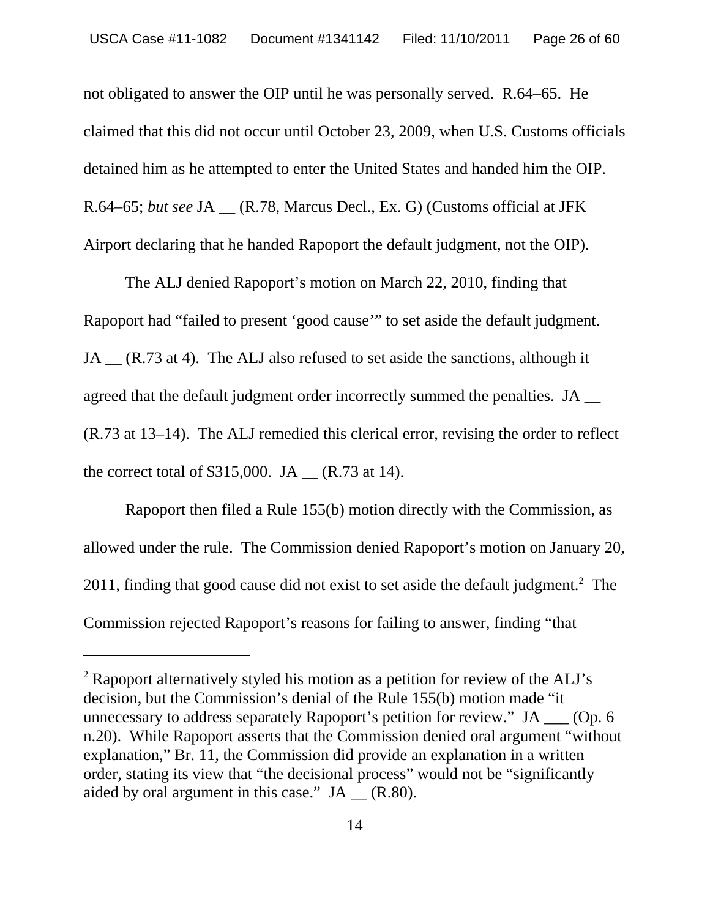not obligated to answer the OIP until he was personally served. R.64–65. He claimed that this did not occur until October 23, 2009, when U.S. Customs officials detained him as he attempted to enter the United States and handed him the OIP. R.64–65; *but see* JA __ (R.78, Marcus Decl., Ex. G) (Customs official at JFK Airport declaring that he handed Rapoport the default judgment, not the OIP).

The ALJ denied Rapoport's motion on March 22, 2010, finding that Rapoport had "failed to present 'good cause'" to set aside the default judgment. JA __ (R.73 at 4). The ALJ also refused to set aside the sanctions, although it agreed that the default judgment order incorrectly summed the penalties. JA __ (R.73 at 13–14). The ALJ remedied this clerical error, revising the order to reflect the correct total of $315,000. JA __ (R.73 at 14).

Rapoport then filed a Rule 155(b) motion directly with the Commission, as allowed under the rule. The Commission denied Rapoport's motion on January 20, 2011, finding that good cause did not exist to set aside the default judgment.[2] The Commission rejected Rapoport's reasons for failing to answer, finding "that

---

[2] Rapoport alternatively styled his motion as a petition for review of the ALJ's decision, but the Commission's denial of the Rule 155(b) motion made "it unnecessary to address separately Rapoport's petition for review." JA ___ (Op. 6 n.20). While Rapoport asserts that the Commission denied oral argument "without explanation," Br. 11, the Commission did provide an explanation in a written order, stating its view that "the decisional process" would not be "significantly aided by oral argument in this case." JA __ (R.80).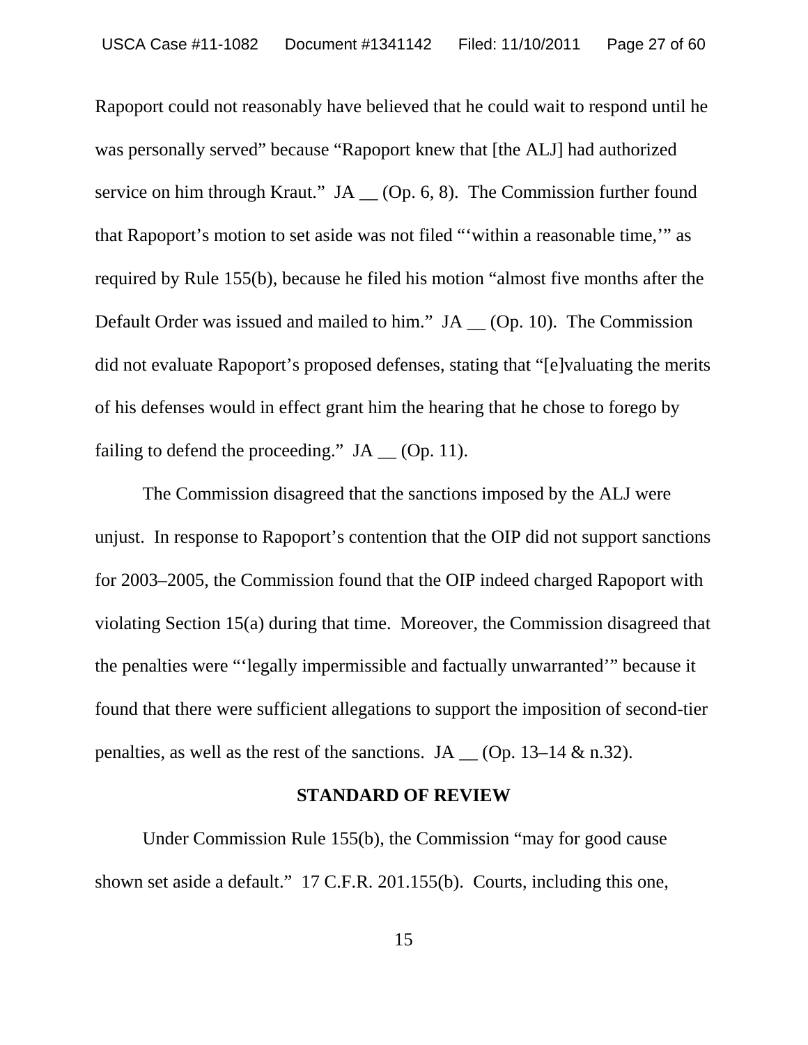Rapoport could not reasonably have believed that he could wait to respond until he was personally served" because "Rapoport knew that [the ALJ] had authorized service on him through Kraut." JA __ (Op. 6, 8). The Commission further found that Rapoport's motion to set aside was not filed "'within a reasonable time,'" as required by Rule 155(b), because he filed his motion "almost five months after the Default Order was issued and mailed to him." JA __ (Op. 10). The Commission did not evaluate Rapoport's proposed defenses, stating that "[e]valuating the merits of his defenses would in effect grant him the hearing that he chose to forego by failing to defend the proceeding." JA __ (Op. 11).

The Commission disagreed that the sanctions imposed by the ALJ were unjust. In response to Rapoport's contention that the OIP did not support sanctions for 2003–2005, the Commission found that the OIP indeed charged Rapoport with violating Section 15(a) during that time. Moreover, the Commission disagreed that the penalties were "'legally impermissible and factually unwarranted'" because it found that there were sufficient allegations to support the imposition of second-tier penalties, as well as the rest of the sanctions. JA __ (Op. 13–14 & n.32).

## STANDARD OF REVIEW

Under Commission Rule 155(b), the Commission "may for good cause shown set aside a default." 17 C.F.R. 201.155(b). Courts, including this one,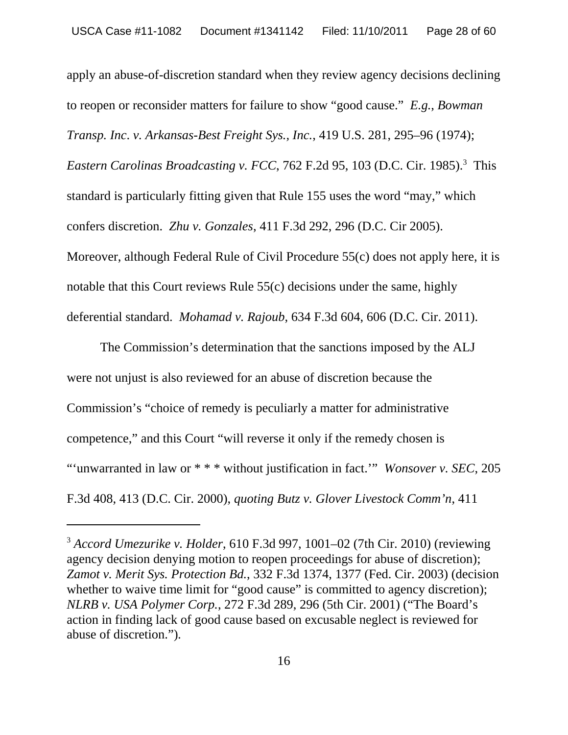apply an abuse-of-discretion standard when they review agency decisions declining to reopen or reconsider matters for failure to show "good cause." *E.g.*, *Bowman Transp. Inc. v. Arkansas-Best Freight Sys., Inc.*, 419 U.S. 281, 295–96 (1974); *Eastern Carolinas Broadcasting v. FCC*, 762 F.2d 95, 103 (D.C. Cir. 1985).[3] This standard is particularly fitting given that Rule 155 uses the word "may," which confers discretion. *Zhu v. Gonzales*, 411 F.3d 292, 296 (D.C. Cir 2005). Moreover, although Federal Rule of Civil Procedure 55(c) does not apply here, it is notable that this Court reviews Rule 55(c) decisions under the same, highly deferential standard. *Mohamad v. Rajoub*, 634 F.3d 604, 606 (D.C. Cir. 2011).

The Commission's determination that the sanctions imposed by the ALJ were not unjust is also reviewed for an abuse of discretion because the Commission's "choice of remedy is peculiarly a matter for administrative competence," and this Court "will reverse it only if the remedy chosen is "'unwarranted in law or * * * without justification in fact.'" *Wonsover v. SEC*, 205 F.3d 408, 413 (D.C. Cir. 2000), *quoting Butz v. Glover Livestock Comm'n*, 411

---

[3] *Accord Umezurike v. Holder*, 610 F.3d 997, 1001–02 (7th Cir. 2010) (reviewing agency decision denying motion to reopen proceedings for abuse of discretion); *Zamot v. Merit Sys. Protection Bd.*, 332 F.3d 1374, 1377 (Fed. Cir. 2003) (decision whether to waive time limit for "good cause" is committed to agency discretion); *NLRB v. USA Polymer Corp.*, 272 F.3d 289, 296 (5th Cir. 2001) ("The Board's action in finding lack of good cause based on excusable neglect is reviewed for abuse of discretion.").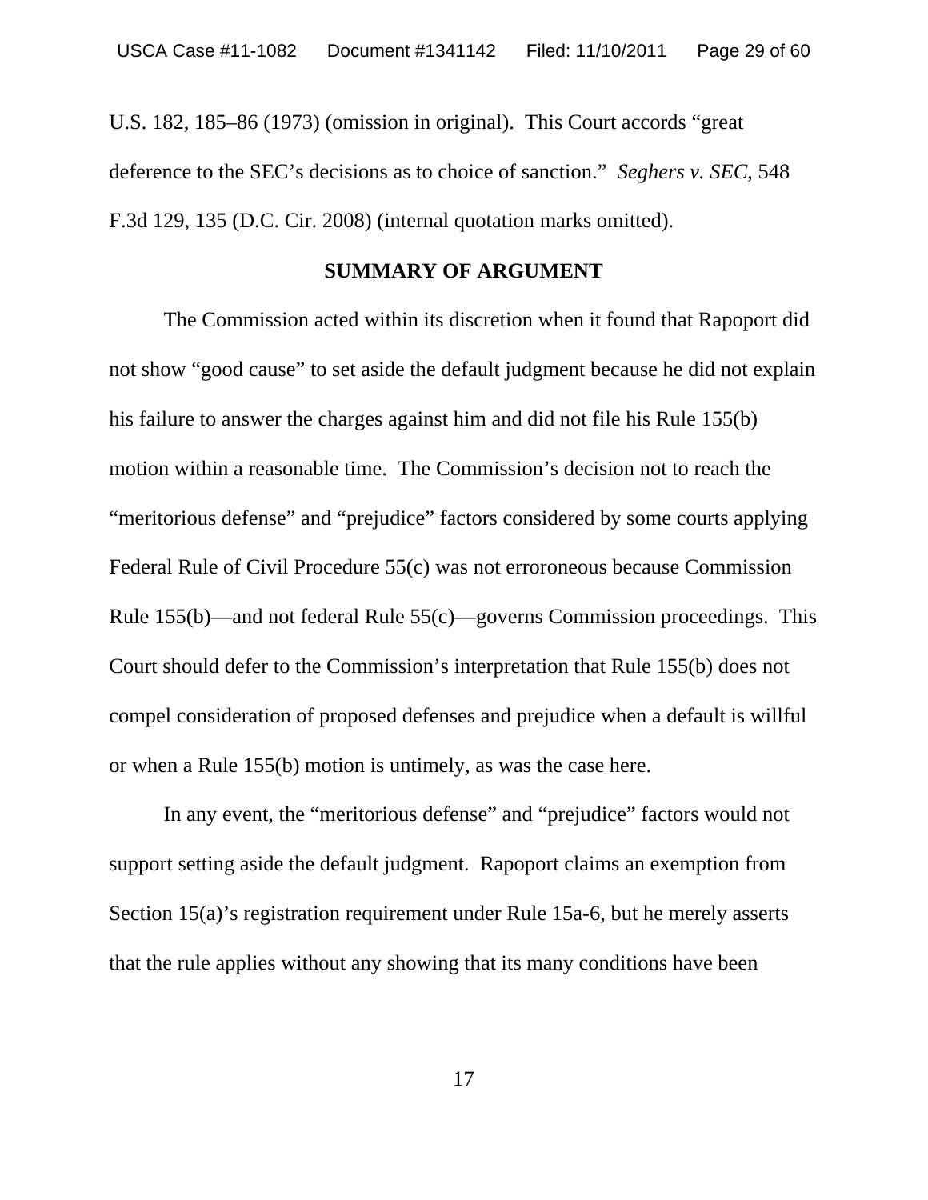U.S. 182, 185–86 (1973) (omission in original). This Court accords "great deference to the SEC's decisions as to choice of sanction." *Seghers v. SEC*, 548 F.3d 129, 135 (D.C. Cir. 2008) (internal quotation marks omitted).

**SUMMARY OF ARGUMENT**

The Commission acted within its discretion when it found that Rapoport did not show "good cause" to set aside the default judgment because he did not explain his failure to answer the charges against him and did not file his Rule 155(b) motion within a reasonable time. The Commission's decision not to reach the "meritorious defense" and "prejudice" factors considered by some courts applying Federal Rule of Civil Procedure 55(c) was not erroroneous because Commission Rule 155(b)—and not federal Rule 55(c)—governs Commission proceedings. This Court should defer to the Commission's interpretation that Rule 155(b) does not compel consideration of proposed defenses and prejudice when a default is willful or when a Rule 155(b) motion is untimely, as was the case here.

In any event, the "meritorious defense" and "prejudice" factors would not support setting aside the default judgment. Rapoport claims an exemption from Section 15(a)'s registration requirement under Rule 15a-6, but he merely asserts that the rule applies without any showing that its many conditions have been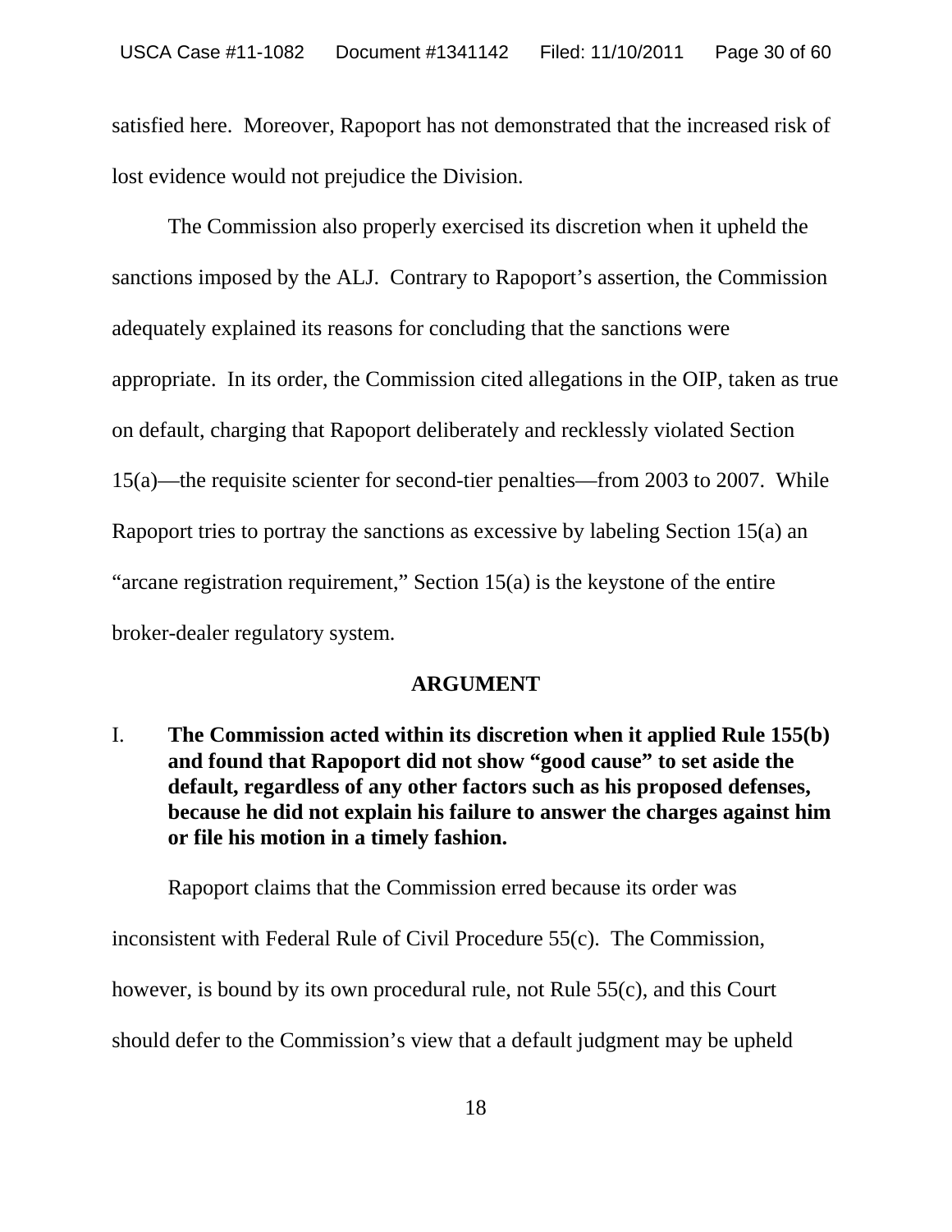satisfied here. Moreover, Rapoport has not demonstrated that the increased risk of lost evidence would not prejudice the Division.

The Commission also properly exercised its discretion when it upheld the sanctions imposed by the ALJ. Contrary to Rapoport's assertion, the Commission adequately explained its reasons for concluding that the sanctions were appropriate. In its order, the Commission cited allegations in the OIP, taken as true on default, charging that Rapoport deliberately and recklessly violated Section 15(a)—the requisite scienter for second-tier penalties—from 2003 to 2007. While Rapoport tries to portray the sanctions as excessive by labeling Section 15(a) an "arcane registration requirement," Section 15(a) is the keystone of the entire broker-dealer regulatory system.

## ARGUMENT

I. **The Commission acted within its discretion when it applied Rule 155(b) and found that Rapoport did not show "good cause" to set aside the default, regardless of any other factors such as his proposed defenses, because he did not explain his failure to answer the charges against him or file his motion in a timely fashion.**

Rapoport claims that the Commission erred because its order was inconsistent with Federal Rule of Civil Procedure 55(c). The Commission, however, is bound by its own procedural rule, not Rule 55(c), and this Court should defer to the Commission's view that a default judgment may be upheld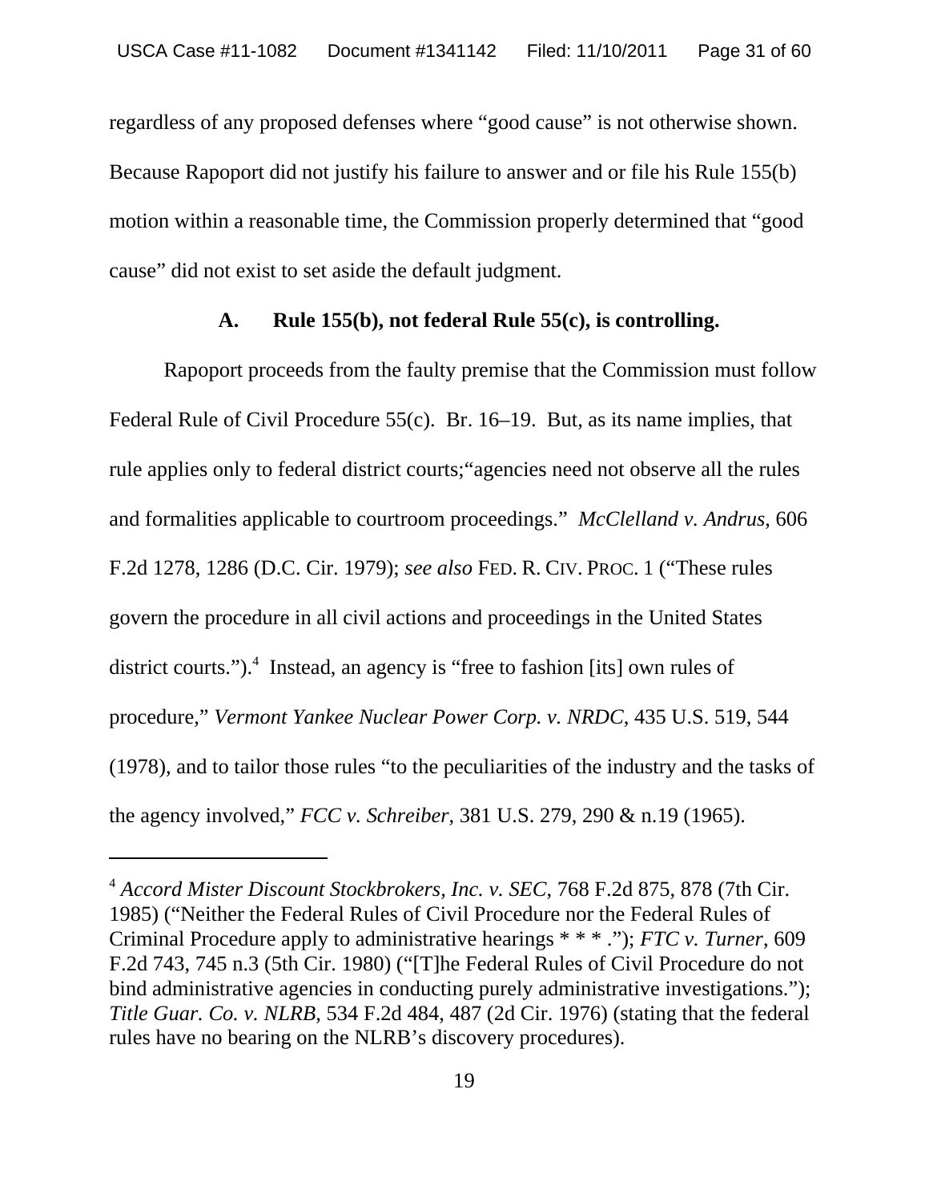regardless of any proposed defenses where "good cause" is not otherwise shown. Because Rapoport did not justify his failure to answer and or file his Rule 155(b) motion within a reasonable time, the Commission properly determined that "good cause" did not exist to set aside the default judgment.

### A. Rule 155(b), not federal Rule 55(c), is controlling.

Rapoport proceeds from the faulty premise that the Commission must follow Federal Rule of Civil Procedure 55(c). Br. 16–19. But, as its name implies, that rule applies only to federal district courts;"agencies need not observe all the rules and formalities applicable to courtroom proceedings." *McClelland v. Andrus*, 606 F.2d 1278, 1286 (D.C. Cir. 1979); *see also* FED. R. CIV. PROC. 1 ("These rules govern the procedure in all civil actions and proceedings in the United States district courts.").[4] Instead, an agency is "free to fashion [its] own rules of procedure," *Vermont Yankee Nuclear Power Corp. v. NRDC*, 435 U.S. 519, 544 (1978), and to tailor those rules "to the peculiarities of the industry and the tasks of the agency involved," *FCC v. Schreiber*, 381 U.S. 279, 290 & n.19 (1965).

---

[4] *Accord Mister Discount Stockbrokers, Inc. v. SEC*, 768 F.2d 875, 878 (7th Cir. 1985) ("Neither the Federal Rules of Civil Procedure nor the Federal Rules of Criminal Procedure apply to administrative hearings * * * ."); *FTC v. Turner*, 609 F.2d 743, 745 n.3 (5th Cir. 1980) ("[T]he Federal Rules of Civil Procedure do not bind administrative agencies in conducting purely administrative investigations."); *Title Guar. Co. v. NLRB*, 534 F.2d 484, 487 (2d Cir. 1976) (stating that the federal rules have no bearing on the NLRB's discovery procedures).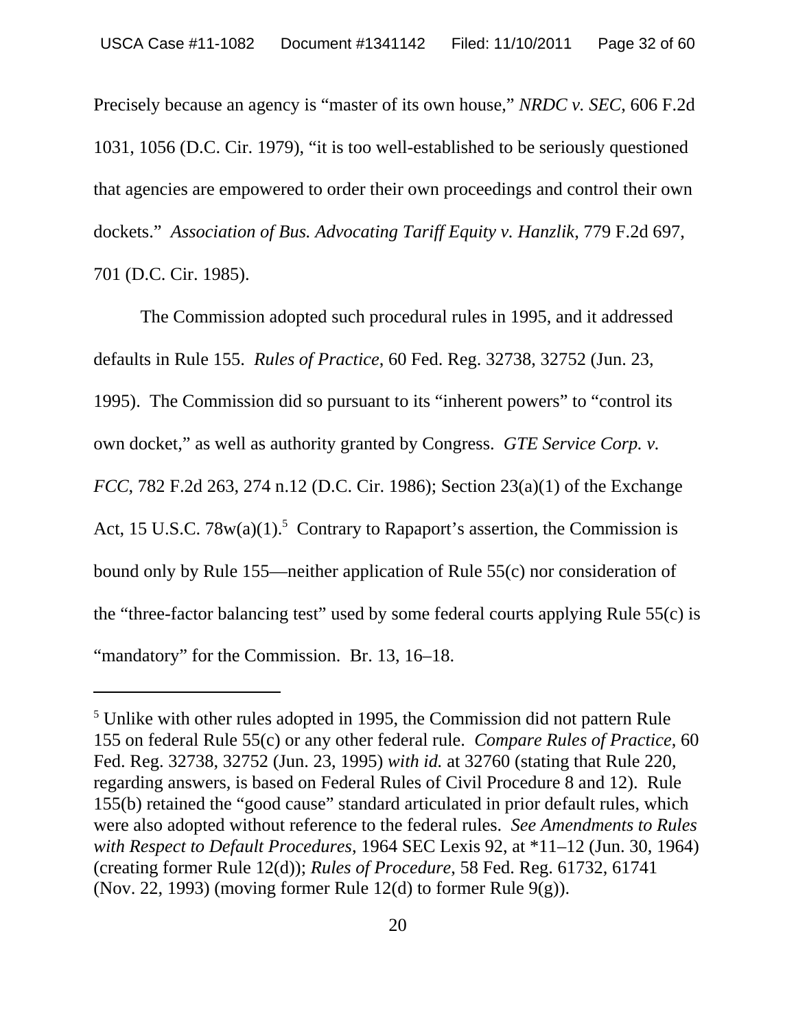Precisely because an agency is "master of its own house," *NRDC v. SEC*, 606 F.2d 1031, 1056 (D.C. Cir. 1979), "it is too well-established to be seriously questioned that agencies are empowered to order their own proceedings and control their own dockets." *Association of Bus. Advocating Tariff Equity v. Hanzlik*, 779 F.2d 697, 701 (D.C. Cir. 1985).

The Commission adopted such procedural rules in 1995, and it addressed defaults in Rule 155. *Rules of Practice*, 60 Fed. Reg. 32738, 32752 (Jun. 23, 1995). The Commission did so pursuant to its "inherent powers" to "control its own docket," as well as authority granted by Congress. *GTE Service Corp. v. FCC*, 782 F.2d 263, 274 n.12 (D.C. Cir. 1986); Section 23(a)(1) of the Exchange Act, 15 U.S.C. 78w(a)(1).[5] Contrary to Rapaport's assertion, the Commission is bound only by Rule 155—neither application of Rule 55(c) nor consideration of the "three-factor balancing test" used by some federal courts applying Rule 55(c) is "mandatory" for the Commission. Br. 13, 16–18.

---

[5] Unlike with other rules adopted in 1995, the Commission did not pattern Rule 155 on federal Rule 55(c) or any other federal rule. *Compare Rules of Practice*, 60 Fed. Reg. 32738, 32752 (Jun. 23, 1995) *with id.* at 32760 (stating that Rule 220, regarding answers, is based on Federal Rules of Civil Procedure 8 and 12). Rule 155(b) retained the "good cause" standard articulated in prior default rules, which were also adopted without reference to the federal rules. *See Amendments to Rules with Respect to Default Procedures*, 1964 SEC Lexis 92, at *11–12 (Jun. 30, 1964) (creating former Rule 12(d)); *Rules of Procedure*, 58 Fed. Reg. 61732, 61741 (Nov. 22, 1993) (moving former Rule 12(d) to former Rule 9(g)).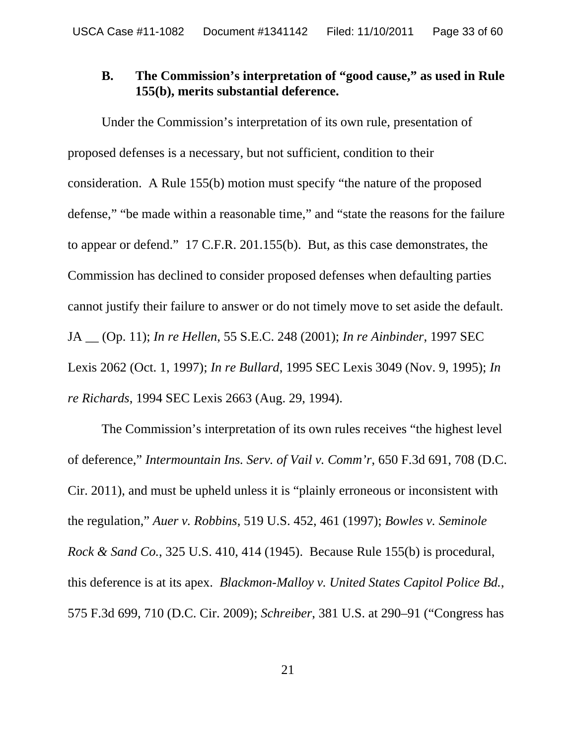### B. The Commission's interpretation of "good cause," as used in Rule 155(b), merits substantial deference.

Under the Commission's interpretation of its own rule, presentation of proposed defenses is a necessary, but not sufficient, condition to their consideration. A Rule 155(b) motion must specify "the nature of the proposed defense," "be made within a reasonable time," and "state the reasons for the failure to appear or defend." 17 C.F.R. 201.155(b). But, as this case demonstrates, the Commission has declined to consider proposed defenses when defaulting parties cannot justify their failure to answer or do not timely move to set aside the default. JA __ (Op. 11); *In re Hellen*, 55 S.E.C. 248 (2001); *In re Ainbinder*, 1997 SEC Lexis 2062 (Oct. 1, 1997); *In re Bullard*, 1995 SEC Lexis 3049 (Nov. 9, 1995); *In re Richards*, 1994 SEC Lexis 2663 (Aug. 29, 1994).

The Commission's interpretation of its own rules receives "the highest level of deference," *Intermountain Ins. Serv. of Vail v. Comm'r*, 650 F.3d 691, 708 (D.C. Cir. 2011), and must be upheld unless it is "plainly erroneous or inconsistent with the regulation," *Auer v. Robbins*, 519 U.S. 452, 461 (1997); *Bowles v. Seminole Rock & Sand Co.*, 325 U.S. 410, 414 (1945). Because Rule 155(b) is procedural, this deference is at its apex. *Blackmon-Malloy v. United States Capitol Police Bd.*, 575 F.3d 699, 710 (D.C. Cir. 2009); *Schreiber*, 381 U.S. at 290–91 ("Congress has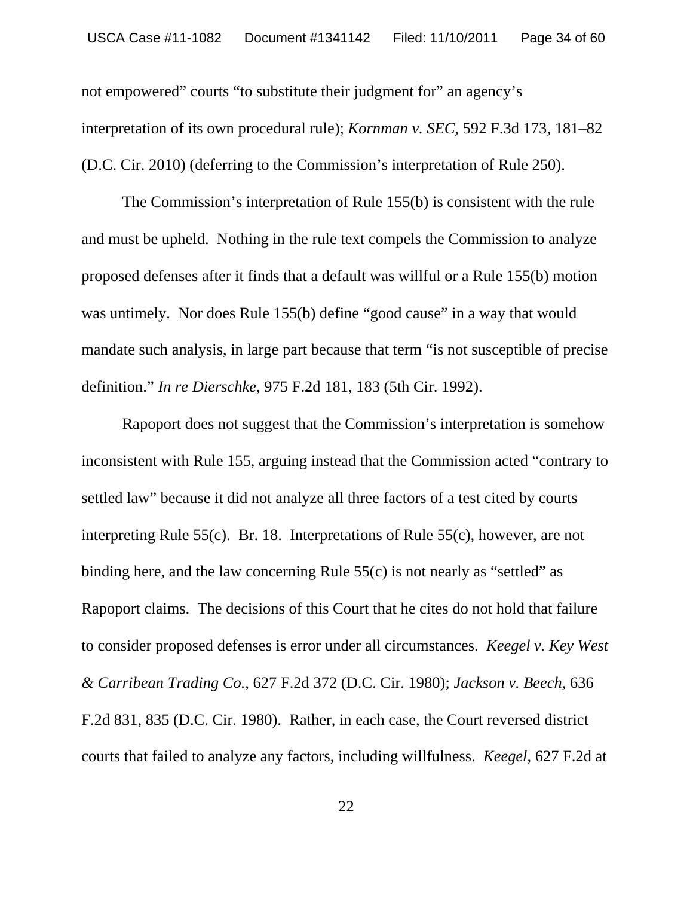not empowered" courts "to substitute their judgment for" an agency's interpretation of its own procedural rule); *Kornman v. SEC*, 592 F.3d 173, 181–82 (D.C. Cir. 2010) (deferring to the Commission's interpretation of Rule 250).

The Commission's interpretation of Rule 155(b) is consistent with the rule and must be upheld. Nothing in the rule text compels the Commission to analyze proposed defenses after it finds that a default was willful or a Rule 155(b) motion was untimely. Nor does Rule 155(b) define "good cause" in a way that would mandate such analysis, in large part because that term "is not susceptible of precise definition." *In re Dierschke*, 975 F.2d 181, 183 (5th Cir. 1992).

Rapoport does not suggest that the Commission's interpretation is somehow inconsistent with Rule 155, arguing instead that the Commission acted "contrary to settled law" because it did not analyze all three factors of a test cited by courts interpreting Rule 55(c). Br. 18. Interpretations of Rule 55(c), however, are not binding here, and the law concerning Rule 55(c) is not nearly as "settled" as Rapoport claims. The decisions of this Court that he cites do not hold that failure to consider proposed defenses is error under all circumstances. *Keegel v. Key West & Carribean Trading Co.*, 627 F.2d 372 (D.C. Cir. 1980); *Jackson v. Beech*, 636 F.2d 831, 835 (D.C. Cir. 1980). Rather, in each case, the Court reversed district courts that failed to analyze any factors, including willfulness. *Keegel*, 627 F.2d at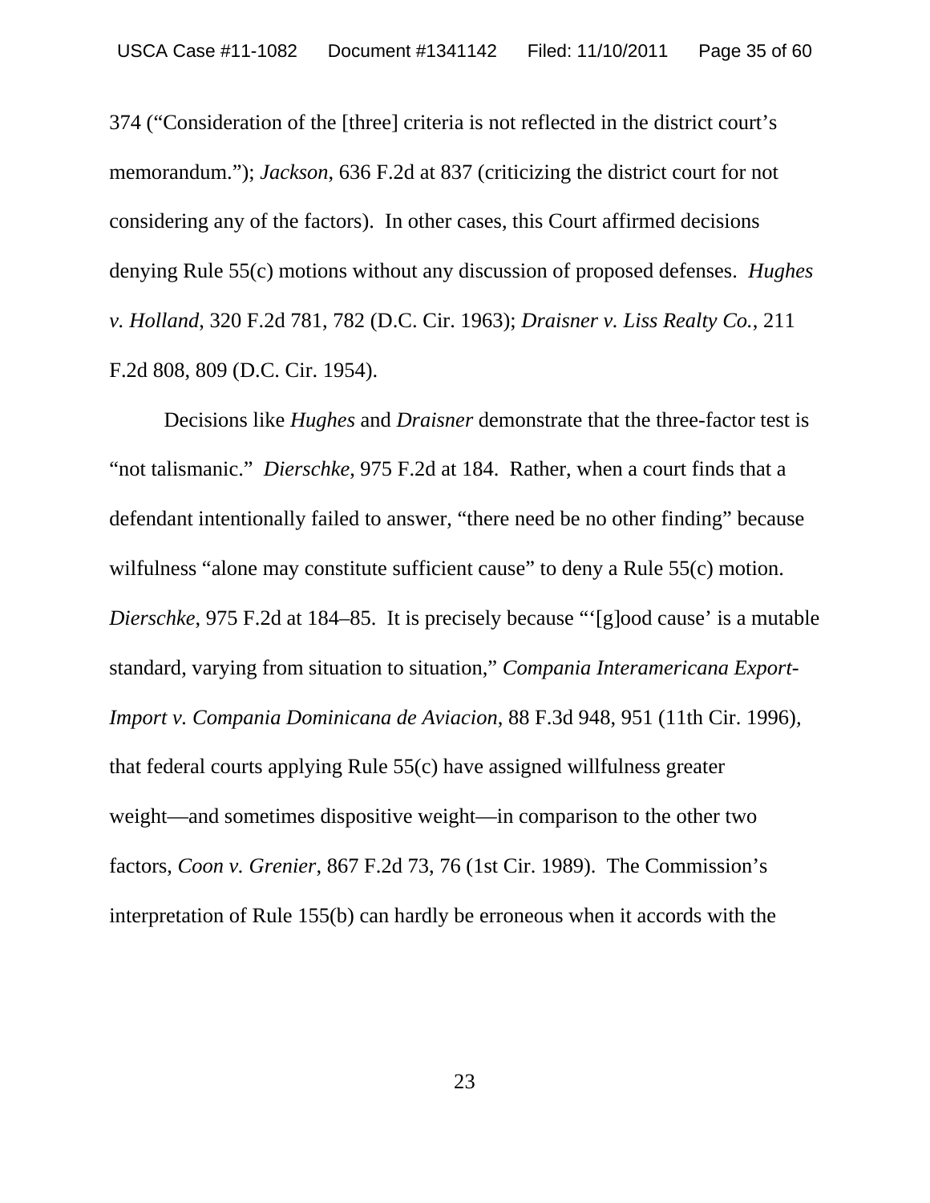374 ("Consideration of the [three] criteria is not reflected in the district court's memorandum."); *Jackson*, 636 F.2d at 837 (criticizing the district court for not considering any of the factors). In other cases, this Court affirmed decisions denying Rule 55(c) motions without any discussion of proposed defenses. *Hughes v. Holland*, 320 F.2d 781, 782 (D.C. Cir. 1963); *Draisner v. Liss Realty Co.*, 211 F.2d 808, 809 (D.C. Cir. 1954).

Decisions like *Hughes* and *Draisner* demonstrate that the three-factor test is "not talismanic." *Dierschke*, 975 F.2d at 184. Rather, when a court finds that a defendant intentionally failed to answer, "there need be no other finding" because wilfulness "alone may constitute sufficient cause" to deny a Rule 55(c) motion. *Dierschke*, 975 F.2d at 184–85. It is precisely because "'[g]ood cause' is a mutable standard, varying from situation to situation," *Compania Interamericana Export-Import v. Compania Dominicana de Aviacion*, 88 F.3d 948, 951 (11th Cir. 1996), that federal courts applying Rule 55(c) have assigned willfulness greater weight—and sometimes dispositive weight—in comparison to the other two factors, *Coon v. Grenier*, 867 F.2d 73, 76 (1st Cir. 1989). The Commission's interpretation of Rule 155(b) can hardly be erroneous when it accords with the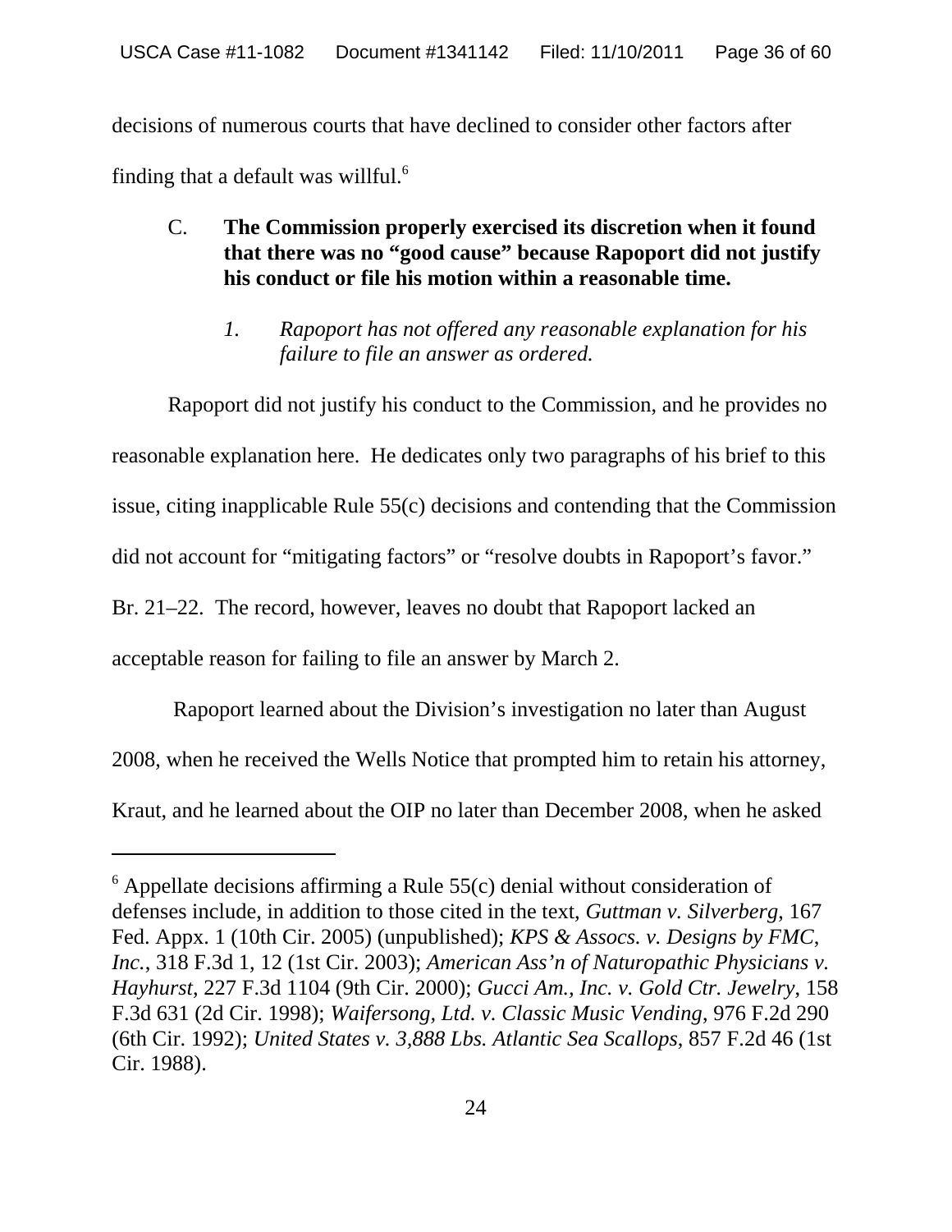decisions of numerous courts that have declined to consider other factors after finding that a default was willful.[6]

### C. The Commission properly exercised its discretion when it found that there was no "good cause" because Rapoport did not justify his conduct or file his motion within a reasonable time.

#### *1. Rapoport has not offered any reasonable explanation for his failure to file an answer as ordered.*

Rapoport did not justify his conduct to the Commission, and he provides no reasonable explanation here. He dedicates only two paragraphs of his brief to this issue, citing inapplicable Rule 55(c) decisions and contending that the Commission did not account for "mitigating factors" or "resolve doubts in Rapoport's favor." Br. 21–22. The record, however, leaves no doubt that Rapoport lacked an acceptable reason for failing to file an answer by March 2.

Rapoport learned about the Division's investigation no later than August 2008, when he received the Wells Notice that prompted him to retain his attorney, Kraut, and he learned about the OIP no later than December 2008, when he asked

---

[6] Appellate decisions affirming a Rule 55(c) denial without consideration of defenses include, in addition to those cited in the text, *Guttman v. Silverberg*, 167 Fed. Appx. 1 (10th Cir. 2005) (unpublished); *KPS & Assocs. v. Designs by FMC, Inc.*, 318 F.3d 1, 12 (1st Cir. 2003); *American Ass'n of Naturopathic Physicians v. Hayhurst*, 227 F.3d 1104 (9th Cir. 2000); *Gucci Am., Inc. v. Gold Ctr. Jewelry*, 158 F.3d 631 (2d Cir. 1998); *Waifersong, Ltd. v. Classic Music Vending*, 976 F.2d 290 (6th Cir. 1992); *United States v. 3,888 Lbs. Atlantic Sea Scallops*, 857 F.2d 46 (1st Cir. 1988).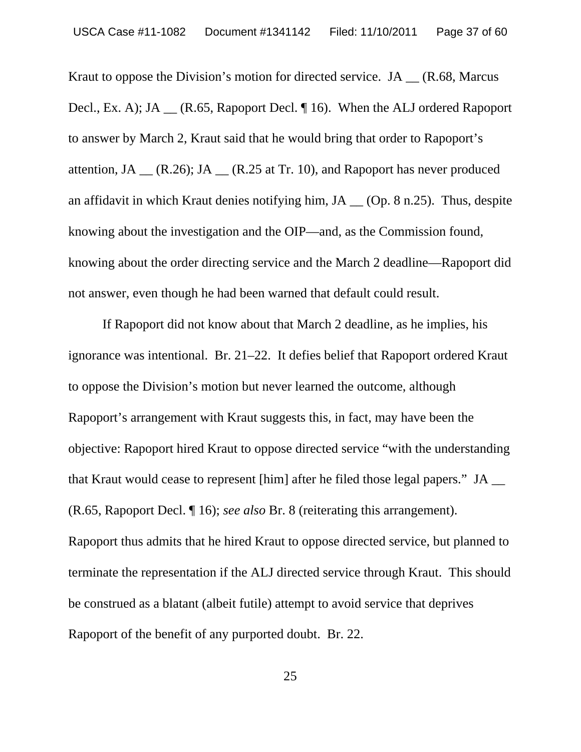Kraut to oppose the Division's motion for directed service. JA __ (R.68, Marcus Decl., Ex. A); JA __ (R.65, Rapoport Decl. ¶ 16). When the ALJ ordered Rapoport to answer by March 2, Kraut said that he would bring that order to Rapoport's attention, JA __ (R.26); JA __ (R.25 at Tr. 10), and Rapoport has never produced an affidavit in which Kraut denies notifying him, JA __ (Op. 8 n.25). Thus, despite knowing about the investigation and the OIP—and, as the Commission found, knowing about the order directing service and the March 2 deadline—Rapoport did not answer, even though he had been warned that default could result.

If Rapoport did not know about that March 2 deadline, as he implies, his ignorance was intentional. Br. 21–22. It defies belief that Rapoport ordered Kraut to oppose the Division's motion but never learned the outcome, although Rapoport's arrangement with Kraut suggests this, in fact, may have been the objective: Rapoport hired Kraut to oppose directed service "with the understanding that Kraut would cease to represent [him] after he filed those legal papers." JA __ (R.65, Rapoport Decl. ¶ 16); *see also* Br. 8 (reiterating this arrangement). Rapoport thus admits that he hired Kraut to oppose directed service, but planned to terminate the representation if the ALJ directed service through Kraut. This should be construed as a blatant (albeit futile) attempt to avoid service that deprives Rapoport of the benefit of any purported doubt. Br. 22.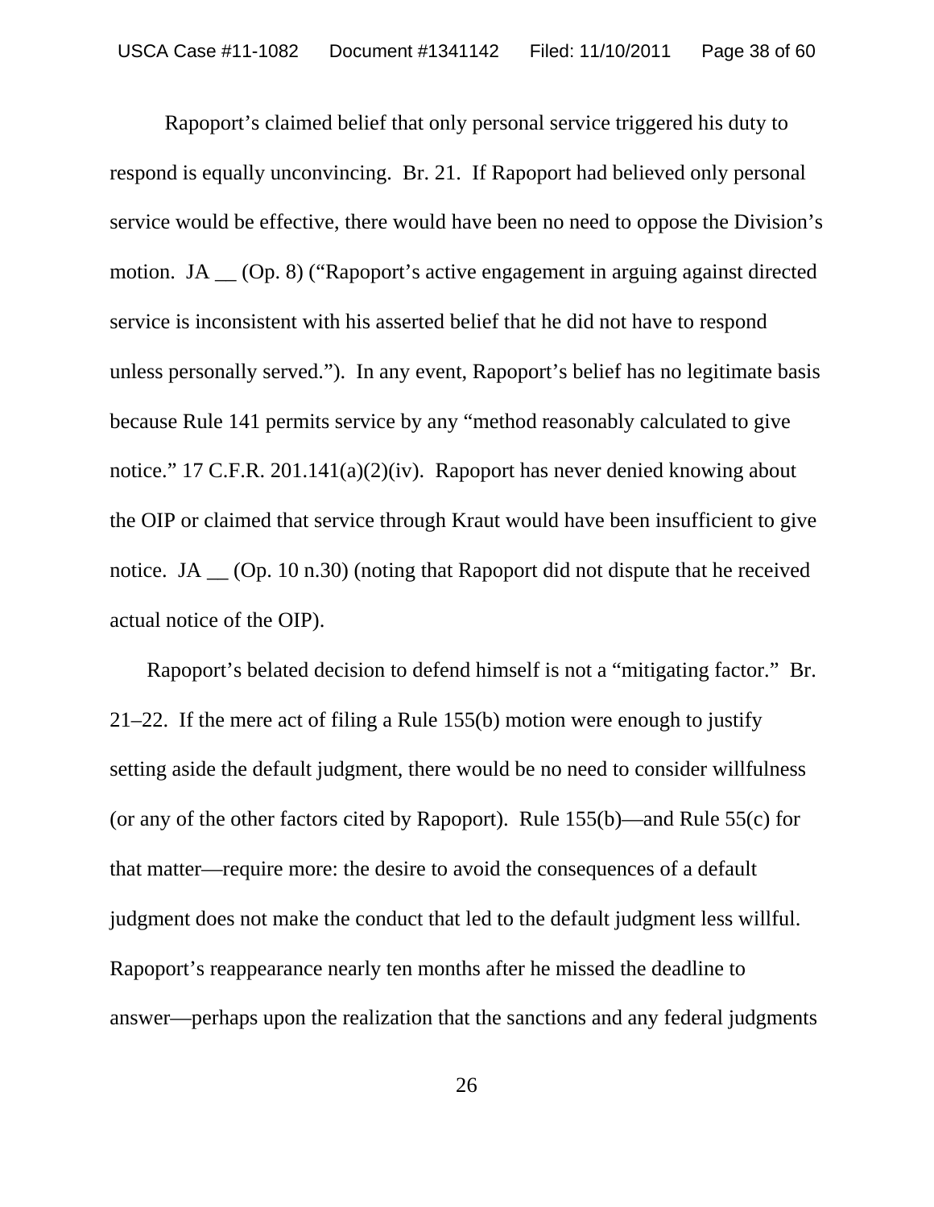Rapoport's claimed belief that only personal service triggered his duty to respond is equally unconvincing. Br. 21. If Rapoport had believed only personal service would be effective, there would have been no need to oppose the Division's motion. JA __ (Op. 8) ("Rapoport's active engagement in arguing against directed service is inconsistent with his asserted belief that he did not have to respond unless personally served."). In any event, Rapoport's belief has no legitimate basis because Rule 141 permits service by any "method reasonably calculated to give notice." 17 C.F.R. 201.141(a)(2)(iv). Rapoport has never denied knowing about the OIP or claimed that service through Kraut would have been insufficient to give notice. JA __ (Op. 10 n.30) (noting that Rapoport did not dispute that he received actual notice of the OIP).

Rapoport's belated decision to defend himself is not a "mitigating factor." Br. 21–22. If the mere act of filing a Rule 155(b) motion were enough to justify setting aside the default judgment, there would be no need to consider willfulness (or any of the other factors cited by Rapoport). Rule 155(b)—and Rule 55(c) for that matter—require more: the desire to avoid the consequences of a default judgment does not make the conduct that led to the default judgment less willful. Rapoport's reappearance nearly ten months after he missed the deadline to answer—perhaps upon the realization that the sanctions and any federal judgments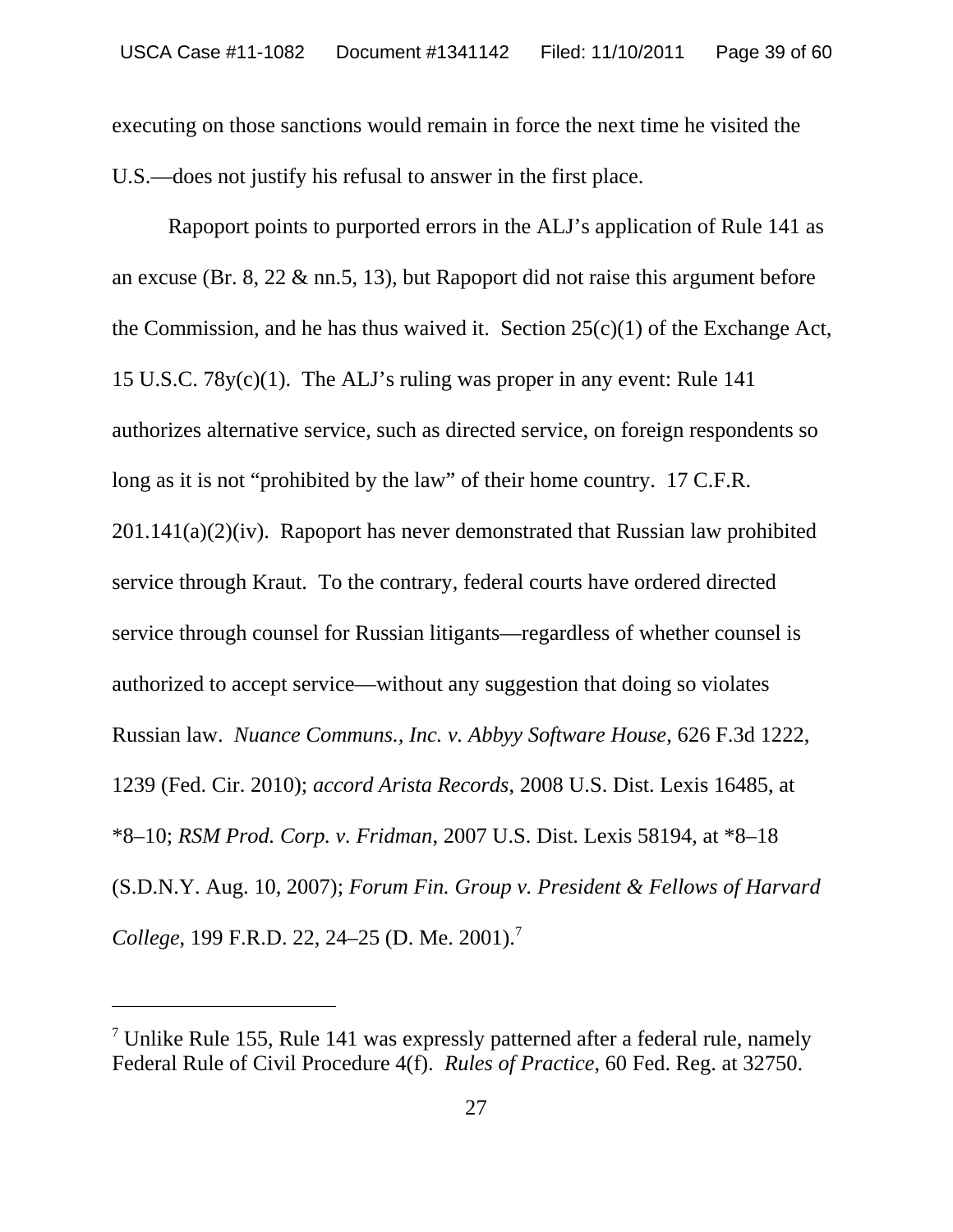executing on those sanctions would remain in force the next time he visited the U.S.—does not justify his refusal to answer in the first place.

Rapoport points to purported errors in the ALJ's application of Rule 141 as an excuse (Br. 8, 22 & nn.5, 13), but Rapoport did not raise this argument before the Commission, and he has thus waived it. Section 25(c)(1) of the Exchange Act, 15 U.S.C. 78y(c)(1). The ALJ's ruling was proper in any event: Rule 141 authorizes alternative service, such as directed service, on foreign respondents so long as it is not "prohibited by the law" of their home country. 17 C.F.R. 201.141(a)(2)(iv). Rapoport has never demonstrated that Russian law prohibited service through Kraut. To the contrary, federal courts have ordered directed service through counsel for Russian litigants—regardless of whether counsel is authorized to accept service—without any suggestion that doing so violates Russian law. *Nuance Communs., Inc. v. Abbyy Software House*, 626 F.3d 1222, 1239 (Fed. Cir. 2010); *accord Arista Records*, 2008 U.S. Dist. Lexis 16485, at *8–10; *RSM Prod. Corp. v. Fridman*, 2007 U.S. Dist. Lexis 58194, at *8–18 (S.D.N.Y. Aug. 10, 2007); *Forum Fin. Group v. President & Fellows of Harvard College*, 199 F.R.D. 22, 24–25 (D. Me. 2001).[7]

---

[7] Unlike Rule 155, Rule 141 was expressly patterned after a federal rule, namely Federal Rule of Civil Procedure 4(f). *Rules of Practice*, 60 Fed. Reg. at 32750.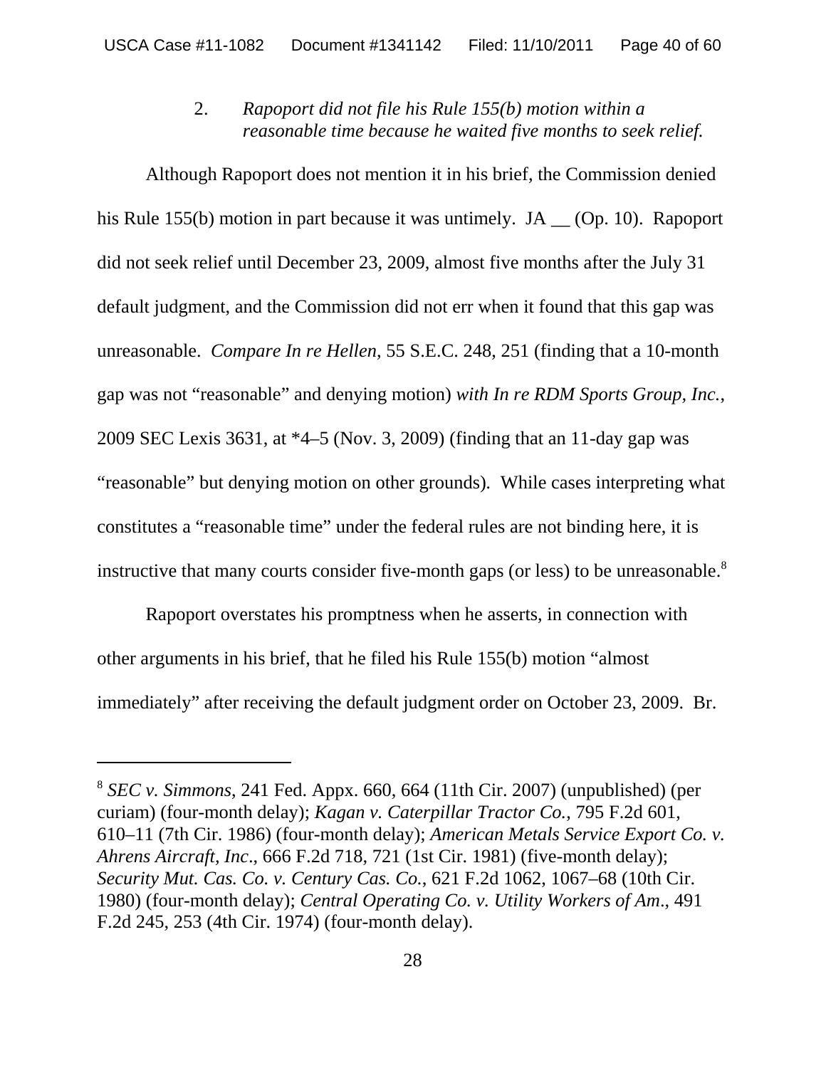2. *Rapoport did not file his Rule 155(b) motion within a reasonable time because he waited five months to seek relief.*

Although Rapoport does not mention it in his brief, the Commission denied his Rule 155(b) motion in part because it was untimely. JA __ (Op. 10). Rapoport did not seek relief until December 23, 2009, almost five months after the July 31 default judgment, and the Commission did not err when it found that this gap was unreasonable. *Compare In re Hellen,* 55 S.E.C. 248, 251 (finding that a 10-month gap was not "reasonable" and denying motion) *with In re RDM Sports Group, Inc.*, 2009 SEC Lexis 3631, at *4–5 (Nov. 3, 2009) (finding that an 11-day gap was "reasonable" but denying motion on other grounds). While cases interpreting what constitutes a "reasonable time" under the federal rules are not binding here, it is instructive that many courts consider five-month gaps (or less) to be unreasonable.[8]

Rapoport overstates his promptness when he asserts, in connection with other arguments in his brief, that he filed his Rule 155(b) motion "almost immediately" after receiving the default judgment order on October 23, 2009. Br.

---

[8] *SEC v. Simmons*, 241 Fed. Appx. 660, 664 (11th Cir. 2007) (unpublished) (per curiam) (four-month delay); *Kagan v. Caterpillar Tractor Co.*, 795 F.2d 601, 610–11 (7th Cir. 1986) (four-month delay); *American Metals Service Export Co. v. Ahrens Aircraft, Inc*., 666 F.2d 718, 721 (1st Cir. 1981) (five-month delay); *Security Mut. Cas. Co. v. Century Cas. Co.*, 621 F.2d 1062, 1067–68 (10th Cir. 1980) (four-month delay); *Central Operating Co. v. Utility Workers of Am*., 491 F.2d 245, 253 (4th Cir. 1974) (four-month delay).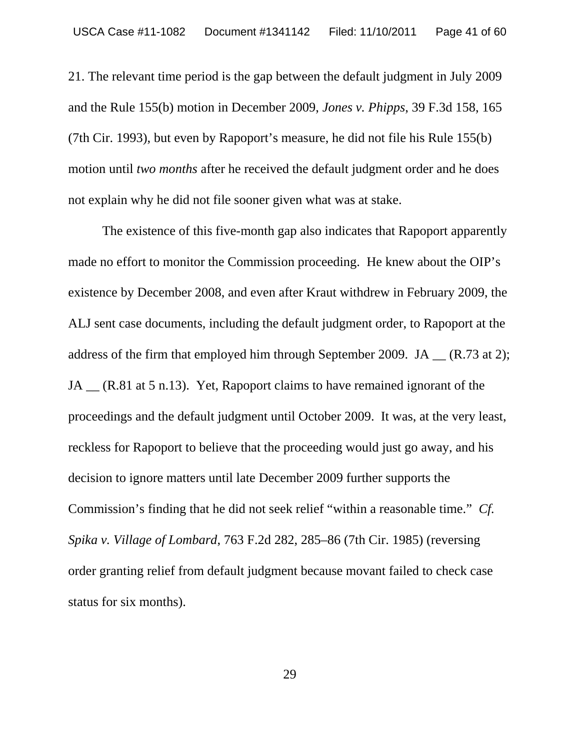21. The relevant time period is the gap between the default judgment in July 2009 and the Rule 155(b) motion in December 2009, *Jones v. Phipps*, 39 F.3d 158, 165 (7th Cir. 1993), but even by Rapoport's measure, he did not file his Rule 155(b) motion until *two months* after he received the default judgment order and he does not explain why he did not file sooner given what was at stake.

The existence of this five-month gap also indicates that Rapoport apparently made no effort to monitor the Commission proceeding. He knew about the OIP's existence by December 2008, and even after Kraut withdrew in February 2009, the ALJ sent case documents, including the default judgment order, to Rapoport at the address of the firm that employed him through September 2009. JA __ (R.73 at 2); JA __ (R.81 at 5 n.13). Yet, Rapoport claims to have remained ignorant of the proceedings and the default judgment until October 2009. It was, at the very least, reckless for Rapoport to believe that the proceeding would just go away, and his decision to ignore matters until late December 2009 further supports the Commission's finding that he did not seek relief "within a reasonable time." *Cf. Spika v. Village of Lombard*, 763 F.2d 282, 285–86 (7th Cir. 1985) (reversing order granting relief from default judgment because movant failed to check case status for six months).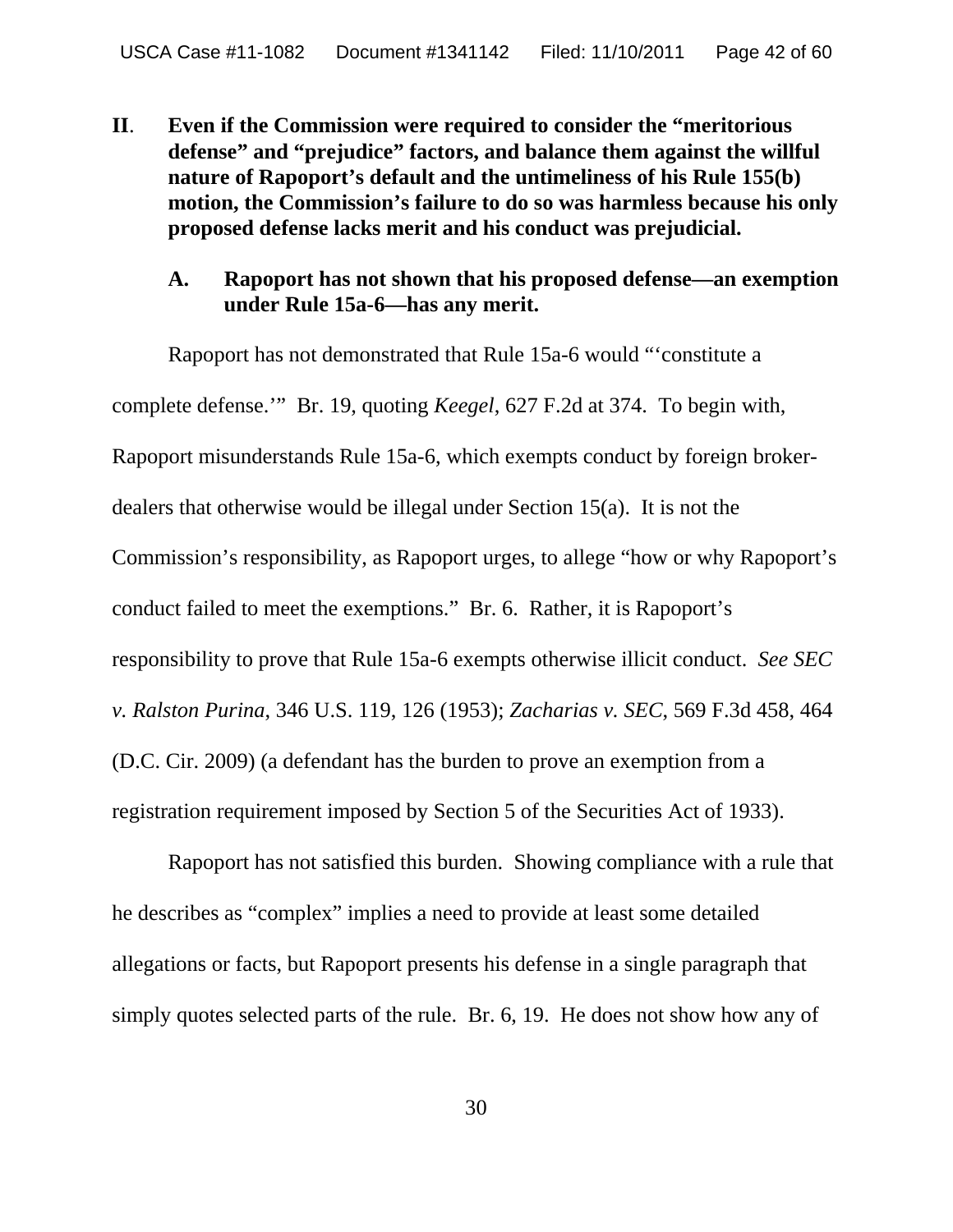**II. Even if the Commission were required to consider the "meritorious defense" and "prejudice" factors, and balance them against the willful nature of Rapoport's default and the untimeliness of his Rule 155(b) motion, the Commission's failure to do so was harmless because his only proposed defense lacks merit and his conduct was prejudicial.**

**A. Rapoport has not shown that his proposed defense—an exemption under Rule 15a-6—has any merit.**

Rapoport has not demonstrated that Rule 15a-6 would "'constitute a complete defense.'" Br. 19, quoting *Keegel*, 627 F.2d at 374. To begin with, Rapoport misunderstands Rule 15a-6, which exempts conduct by foreign broker-dealers that otherwise would be illegal under Section 15(a). It is not the Commission's responsibility, as Rapoport urges, to allege "how or why Rapoport's conduct failed to meet the exemptions." Br. 6. Rather, it is Rapoport's responsibility to prove that Rule 15a-6 exempts otherwise illicit conduct. *See SEC v. Ralston Purina*, 346 U.S. 119, 126 (1953); *Zacharias v. SEC*, 569 F.3d 458, 464 (D.C. Cir. 2009) (a defendant has the burden to prove an exemption from a registration requirement imposed by Section 5 of the Securities Act of 1933).

Rapoport has not satisfied this burden. Showing compliance with a rule that he describes as "complex" implies a need to provide at least some detailed allegations or facts, but Rapoport presents his defense in a single paragraph that simply quotes selected parts of the rule. Br. 6, 19. He does not show how any of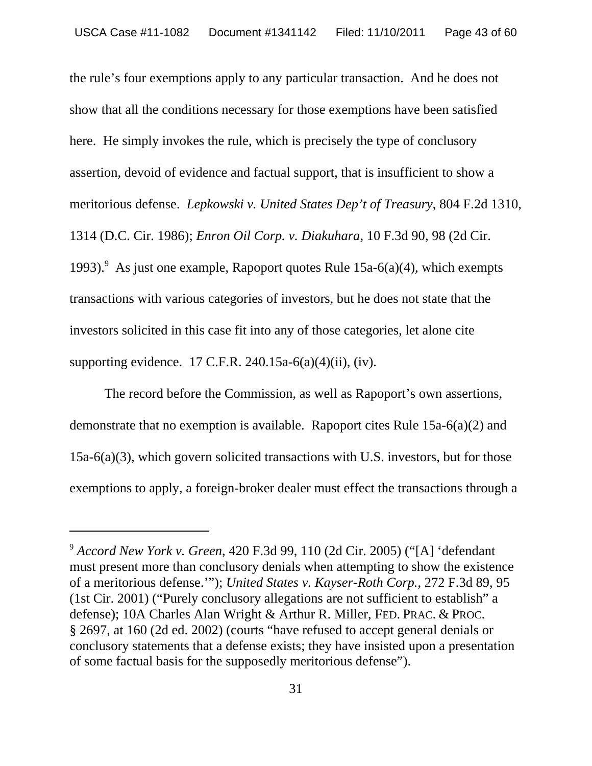the rule's four exemptions apply to any particular transaction. And he does not show that all the conditions necessary for those exemptions have been satisfied here. He simply invokes the rule, which is precisely the type of conclusory assertion, devoid of evidence and factual support, that is insufficient to show a meritorious defense. *Lepkowski v. United States Dep't of Treasury*, 804 F.2d 1310, 1314 (D.C. Cir. 1986); *Enron Oil Corp. v. Diakuhara*, 10 F.3d 90, 98 (2d Cir. 1993).[9] As just one example, Rapoport quotes Rule 15a-6(a)(4), which exempts transactions with various categories of investors, but he does not state that the investors solicited in this case fit into any of those categories, let alone cite supporting evidence. 17 C.F.R. 240.15a-6(a)(4)(ii), (iv).

The record before the Commission, as well as Rapoport's own assertions, demonstrate that no exemption is available. Rapoport cites Rule 15a-6(a)(2) and 15a-6(a)(3), which govern solicited transactions with U.S. investors, but for those exemptions to apply, a foreign-broker dealer must effect the transactions through a

---

[9] *Accord New York v. Green*, 420 F.3d 99, 110 (2d Cir. 2005) ("[A] 'defendant must present more than conclusory denials when attempting to show the existence of a meritorious defense.'"); *United States v. Kayser-Roth Corp.*, 272 F.3d 89, 95 (1st Cir. 2001) ("Purely conclusory allegations are not sufficient to establish" a defense); 10A Charles Alan Wright & Arthur R. Miller, FED. PRAC. & PROC. § 2697, at 160 (2d ed. 2002) (courts "have refused to accept general denials or conclusory statements that a defense exists; they have insisted upon a presentation of some factual basis for the supposedly meritorious defense").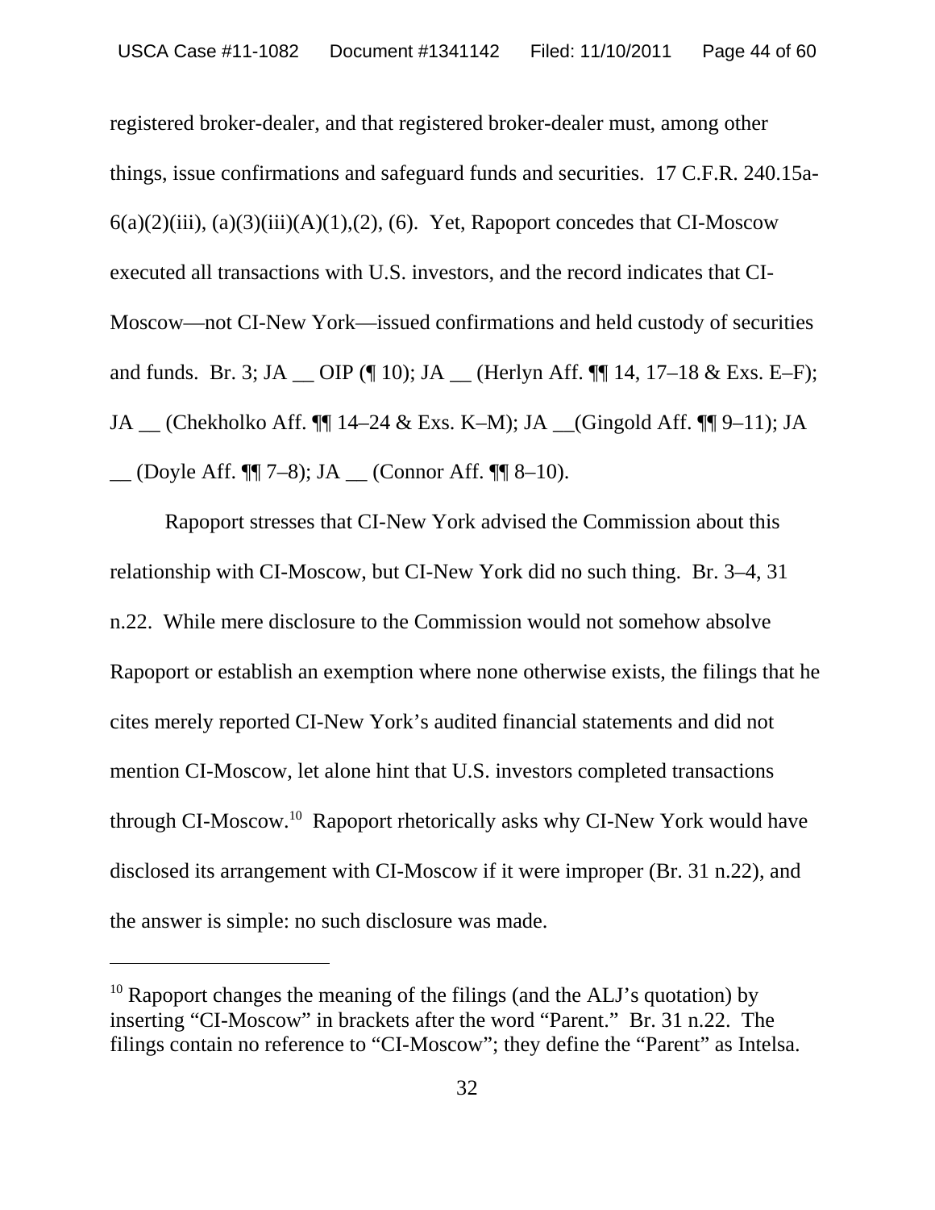registered broker-dealer, and that registered broker-dealer must, among other things, issue confirmations and safeguard funds and securities. 17 C.F.R. 240.15a-6(a)(2)(iii), (a)(3)(iii)(A)(1),(2), (6). Yet, Rapoport concedes that CI-Moscow executed all transactions with U.S. investors, and the record indicates that CI-Moscow—not CI-New York—issued confirmations and held custody of securities and funds. Br. 3; JA __ OIP (¶ 10); JA __ (Herlyn Aff. ¶¶ 14, 17–18 & Exs. E–F); JA __ (Chekholko Aff. ¶¶ 14–24 & Exs. K–M); JA __(Gingold Aff. ¶¶ 9–11); JA __ (Doyle Aff. ¶¶ 7–8); JA __ (Connor Aff. ¶¶ 8–10).

Rapoport stresses that CI-New York advised the Commission about this relationship with CI-Moscow, but CI-New York did no such thing. Br. 3–4, 31 n.22. While mere disclosure to the Commission would not somehow absolve Rapoport or establish an exemption where none otherwise exists, the filings that he cites merely reported CI-New York's audited financial statements and did not mention CI-Moscow, let alone hint that U.S. investors completed transactions through CI-Moscow.[10] Rapoport rhetorically asks why CI-New York would have disclosed its arrangement with CI-Moscow if it were improper (Br. 31 n.22), and the answer is simple: no such disclosure was made.

---

[10] Rapoport changes the meaning of the filings (and the ALJ's quotation) by inserting "CI-Moscow" in brackets after the word "Parent." Br. 31 n.22. The filings contain no reference to "CI-Moscow"; they define the "Parent" as Intelsa.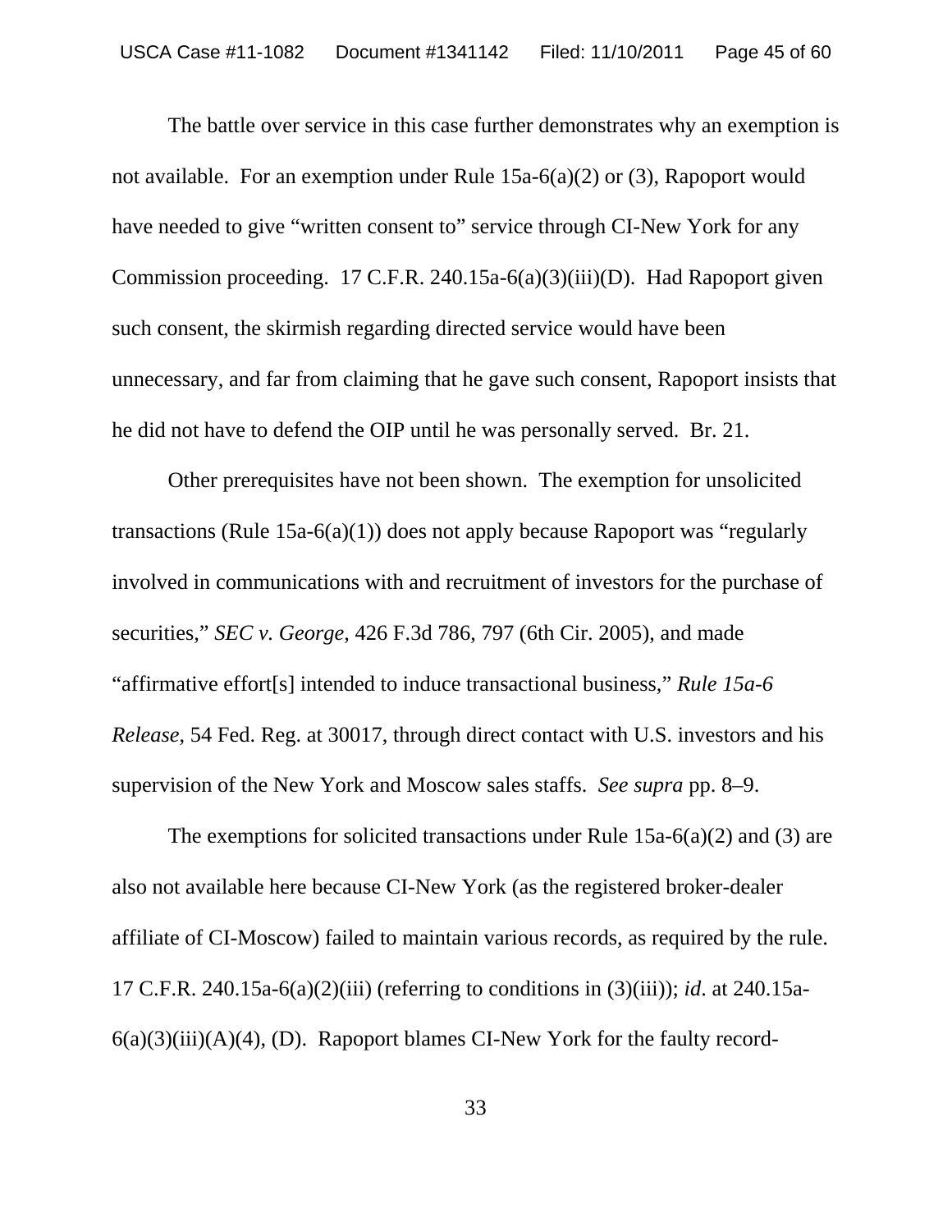The battle over service in this case further demonstrates why an exemption is not available. For an exemption under Rule 15a-6(a)(2) or (3), Rapoport would have needed to give "written consent to" service through CI-New York for any Commission proceeding. 17 C.F.R. 240.15a-6(a)(3)(iii)(D). Had Rapoport given such consent, the skirmish regarding directed service would have been unnecessary, and far from claiming that he gave such consent, Rapoport insists that he did not have to defend the OIP until he was personally served. Br. 21.

Other prerequisites have not been shown. The exemption for unsolicited transactions (Rule 15a-6(a)(1)) does not apply because Rapoport was "regularly involved in communications with and recruitment of investors for the purchase of securities," *SEC v. George*, 426 F.3d 786, 797 (6th Cir. 2005), and made "affirmative effort[s] intended to induce transactional business," *Rule 15a-6 Release*, 54 Fed. Reg. at 30017, through direct contact with U.S. investors and his supervision of the New York and Moscow sales staffs. *See supra* pp. 8–9.

The exemptions for solicited transactions under Rule 15a-6(a)(2) and (3) are also not available here because CI-New York (as the registered broker-dealer affiliate of CI-Moscow) failed to maintain various records, as required by the rule. 17 C.F.R. 240.15a-6(a)(2)(iii) (referring to conditions in (3)(iii)); *id*. at 240.15a-6(a)(3)(iii)(A)(4), (D). Rapoport blames CI-New York for the faulty record-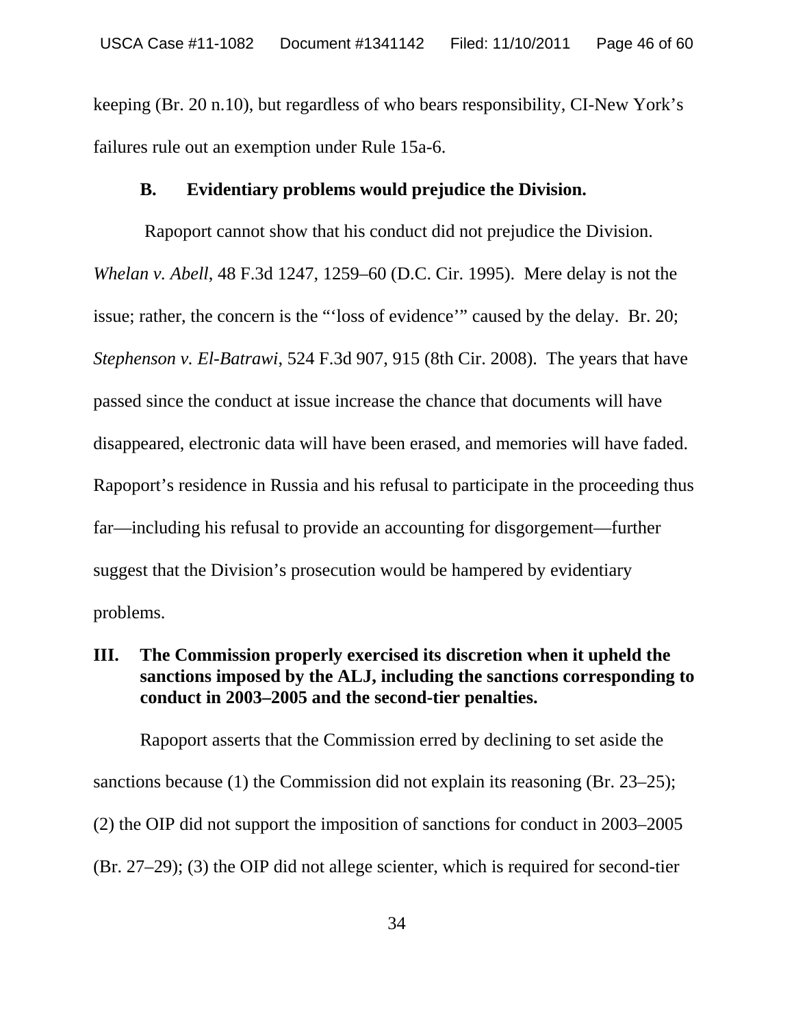keeping (Br. 20 n.10), but regardless of who bears responsibility, CI-New York's failures rule out an exemption under Rule 15a-6.

### B. Evidentiary problems would prejudice the Division.

Rapoport cannot show that his conduct did not prejudice the Division. *Whelan v. Abell*, 48 F.3d 1247, 1259–60 (D.C. Cir. 1995). Mere delay is not the issue; rather, the concern is the "'loss of evidence'" caused by the delay. Br. 20; *Stephenson v. El-Batrawi*, 524 F.3d 907, 915 (8th Cir. 2008). The years that have passed since the conduct at issue increase the chance that documents will have disappeared, electronic data will have been erased, and memories will have faded. Rapoport's residence in Russia and his refusal to participate in the proceeding thus far—including his refusal to provide an accounting for disgorgement—further suggest that the Division's prosecution would be hampered by evidentiary problems.

## III. The Commission properly exercised its discretion when it upheld the sanctions imposed by the ALJ, including the sanctions corresponding to conduct in 2003–2005 and the second-tier penalties.

Rapoport asserts that the Commission erred by declining to set aside the sanctions because (1) the Commission did not explain its reasoning (Br. 23–25); (2) the OIP did not support the imposition of sanctions for conduct in 2003–2005 (Br. 27–29); (3) the OIP did not allege scienter, which is required for second-tier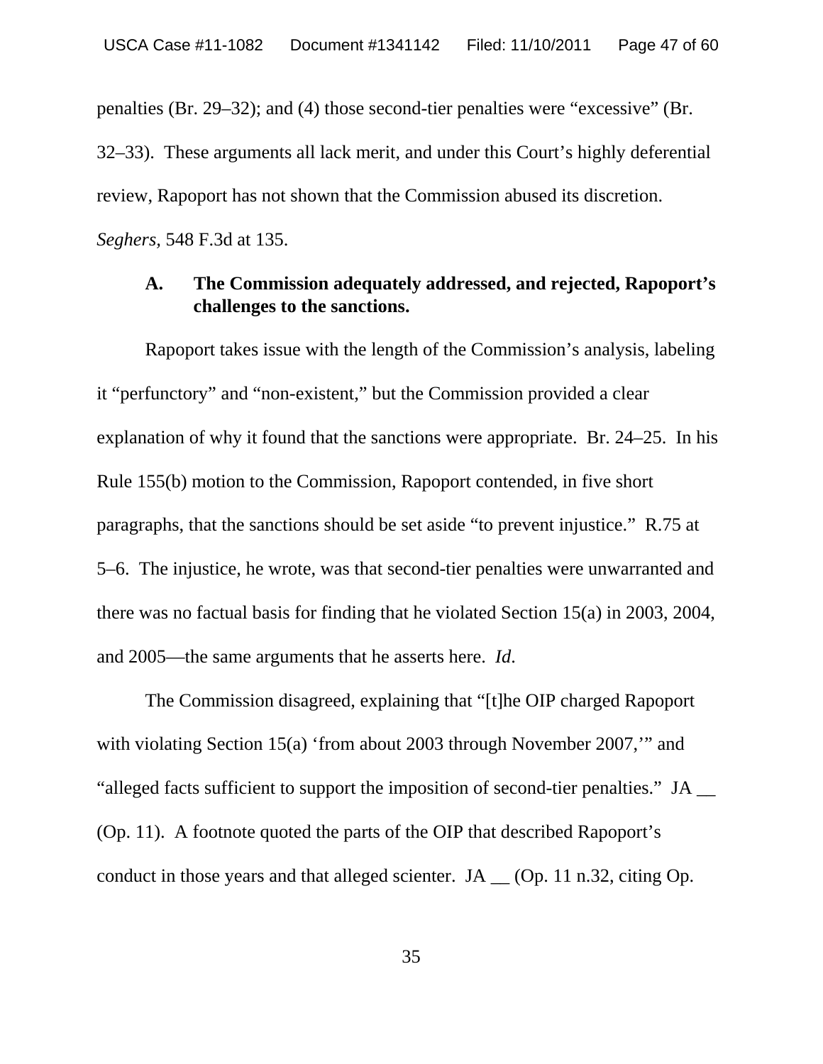penalties (Br. 29–32); and (4) those second-tier penalties were "excessive" (Br. 32–33). These arguments all lack merit, and under this Court's highly deferential review, Rapoport has not shown that the Commission abused its discretion. *Seghers*, 548 F.3d at 135.

### A. The Commission adequately addressed, and rejected, Rapoport's challenges to the sanctions.

Rapoport takes issue with the length of the Commission's analysis, labeling it "perfunctory" and "non-existent," but the Commission provided a clear explanation of why it found that the sanctions were appropriate. Br. 24–25. In his Rule 155(b) motion to the Commission, Rapoport contended, in five short paragraphs, that the sanctions should be set aside "to prevent injustice." R.75 at 5–6. The injustice, he wrote, was that second-tier penalties were unwarranted and there was no factual basis for finding that he violated Section 15(a) in 2003, 2004, and 2005—the same arguments that he asserts here. *Id*.

The Commission disagreed, explaining that "[t]he OIP charged Rapoport with violating Section 15(a) 'from about 2003 through November 2007,'" and "alleged facts sufficient to support the imposition of second-tier penalties." JA __ (Op. 11). A footnote quoted the parts of the OIP that described Rapoport's conduct in those years and that alleged scienter. JA __ (Op. 11 n.32, citing Op.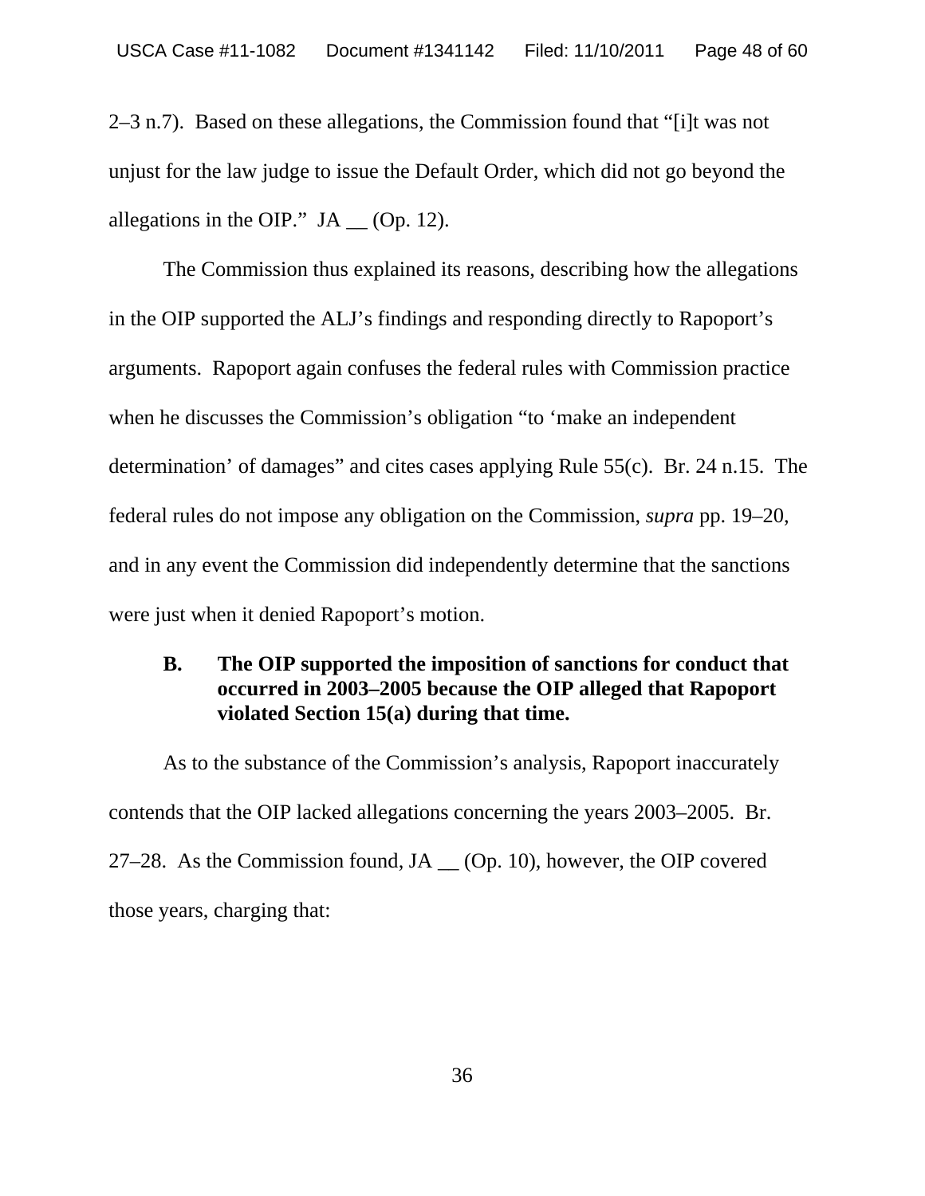2–3 n.7). Based on these allegations, the Commission found that "[i]t was not unjust for the law judge to issue the Default Order, which did not go beyond the allegations in the OIP." JA __ (Op. 12).

The Commission thus explained its reasons, describing how the allegations in the OIP supported the ALJ's findings and responding directly to Rapoport's arguments. Rapoport again confuses the federal rules with Commission practice when he discusses the Commission's obligation "to 'make an independent determination' of damages" and cites cases applying Rule 55(c). Br. 24 n.15. The federal rules do not impose any obligation on the Commission, *supra* pp. 19–20, and in any event the Commission did independently determine that the sanctions were just when it denied Rapoport's motion.

### B. The OIP supported the imposition of sanctions for conduct that occurred in 2003–2005 because the OIP alleged that Rapoport violated Section 15(a) during that time.

As to the substance of the Commission's analysis, Rapoport inaccurately contends that the OIP lacked allegations concerning the years 2003–2005. Br. 27–28. As the Commission found, JA __ (Op. 10), however, the OIP covered those years, charging that: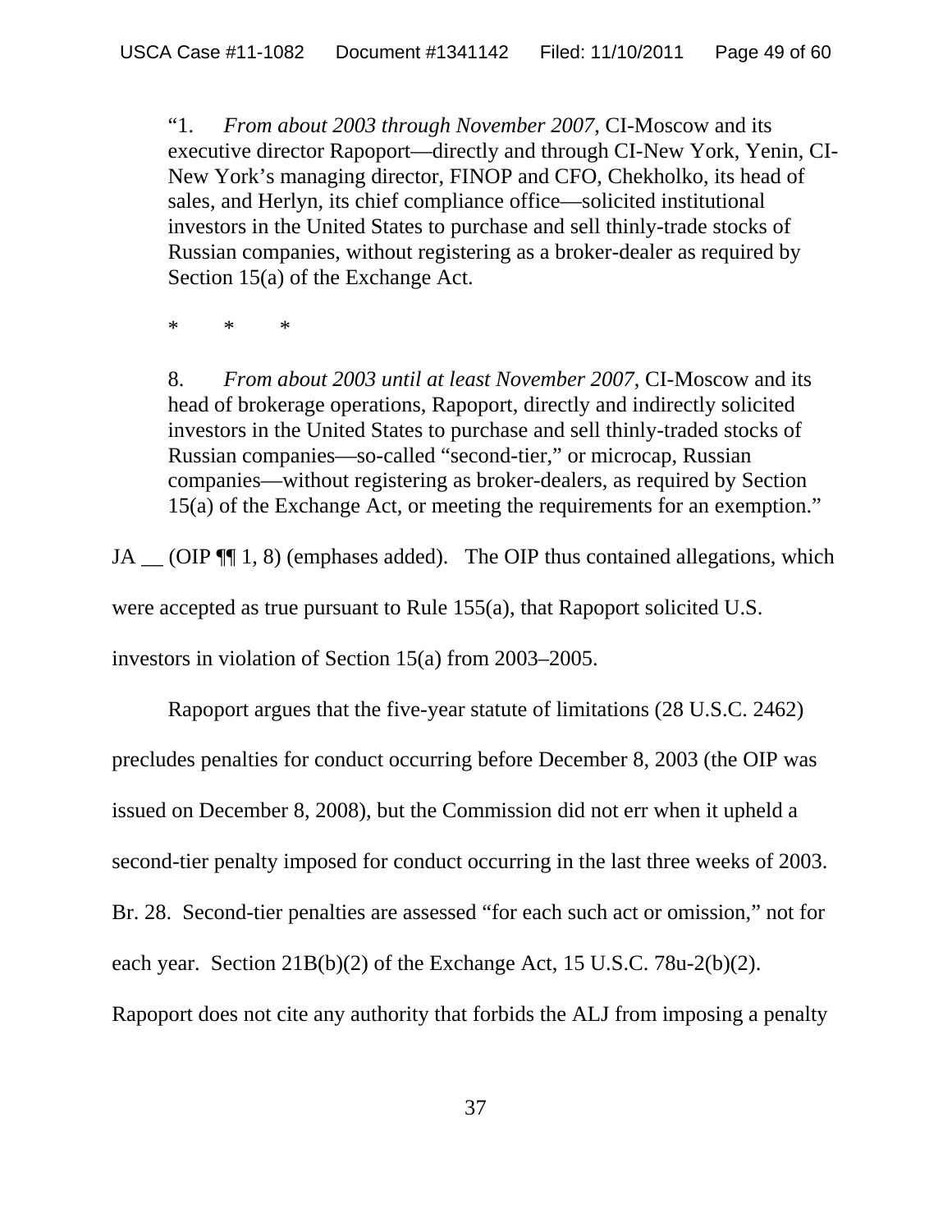> "1. *From about 2003 through November 2007*, CI-Moscow and its executive director Rapoport—directly and through CI-New York, Yenin, CI-New York's managing director, FINOP and CFO, Chekholko, its head of sales, and Herlyn, its chief compliance office—solicited institutional investors in the United States to purchase and sell thinly-trade stocks of Russian companies, without registering as a broker-dealer as required by Section 15(a) of the Exchange Act.
>
> \* \* \*
>
> 8. *From about 2003 until at least November 2007*, CI-Moscow and its head of brokerage operations, Rapoport, directly and indirectly solicited investors in the United States to purchase and sell thinly-traded stocks of Russian companies—so-called "second-tier," or microcap, Russian companies—without registering as broker-dealers, as required by Section 15(a) of the Exchange Act, or meeting the requirements for an exemption."

JA __ (OIP ¶¶ 1, 8) (emphases added). The OIP thus contained allegations, which were accepted as true pursuant to Rule 155(a), that Rapoport solicited U.S. investors in violation of Section 15(a) from 2003–2005.

Rapoport argues that the five-year statute of limitations (28 U.S.C. 2462) precludes penalties for conduct occurring before December 8, 2003 (the OIP was issued on December 8, 2008), but the Commission did not err when it upheld a second-tier penalty imposed for conduct occurring in the last three weeks of 2003. Br. 28. Second-tier penalties are assessed "for each such act or omission," not for each year. Section 21B(b)(2) of the Exchange Act, 15 U.S.C. 78u-2(b)(2). Rapoport does not cite any authority that forbids the ALJ from imposing a penalty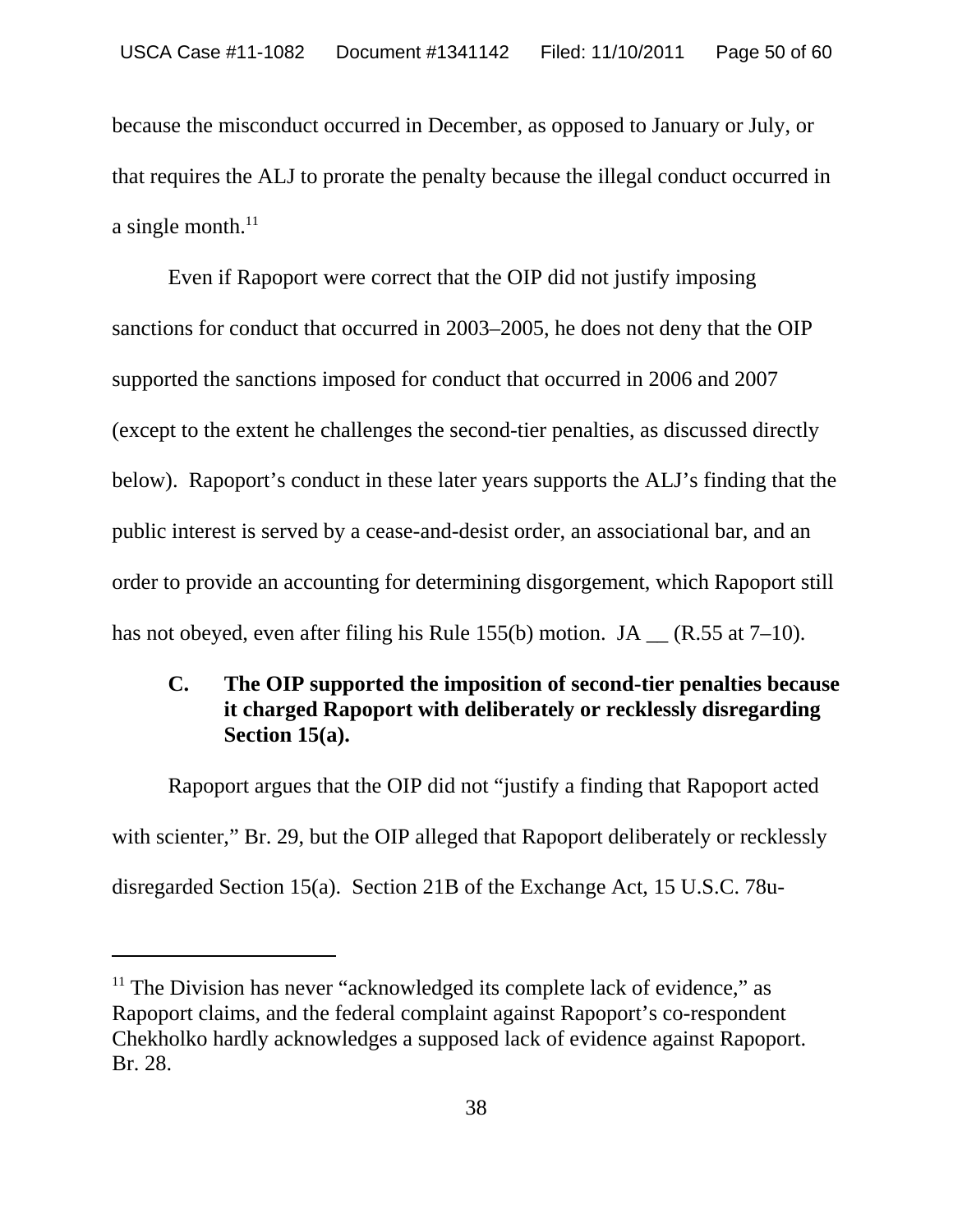because the misconduct occurred in December, as opposed to January or July, or that requires the ALJ to prorate the penalty because the illegal conduct occurred in a single month.[11]

Even if Rapoport were correct that the OIP did not justify imposing sanctions for conduct that occurred in 2003–2005, he does not deny that the OIP supported the sanctions imposed for conduct that occurred in 2006 and 2007 (except to the extent he challenges the second-tier penalties, as discussed directly below). Rapoport's conduct in these later years supports the ALJ's finding that the public interest is served by a cease-and-desist order, an associational bar, and an order to provide an accounting for determining disgorgement, which Rapoport still has not obeyed, even after filing his Rule 155(b) motion. JA __ (R.55 at 7–10).

### C. The OIP supported the imposition of second-tier penalties because it charged Rapoport with deliberately or recklessly disregarding Section 15(a).

Rapoport argues that the OIP did not "justify a finding that Rapoport acted with scienter," Br. 29, but the OIP alleged that Rapoport deliberately or recklessly disregarded Section 15(a). Section 21B of the Exchange Act, 15 U.S.C. 78u-

---

[11] The Division has never "acknowledged its complete lack of evidence," as Rapoport claims, and the federal complaint against Rapoport's co-respondent Chekholko hardly acknowledges a supposed lack of evidence against Rapoport. Br. 28.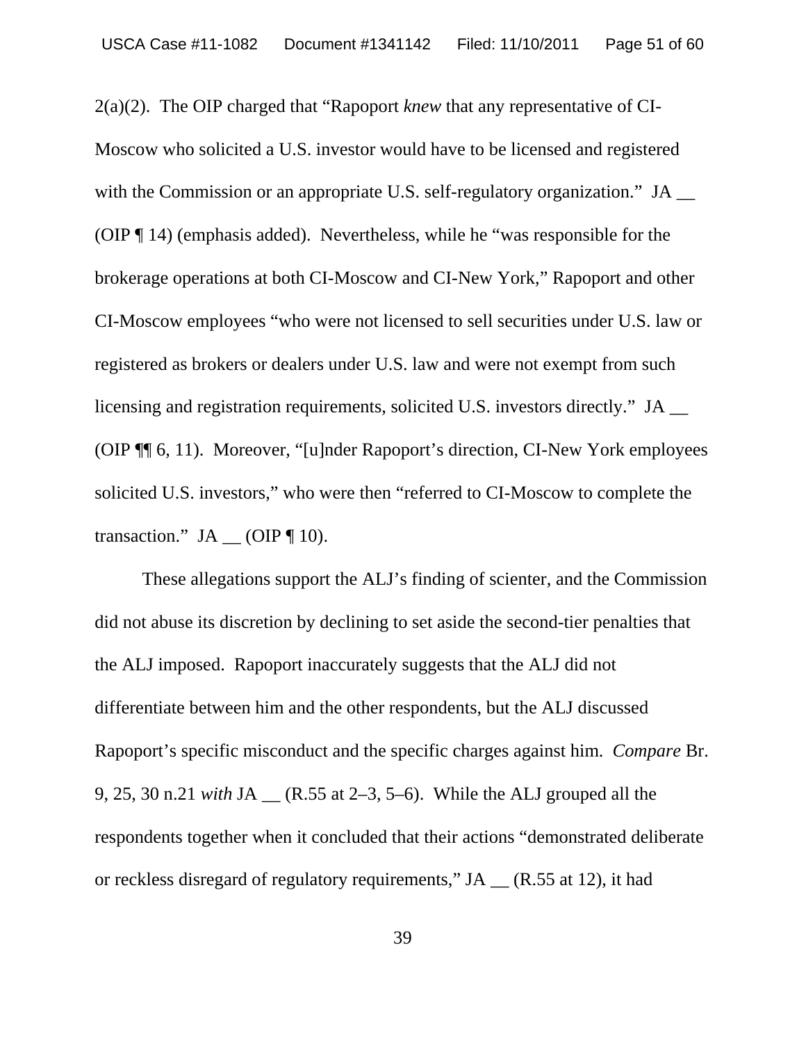2(a)(2). The OIP charged that "Rapoport *knew* that any representative of CI-Moscow who solicited a U.S. investor would have to be licensed and registered with the Commission or an appropriate U.S. self-regulatory organization." JA __ (OIP ¶ 14) (emphasis added). Nevertheless, while he "was responsible for the brokerage operations at both CI-Moscow and CI-New York," Rapoport and other CI-Moscow employees "who were not licensed to sell securities under U.S. law or registered as brokers or dealers under U.S. law and were not exempt from such licensing and registration requirements, solicited U.S. investors directly." JA __ (OIP ¶¶ 6, 11). Moreover, "[u]nder Rapoport's direction, CI-New York employees solicited U.S. investors," who were then "referred to CI-Moscow to complete the transaction." JA __ (OIP ¶ 10).

These allegations support the ALJ's finding of scienter, and the Commission did not abuse its discretion by declining to set aside the second-tier penalties that the ALJ imposed. Rapoport inaccurately suggests that the ALJ did not differentiate between him and the other respondents, but the ALJ discussed Rapoport's specific misconduct and the specific charges against him. *Compare* Br. 9, 25, 30 n.21 *with* JA __ (R.55 at 2–3, 5–6). While the ALJ grouped all the respondents together when it concluded that their actions "demonstrated deliberate or reckless disregard of regulatory requirements," JA __ (R.55 at 12), it had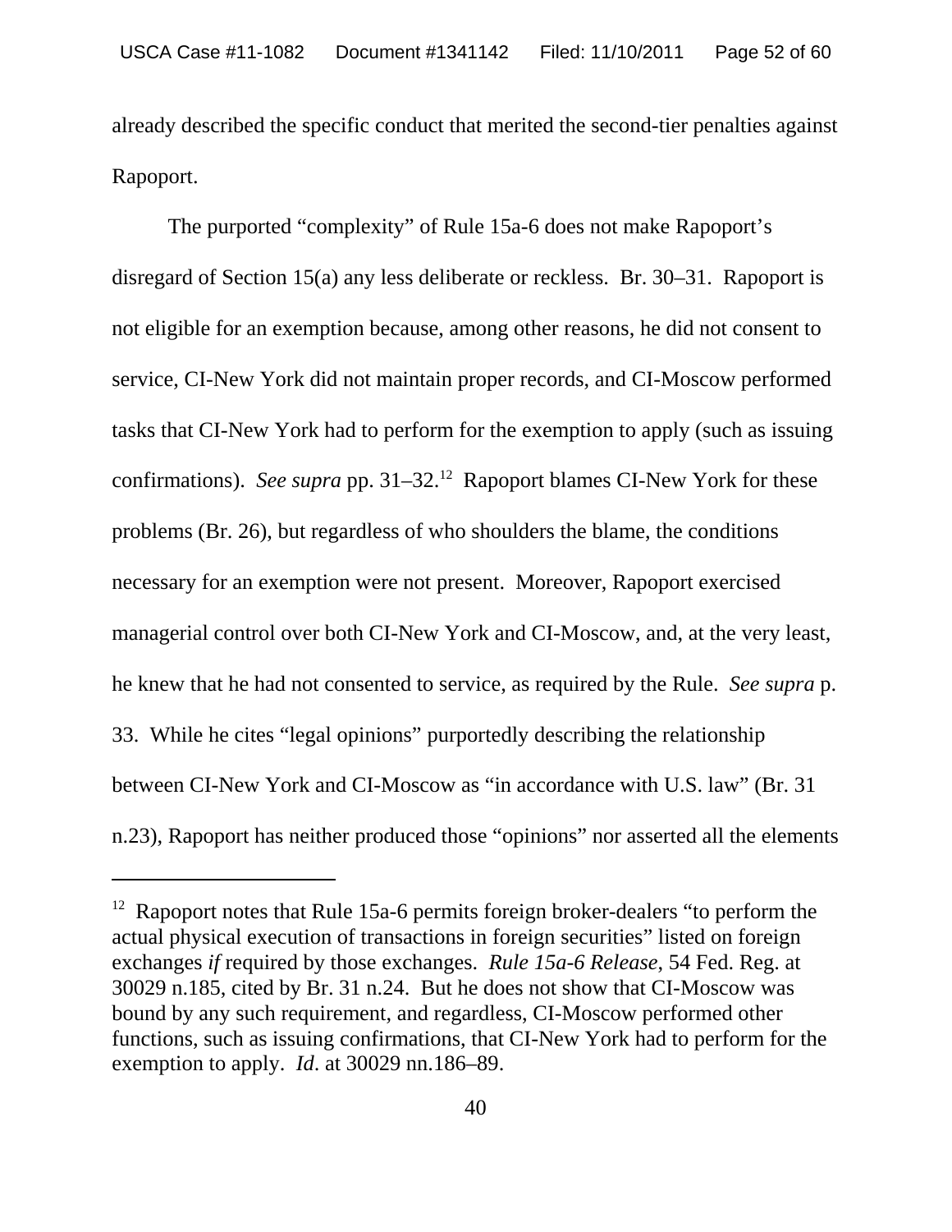already described the specific conduct that merited the second-tier penalties against Rapoport.

The purported "complexity" of Rule 15a-6 does not make Rapoport's disregard of Section 15(a) any less deliberate or reckless. Br. 30–31. Rapoport is not eligible for an exemption because, among other reasons, he did not consent to service, CI-New York did not maintain proper records, and CI-Moscow performed tasks that CI-New York had to perform for the exemption to apply (such as issuing confirmations). *See supra* pp. 31–32.[12] Rapoport blames CI-New York for these problems (Br. 26), but regardless of who shoulders the blame, the conditions necessary for an exemption were not present. Moreover, Rapoport exercised managerial control over both CI-New York and CI-Moscow, and, at the very least, he knew that he had not consented to service, as required by the Rule. *See supra* p. 33. While he cites "legal opinions" purportedly describing the relationship between CI-New York and CI-Moscow as "in accordance with U.S. law" (Br. 31 n.23), Rapoport has neither produced those "opinions" nor asserted all the elements

[12] Rapoport notes that Rule 15a-6 permits foreign broker-dealers "to perform the actual physical execution of transactions in foreign securities" listed on foreign exchanges *if* required by those exchanges. *Rule 15a-6 Release*, 54 Fed. Reg. at 30029 n.185, cited by Br. 31 n.24. But he does not show that CI-Moscow was bound by any such requirement, and regardless, CI-Moscow performed other functions, such as issuing confirmations, that CI-New York had to perform for the exemption to apply. *Id*. at 30029 nn.186–89.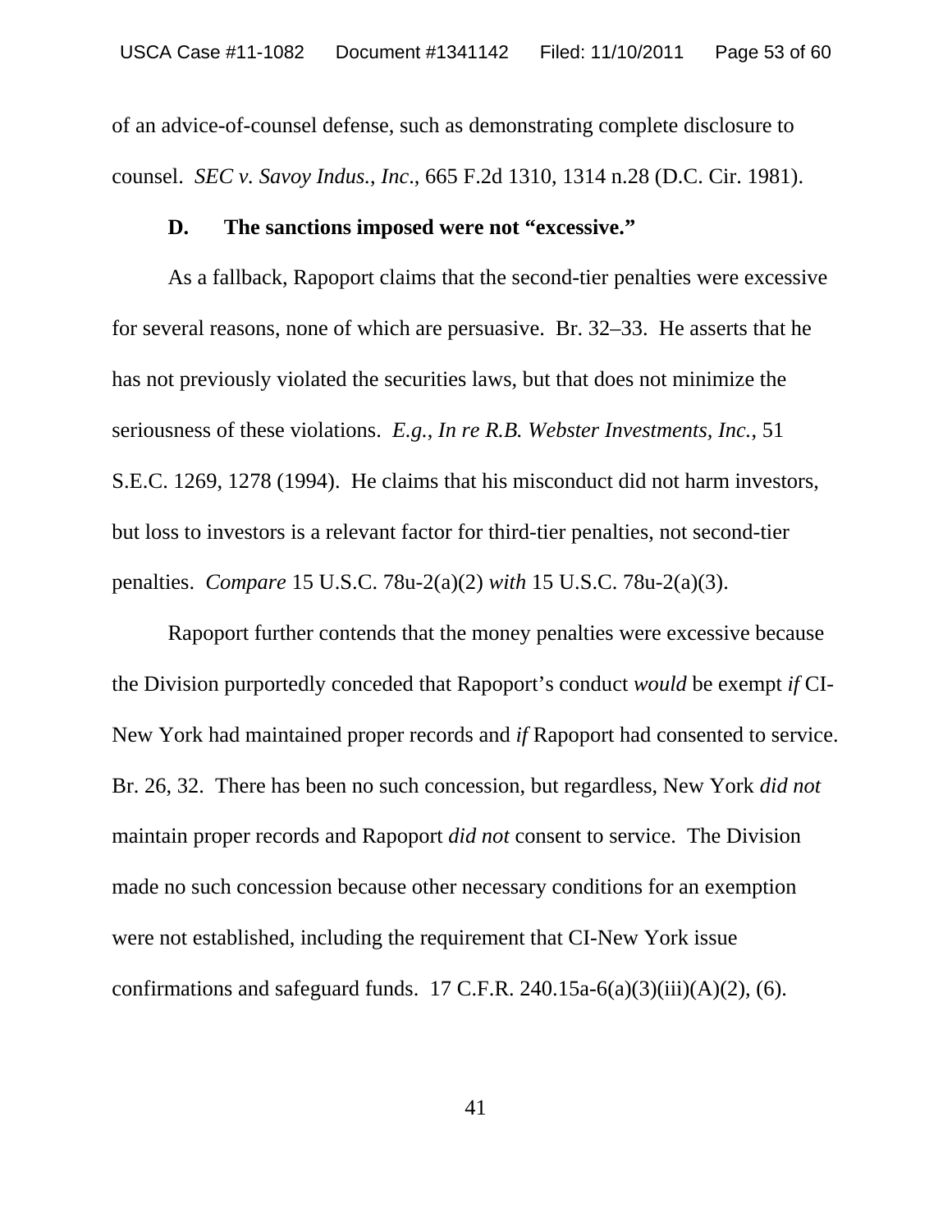of an advice-of-counsel defense, such as demonstrating complete disclosure to counsel. *SEC v. Savoy Indus., Inc*., 665 F.2d 1310, 1314 n.28 (D.C. Cir. 1981).

### D. The sanctions imposed were not "excessive."

As a fallback, Rapoport claims that the second-tier penalties were excessive for several reasons, none of which are persuasive. Br. 32–33. He asserts that he has not previously violated the securities laws, but that does not minimize the seriousness of these violations. *E.g., In re R.B. Webster Investments, Inc.*, 51 S.E.C. 1269, 1278 (1994). He claims that his misconduct did not harm investors, but loss to investors is a relevant factor for third-tier penalties, not second-tier penalties. *Compare* 15 U.S.C. 78u-2(a)(2) *with* 15 U.S.C. 78u-2(a)(3).

Rapoport further contends that the money penalties were excessive because the Division purportedly conceded that Rapoport's conduct *would* be exempt *if* CI-New York had maintained proper records and *if* Rapoport had consented to service. Br. 26, 32. There has been no such concession, but regardless, New York *did not* maintain proper records and Rapoport *did not* consent to service. The Division made no such concession because other necessary conditions for an exemption were not established, including the requirement that CI-New York issue confirmations and safeguard funds. 17 C.F.R. 240.15a-6(a)(3)(iii)(A)(2), (6).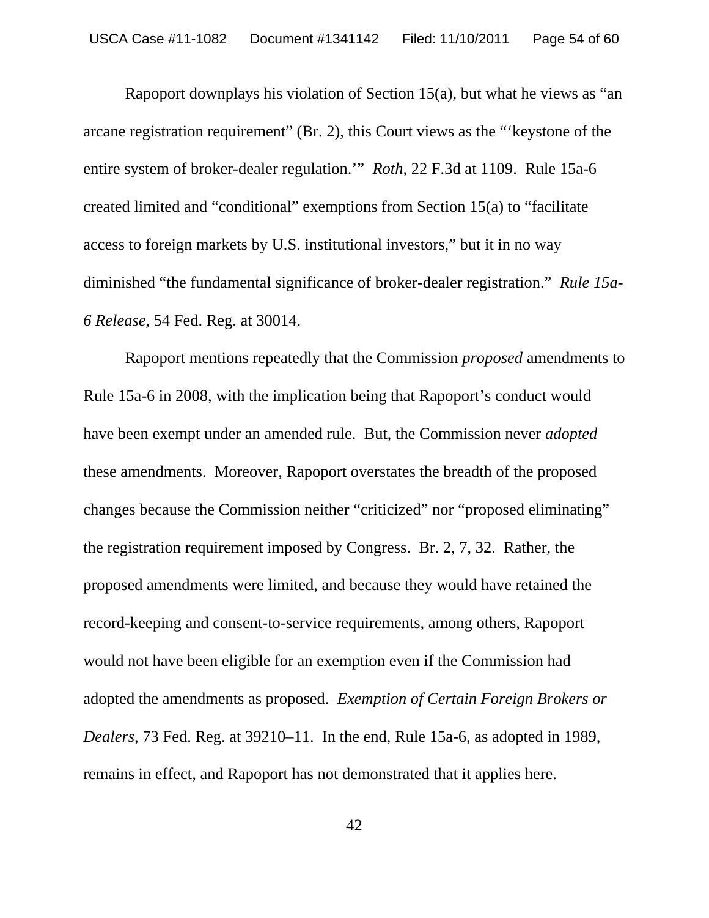Rapoport downplays his violation of Section 15(a), but what he views as "an arcane registration requirement" (Br. 2), this Court views as the "'keystone of the entire system of broker-dealer regulation.'" *Roth*, 22 F.3d at 1109. Rule 15a-6 created limited and "conditional" exemptions from Section 15(a) to "facilitate access to foreign markets by U.S. institutional investors," but it in no way diminished "the fundamental significance of broker-dealer registration." *Rule 15a-6 Release*, 54 Fed. Reg. at 30014.

Rapoport mentions repeatedly that the Commission *proposed* amendments to Rule 15a-6 in 2008, with the implication being that Rapoport's conduct would have been exempt under an amended rule. But, the Commission never *adopted* these amendments. Moreover, Rapoport overstates the breadth of the proposed changes because the Commission neither "criticized" nor "proposed eliminating" the registration requirement imposed by Congress. Br. 2, 7, 32. Rather, the proposed amendments were limited, and because they would have retained the record-keeping and consent-to-service requirements, among others, Rapoport would not have been eligible for an exemption even if the Commission had adopted the amendments as proposed. *Exemption of Certain Foreign Brokers or Dealers*, 73 Fed. Reg. at 39210–11. In the end, Rule 15a-6, as adopted in 1989, remains in effect, and Rapoport has not demonstrated that it applies here.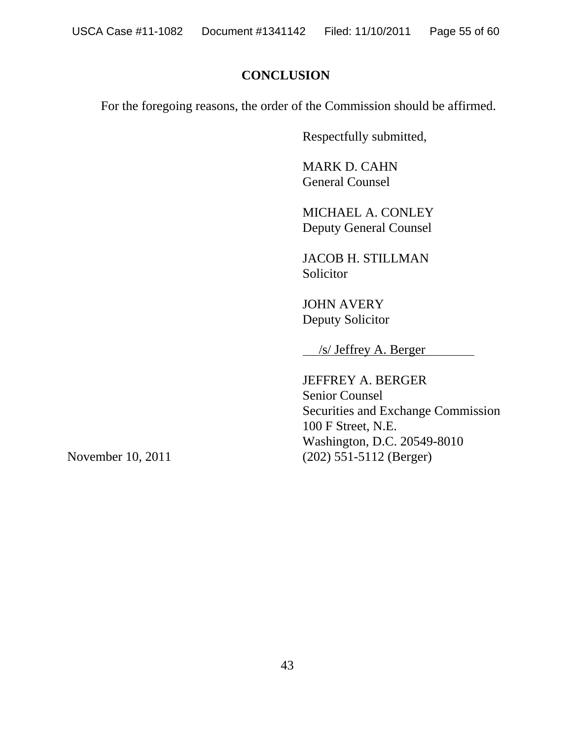## CONCLUSION

For the foregoing reasons, the order of the Commission should be affirmed.

Respectfully submitted,

MARK D. CAHN
General Counsel

MICHAEL A. CONLEY
Deputy General Counsel

JACOB H. STILLMAN
Solicitor

JOHN AVERY
Deputy Solicitor

/s/ Jeffrey A. Berger

JEFFREY A. BERGER
Senior Counsel
Securities and Exchange Commission
100 F Street, N.E.
Washington, D.C. 20549-8010
(202) 551-5112 (Berger)

November 10, 2011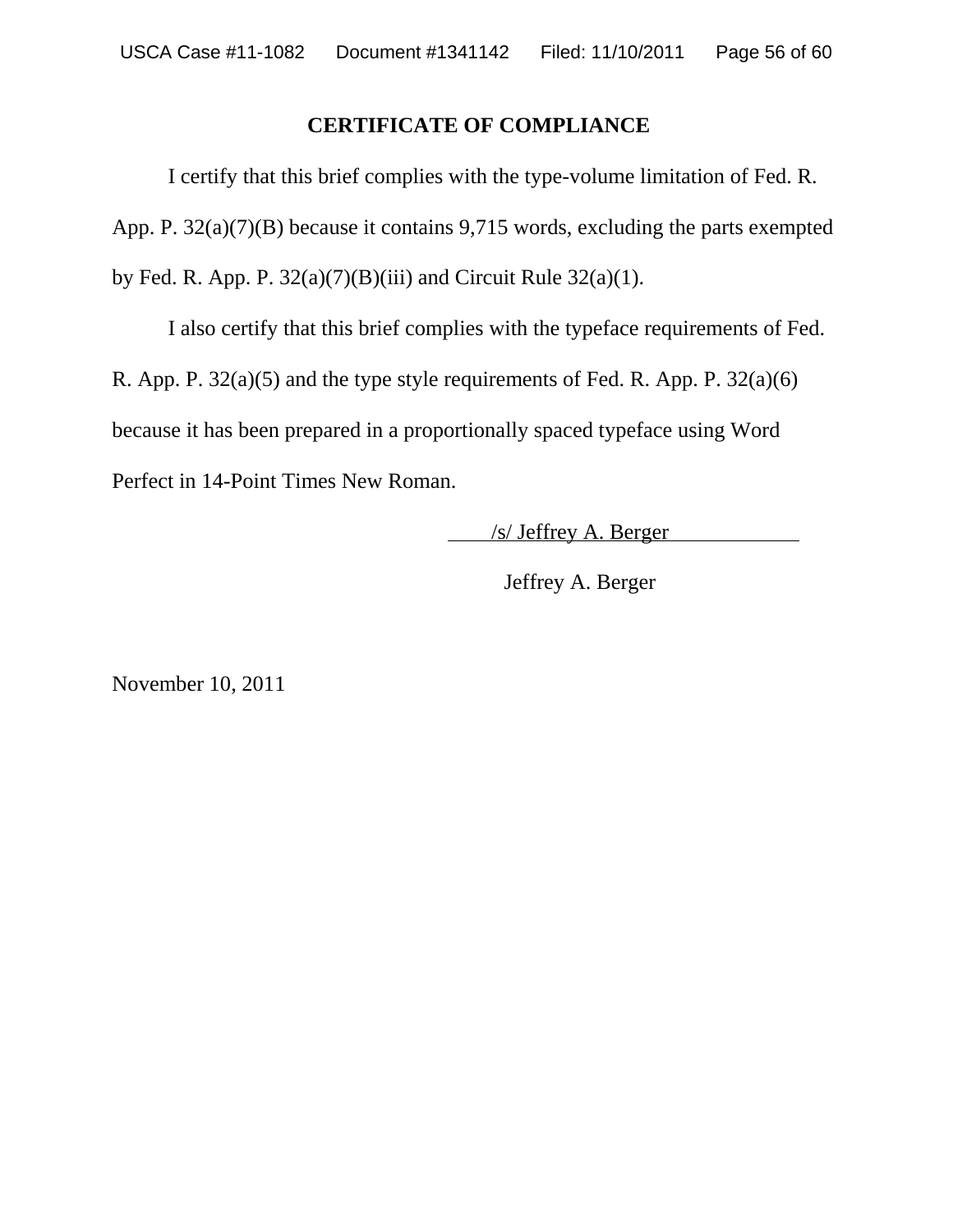## CERTIFICATE OF COMPLIANCE

I certify that this brief complies with the type-volume limitation of Fed. R. App. P. 32(a)(7)(B) because it contains 9,715 words, excluding the parts exempted by Fed. R. App. P. 32(a)(7)(B)(iii) and Circuit Rule 32(a)(1).

I also certify that this brief complies with the typeface requirements of Fed. R. App. P. 32(a)(5) and the type style requirements of Fed. R. App. P. 32(a)(6) because it has been prepared in a proportionally spaced typeface using Word Perfect in 14-Point Times New Roman.

/s/ Jeffrey A. Berger

Jeffrey A. Berger

November 10, 2011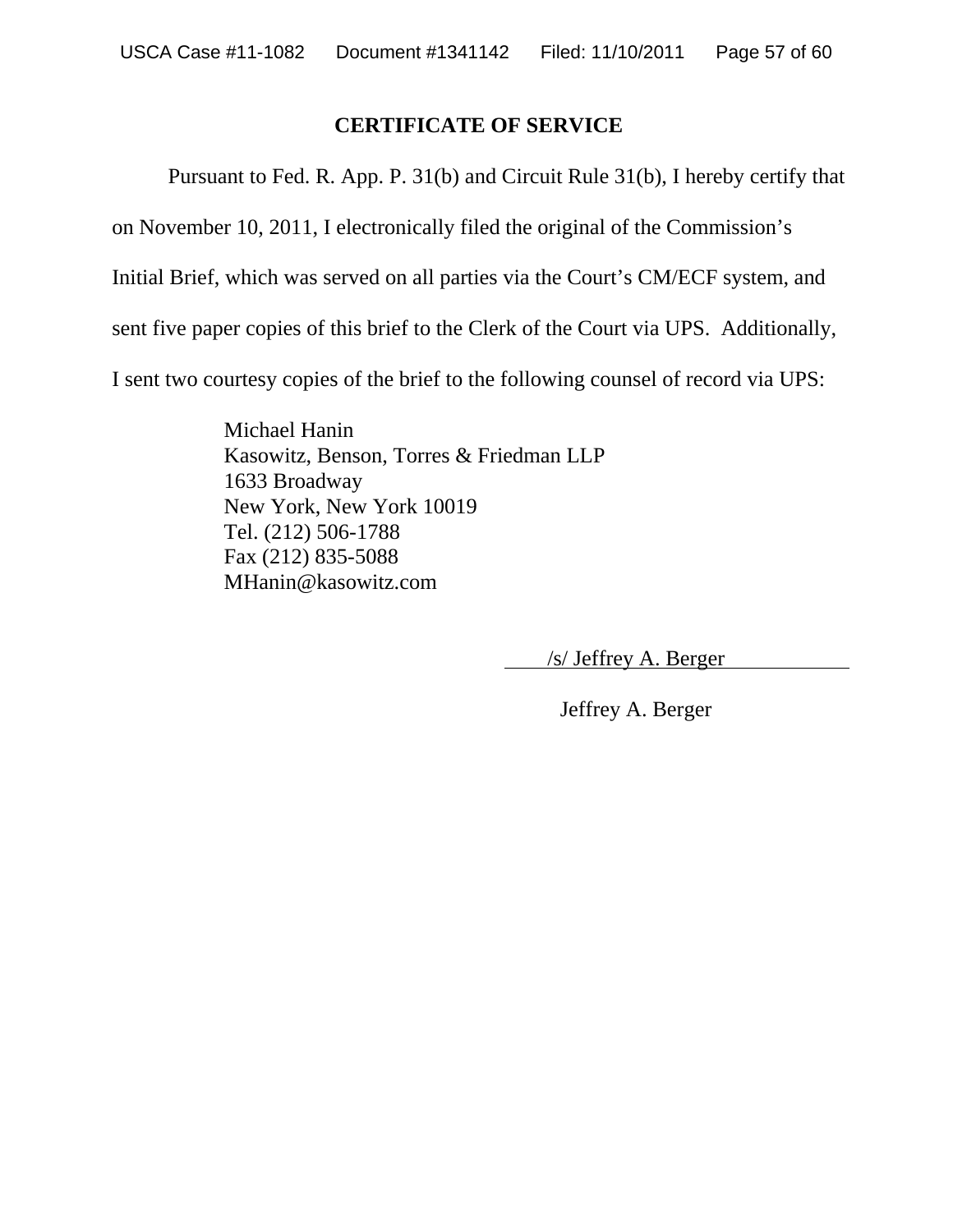# CERTIFICATE OF SERVICE

Pursuant to Fed. R. App. P. 31(b) and Circuit Rule 31(b), I hereby certify that on November 10, 2011, I electronically filed the original of the Commission's Initial Brief, which was served on all parties via the Court's CM/ECF system, and sent five paper copies of this brief to the Clerk of the Court via UPS. Additionally, I sent two courtesy copies of the brief to the following counsel of record via UPS:

Michael Hanin
Kasowitz, Benson, Torres & Friedman LLP
1633 Broadway
New York, New York 10019
Tel. (212) 506-1788
Fax (212) 835-5088
MHanin@kasowitz.com

/s/ Jeffrey A. Berger

Jeffrey A. Berger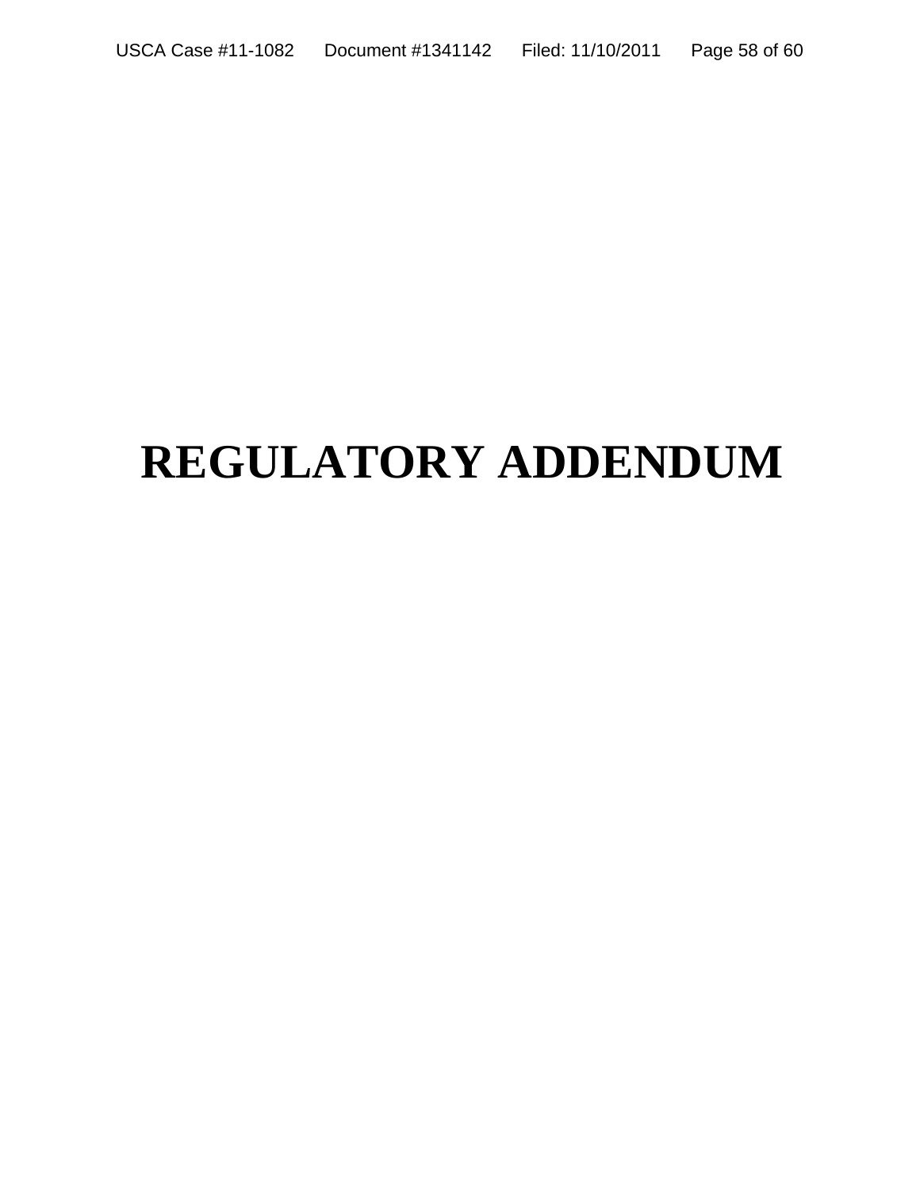# REGULATORY ADDENDUM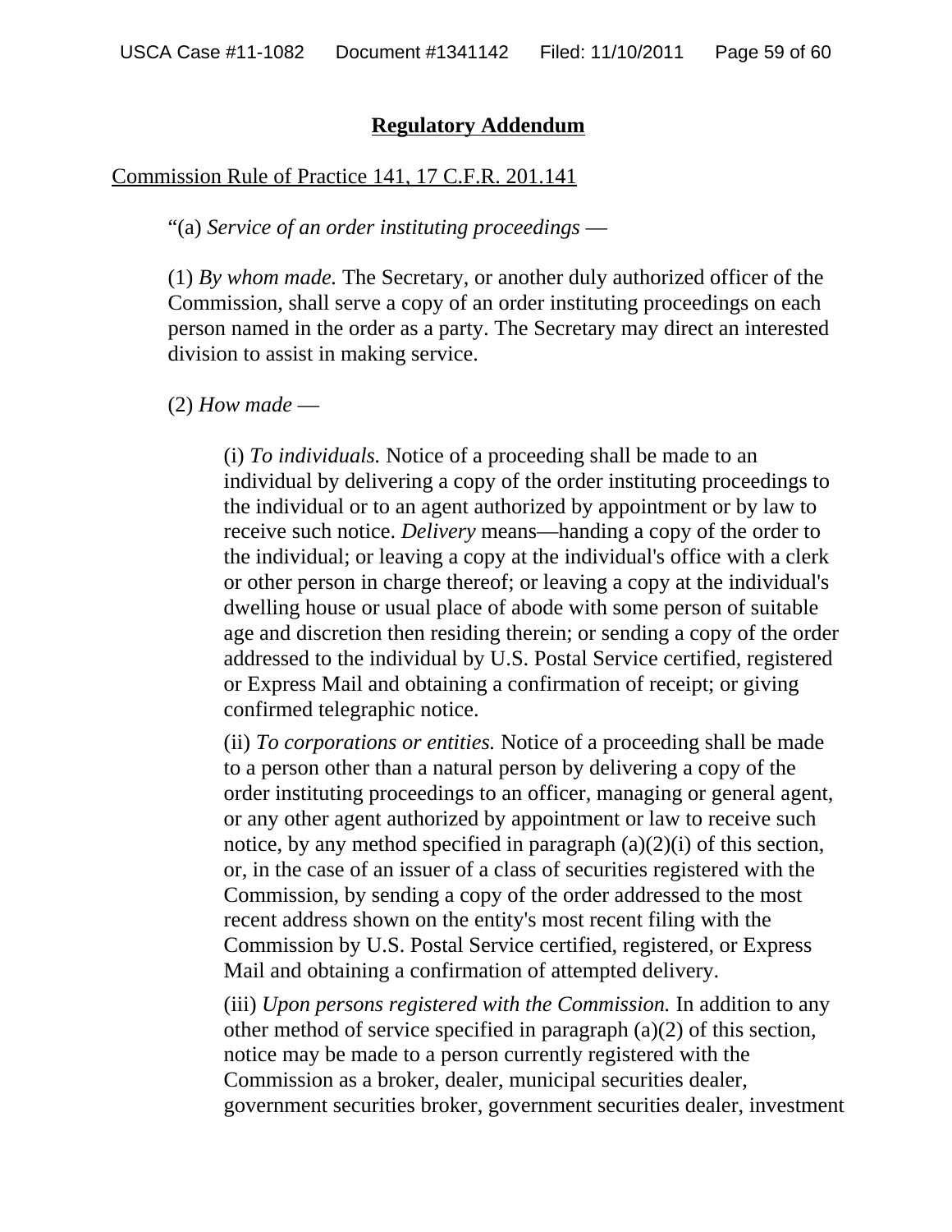## Regulatory Addendum

Commission Rule of Practice 141, 17 C.F.R. 201.141

"(a) *Service of an order instituting proceedings* —

(1) *By whom made.* The Secretary, or another duly authorized officer of the Commission, shall serve a copy of an order instituting proceedings on each person named in the order as a party. The Secretary may direct an interested division to assist in making service.

(2) *How made* —

> (i) *To individuals.* Notice of a proceeding shall be made to an individual by delivering a copy of the order instituting proceedings to the individual or to an agent authorized by appointment or by law to receive such notice. *Delivery* means—handing a copy of the order to the individual; or leaving a copy at the individual's office with a clerk or other person in charge thereof; or leaving a copy at the individual's dwelling house or usual place of abode with some person of suitable age and discretion then residing therein; or sending a copy of the order addressed to the individual by U.S. Postal Service certified, registered or Express Mail and obtaining a confirmation of receipt; or giving confirmed telegraphic notice.
>
> (ii) *To corporations or entities.* Notice of a proceeding shall be made to a person other than a natural person by delivering a copy of the order instituting proceedings to an officer, managing or general agent, or any other agent authorized by appointment or law to receive such notice, by any method specified in paragraph (a)(2)(i) of this section, or, in the case of an issuer of a class of securities registered with the Commission, by sending a copy of the order addressed to the most recent address shown on the entity's most recent filing with the Commission by U.S. Postal Service certified, registered, or Express Mail and obtaining a confirmation of attempted delivery.
>
> (iii) *Upon persons registered with the Commission.* In addition to any other method of service specified in paragraph (a)(2) of this section, notice may be made to a person currently registered with the Commission as a broker, dealer, municipal securities dealer, government securities broker, government securities dealer, investment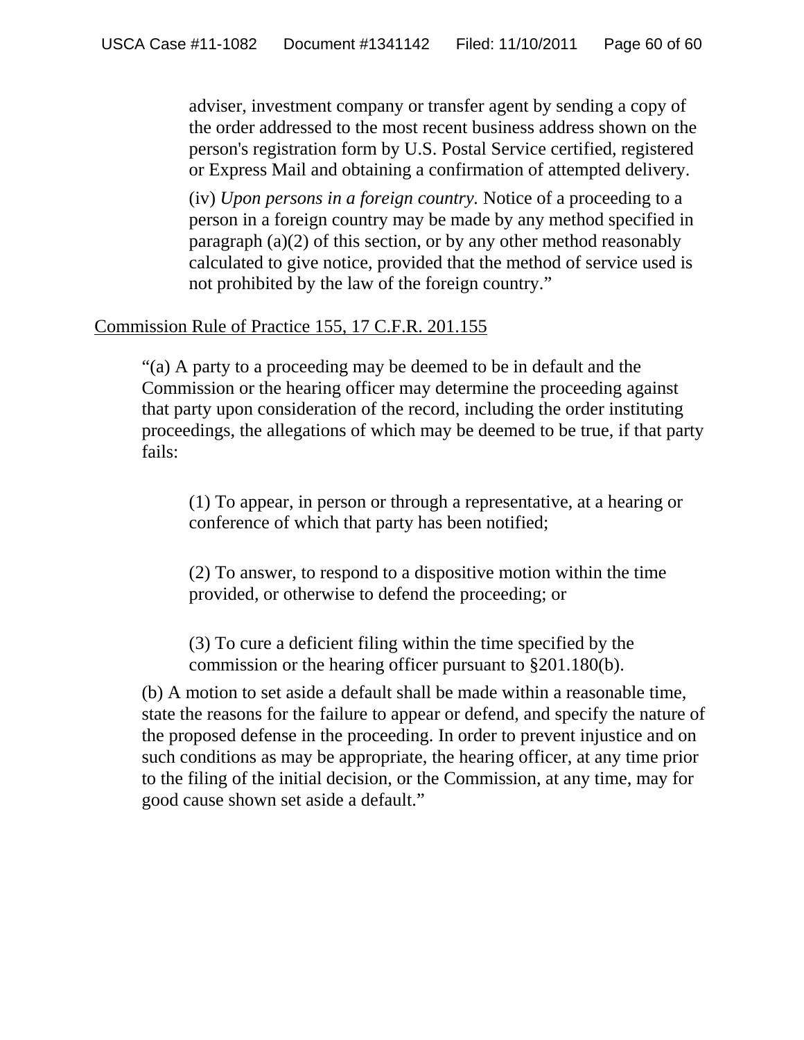adviser, investment company or transfer agent by sending a copy of the order addressed to the most recent business address shown on the person's registration form by U.S. Postal Service certified, registered or Express Mail and obtaining a confirmation of attempted delivery.

(iv) *Upon persons in a foreign country.* Notice of a proceeding to a person in a foreign country may be made by any method specified in paragraph (a)(2) of this section, or by any other method reasonably calculated to give notice, provided that the method of service used is not prohibited by the law of the foreign country."

<u>Commission Rule of Practice 155, 17 C.F.R. 201.155</u>

"(a) A party to a proceeding may be deemed to be in default and the Commission or the hearing officer may determine the proceeding against that party upon consideration of the record, including the order instituting proceedings, the allegations of which may be deemed to be true, if that party fails:

(1) To appear, in person or through a representative, at a hearing or conference of which that party has been notified;

(2) To answer, to respond to a dispositive motion within the time provided, or otherwise to defend the proceeding; or

(3) To cure a deficient filing within the time specified by the commission or the hearing officer pursuant to §201.180(b).

(b) A motion to set aside a default shall be made within a reasonable time, state the reasons for the failure to appear or defend, and specify the nature of the proposed defense in the proceeding. In order to prevent injustice and on such conditions as may be appropriate, the hearing officer, at any time prior to the filing of the initial decision, or the Commission, at any time, may for good cause shown set aside a default."